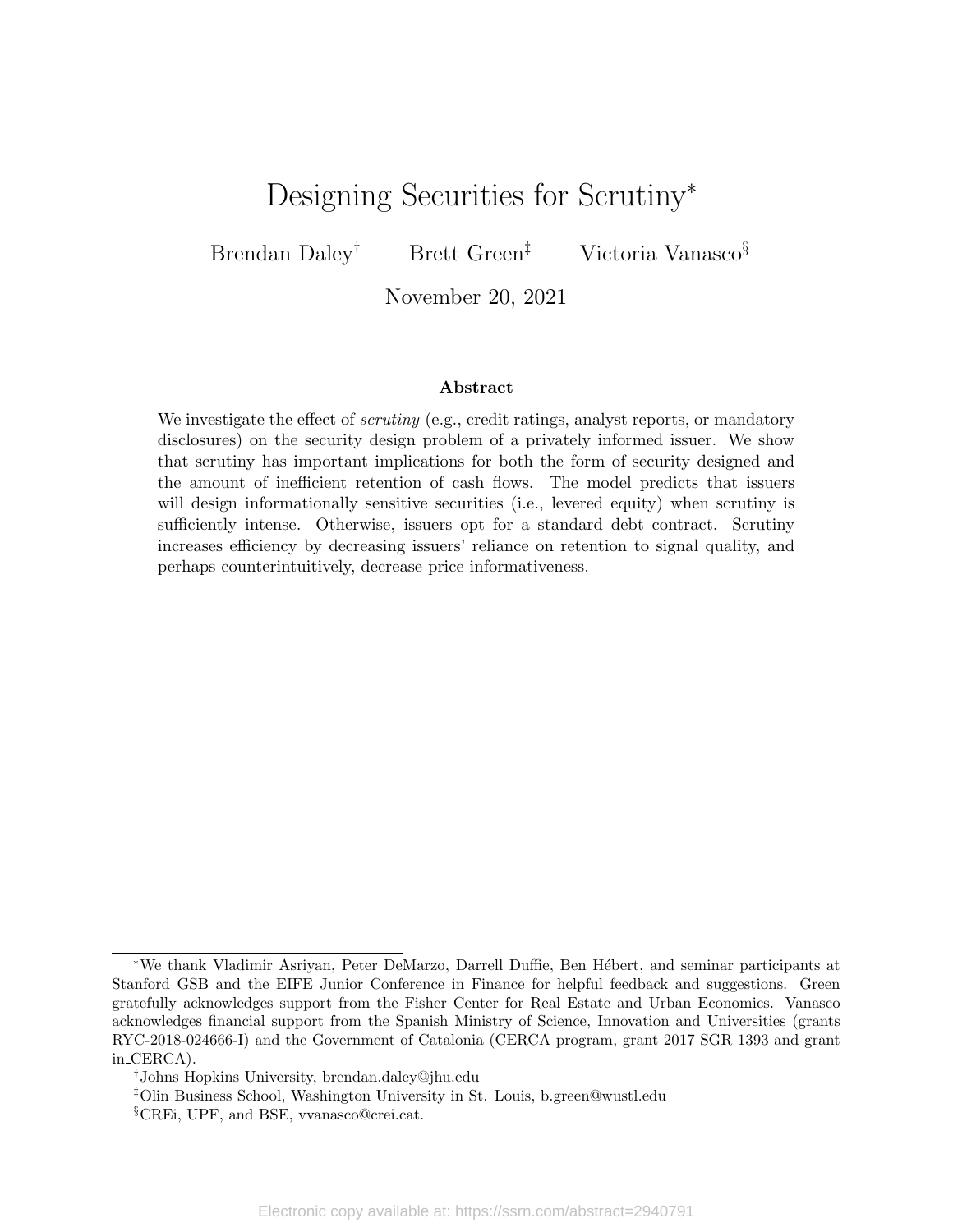# Designing Securities for Scrutiny*

Brendan Daley[†] Brett Green[‡] Victoria Vanasco[§]

November 20, 2021

## Abstract

We investigate the effect of *scrutiny* (e.g., credit ratings, analyst reports, or mandatory disclosures) on the security design problem of a privately informed issuer. We show that scrutiny has important implications for both the form of security designed and the amount of inefficient retention of cash flows. The model predicts that issuers will design informationally sensitive securities (i.e., levered equity) when scrutiny is sufficiently intense. Otherwise, issuers opt for a standard debt contract. Scrutiny increases efficiency by decreasing issuers' reliance on retention to signal quality, and perhaps counterintuitively, decrease price informativeness.

---

*We thank Vladimir Asriyan, Peter DeMarzo, Darrell Duffie, Ben Hébert, and seminar participants at Stanford GSB and the EIFE Junior Conference in Finance for helpful feedback and suggestions. Green gratefully acknowledges support from the Fisher Center for Real Estate and Urban Economics. Vanasco acknowledges financial support from the Spanish Ministry of Science, Innovation and Universities (grants RYC-2018-024666-I) and the Government of Catalonia (CERCA program, grant 2017 SGR 1393 and grant in_CERCA).

[†]Johns Hopkins University, brendan.daley@jhu.edu

[‡]Olin Business School, Washington University in St. Louis, b.green@wustl.edu

[§]CREi, UPF, and BSE, vvanasco@crei.cat.

Electronic copy available at: https://ssrn.com/abstract=2940791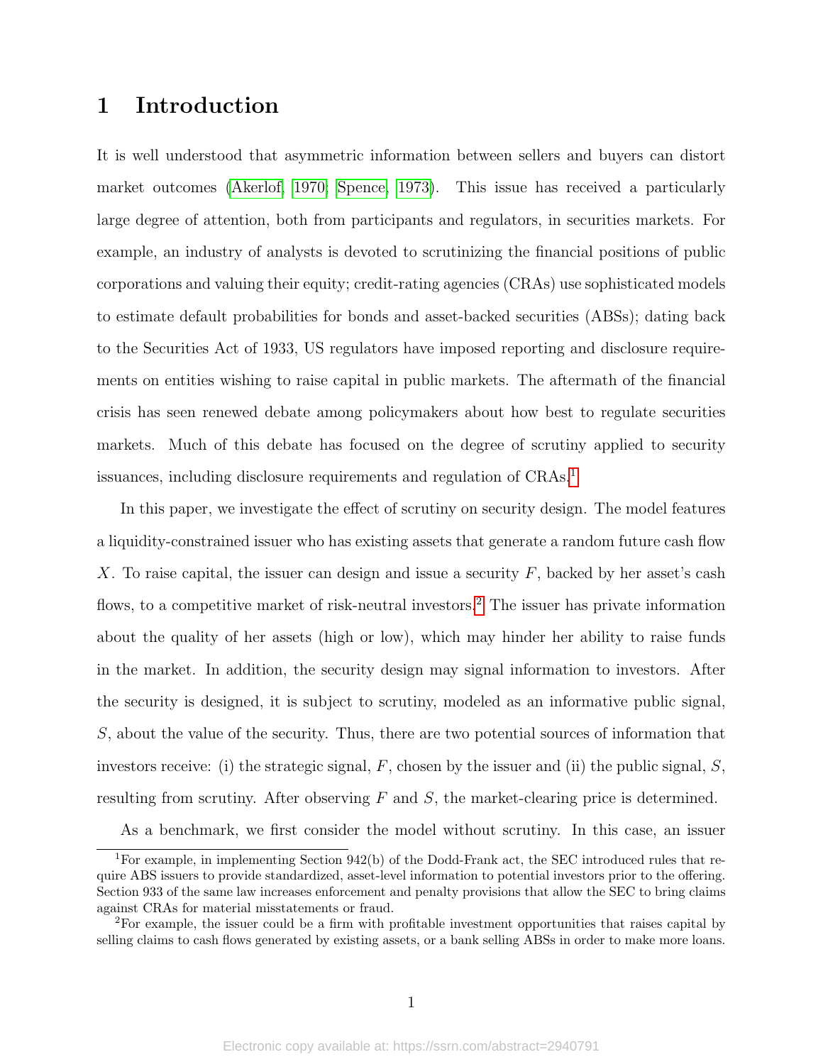# 1 Introduction

It is well understood that asymmetric information between sellers and buyers can distort market outcomes (Akerlof, 1970; Spence, 1973). This issue has received a particularly large degree of attention, both from participants and regulators, in securities markets. For example, an industry of analysts is devoted to scrutinizing the financial positions of public corporations and valuing their equity; credit-rating agencies (CRAs) use sophisticated models to estimate default probabilities for bonds and asset-backed securities (ABSs); dating back to the Securities Act of 1933, US regulators have imposed reporting and disclosure requirements on entities wishing to raise capital in public markets. The aftermath of the financial crisis has seen renewed debate among policymakers about how best to regulate securities markets. Much of this debate has focused on the degree of scrutiny applied to security issuances, including disclosure requirements and regulation of CRAs.[1]

In this paper, we investigate the effect of scrutiny on security design. The model features a liquidity-constrained issuer who has existing assets that generate a random future cash flow $X$. To raise capital, the issuer can design and issue a security $F$, backed by her asset's cash flows, to a competitive market of risk-neutral investors.[2] The issuer has private information about the quality of her assets (high or low), which may hinder her ability to raise funds in the market. In addition, the security design may signal information to investors. After the security is designed, it is subject to scrutiny, modeled as an informative public signal, $S$, about the value of the security. Thus, there are two potential sources of information that investors receive: (i) the strategic signal, $F$, chosen by the issuer and (ii) the public signal, $S$, resulting from scrutiny. After observing $F$ and $S$, the market-clearing price is determined.

As a benchmark, we first consider the model without scrutiny. In this case, an issuer

[1] For example, in implementing Section 942(b) of the Dodd-Frank act, the SEC introduced rules that require ABS issuers to provide standardized, asset-level information to potential investors prior to the offering. Section 933 of the same law increases enforcement and penalty provisions that allow the SEC to bring claims against CRAs for material misstatements or fraud.

[2] For example, the issuer could be a firm with profitable investment opportunities that raises capital by selling claims to cash flows generated by existing assets, or a bank selling ABSs in order to make more loans.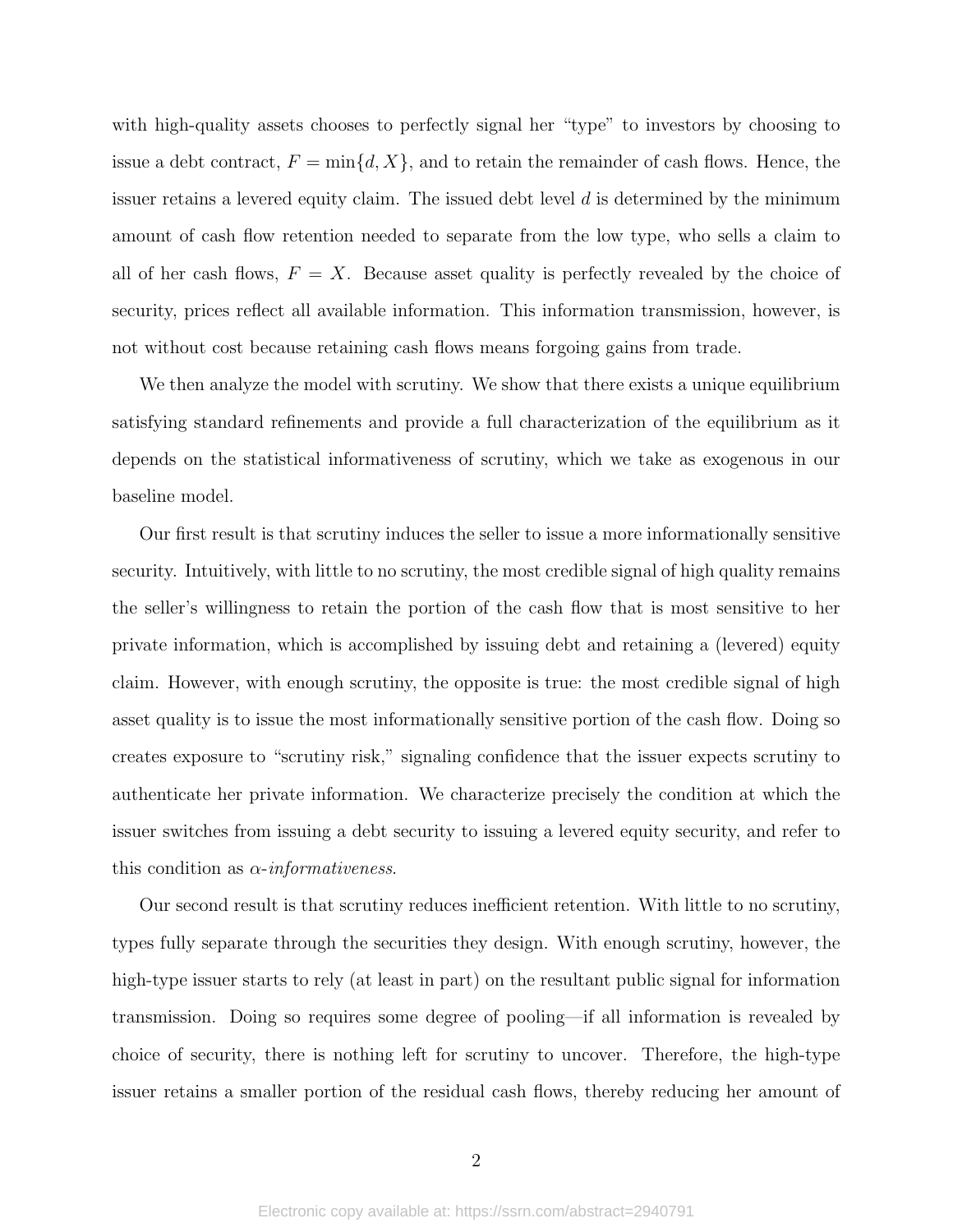with high-quality assets chooses to perfectly signal her "type" to investors by choosing to issue a debt contract, $F = \min\{d, X\}$, and to retain the remainder of cash flows. Hence, the issuer retains a levered equity claim. The issued debt level $d$ is determined by the minimum amount of cash flow retention needed to separate from the low type, who sells a claim to all of her cash flows, $F = X$. Because asset quality is perfectly revealed by the choice of security, prices reflect all available information. This information transmission, however, is not without cost because retaining cash flows means forgoing gains from trade.

We then analyze the model with scrutiny. We show that there exists a unique equilibrium satisfying standard refinements and provide a full characterization of the equilibrium as it depends on the statistical informativeness of scrutiny, which we take as exogenous in our baseline model.

Our first result is that scrutiny induces the seller to issue a more informationally sensitive security. Intuitively, with little to no scrutiny, the most credible signal of high quality remains the seller's willingness to retain the portion of the cash flow that is most sensitive to her private information, which is accomplished by issuing debt and retaining a (levered) equity claim. However, with enough scrutiny, the opposite is true: the most credible signal of high asset quality is to issue the most informationally sensitive portion of the cash flow. Doing so creates exposure to "scrutiny risk," signaling confidence that the issuer expects scrutiny to authenticate her private information. We characterize precisely the condition at which the issuer switches from issuing a debt security to issuing a levered equity security, and refer to this condition as *$\alpha$-informativeness*.

Our second result is that scrutiny reduces inefficient retention. With little to no scrutiny, types fully separate through the securities they design. With enough scrutiny, however, the high-type issuer starts to rely (at least in part) on the resultant public signal for information transmission. Doing so requires some degree of pooling—if all information is revealed by choice of security, there is nothing left for scrutiny to uncover. Therefore, the high-type issuer retains a smaller portion of the residual cash flows, thereby reducing her amount of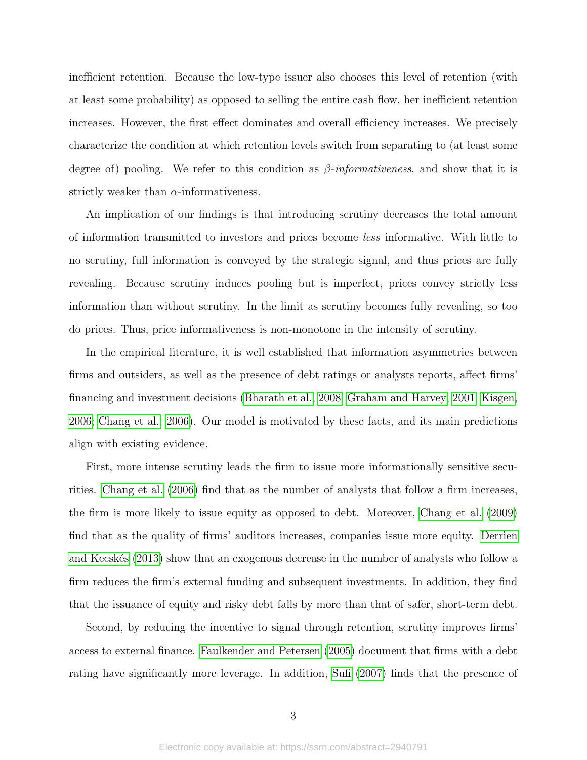inefficient retention. Because the low-type issuer also chooses this level of retention (with at least some probability) as opposed to selling the entire cash flow, her inefficient retention increases. However, the first effect dominates and overall efficiency increases. We precisely characterize the condition at which retention levels switch from separating to (at least some degree of) pooling. We refer to this condition as $\beta$-*informativeness*, and show that it is strictly weaker than $\alpha$-informativeness.

An implication of our findings is that introducing scrutiny decreases the total amount of information transmitted to investors and prices become *less* informative. With little to no scrutiny, full information is conveyed by the strategic signal, and thus prices are fully revealing. Because scrutiny induces pooling but is imperfect, prices convey strictly less information than without scrutiny. In the limit as scrutiny becomes fully revealing, so too do prices. Thus, price informativeness is non-monotone in the intensity of scrutiny.

In the empirical literature, it is well established that information asymmetries between firms and outsiders, as well as the presence of debt ratings or analysts reports, affect firms' financing and investment decisions (Bharath et al., 2008; Graham and Harvey, 2001; Kisgen, 2006; Chang et al., 2006). Our model is motivated by these facts, and its main predictions align with existing evidence.

First, more intense scrutiny leads the firm to issue more informationally sensitive securities. Chang et al. (2006) find that as the number of analysts that follow a firm increases, the firm is more likely to issue equity as opposed to debt. Moreover, Chang et al. (2009) find that as the quality of firms' auditors increases, companies issue more equity. Derrien and Kecskés (2013) show that an exogenous decrease in the number of analysts who follow a firm reduces the firm's external funding and subsequent investments. In addition, they find that the issuance of equity and risky debt falls by more than that of safer, short-term debt.

Second, by reducing the incentive to signal through retention, scrutiny improves firms' access to external finance. Faulkender and Petersen (2005) document that firms with a debt rating have significantly more leverage. In addition, Sufi (2007) finds that the presence of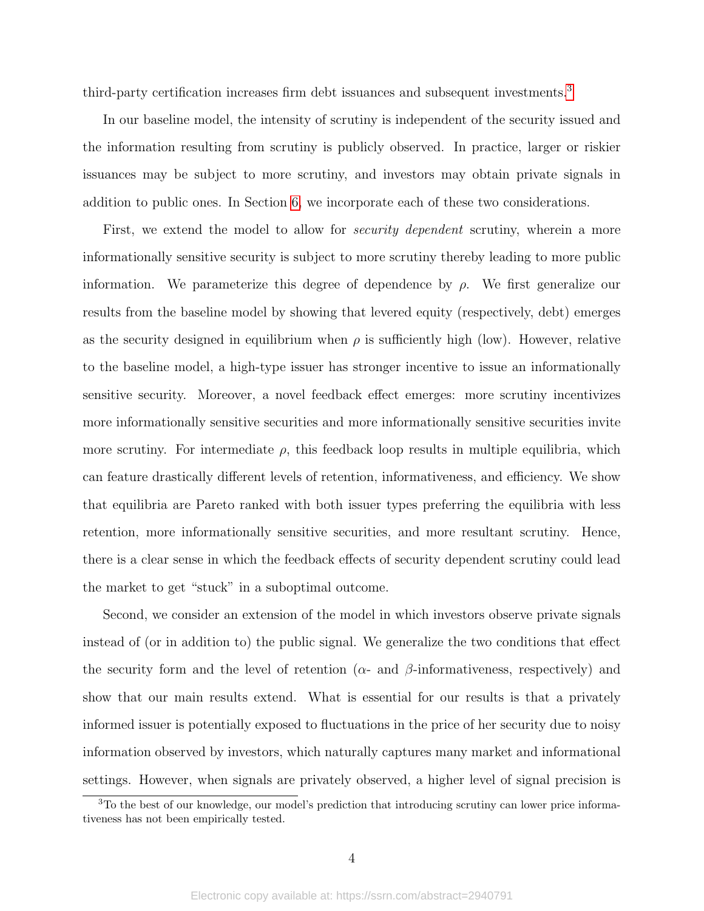third-party certification increases firm debt issuances and subsequent investments.[3]

In our baseline model, the intensity of scrutiny is independent of the security issued and the information resulting from scrutiny is publicly observed. In practice, larger or riskier issuances may be subject to more scrutiny, and investors may obtain private signals in addition to public ones. In Section 6, we incorporate each of these two considerations.

First, we extend the model to allow for *security dependent* scrutiny, wherein a more informationally sensitive security is subject to more scrutiny thereby leading to more public information. We parameterize this degree of dependence by $\rho$. We first generalize our results from the baseline model by showing that levered equity (respectively, debt) emerges as the security designed in equilibrium when $\rho$ is sufficiently high (low). However, relative to the baseline model, a high-type issuer has stronger incentive to issue an informationally sensitive security. Moreover, a novel feedback effect emerges: more scrutiny incentivizes more informationally sensitive securities and more informationally sensitive securities invite more scrutiny. For intermediate $\rho$, this feedback loop results in multiple equilibria, which can feature drastically different levels of retention, informativeness, and efficiency. We show that equilibria are Pareto ranked with both issuer types preferring the equilibria with less retention, more informationally sensitive securities, and more resultant scrutiny. Hence, there is a clear sense in which the feedback effects of security dependent scrutiny could lead the market to get "stuck" in a suboptimal outcome.

Second, we consider an extension of the model in which investors observe private signals instead of (or in addition to) the public signal. We generalize the two conditions that effect the security form and the level of retention ($\alpha$- and $\beta$-informativeness, respectively) and show that our main results extend. What is essential for our results is that a privately informed issuer is potentially exposed to fluctuations in the price of her security due to noisy information observed by investors, which naturally captures many market and informational settings. However, when signals are privately observed, a higher level of signal precision is

[3] To the best of our knowledge, our model's prediction that introducing scrutiny can lower price informativeness has not been empirically tested.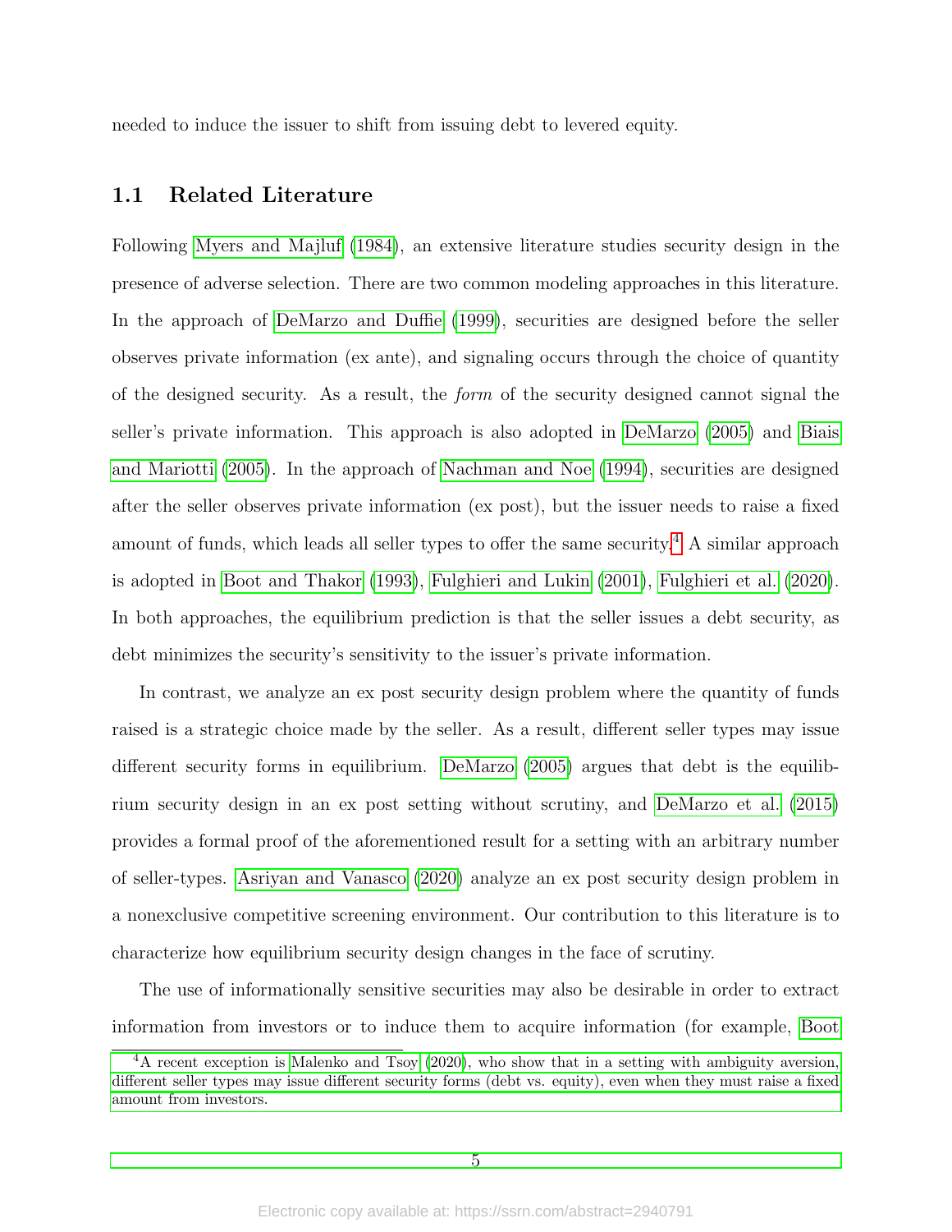needed to induce the issuer to shift from issuing debt to levered equity.

## 1.1 Related Literature

Following Myers and Majluf (1984), an extensive literature studies security design in the presence of adverse selection. There are two common modeling approaches in this literature. In the approach of DeMarzo and Duffie (1999), securities are designed before the seller observes private information (ex ante), and signaling occurs through the choice of quantity of the designed security. As a result, the *form* of the security designed cannot signal the seller's private information. This approach is also adopted in DeMarzo (2005) and Biais and Mariotti (2005). In the approach of Nachman and Noe (1994), securities are designed after the seller observes private information (ex post), but the issuer needs to raise a fixed amount of funds, which leads all seller types to offer the same security.[4] A similar approach is adopted in Boot and Thakor (1993), Fulghieri and Lukin (2001), Fulghieri et al. (2020). In both approaches, the equilibrium prediction is that the seller issues a debt security, as debt minimizes the security's sensitivity to the issuer's private information.

In contrast, we analyze an ex post security design problem where the quantity of funds raised is a strategic choice made by the seller. As a result, different seller types may issue different security forms in equilibrium. DeMarzo (2005) argues that debt is the equilibrium security design in an ex post setting without scrutiny, and DeMarzo et al. (2015) provides a formal proof of the aforementioned result for a setting with an arbitrary number of seller-types. Asriyan and Vanasco (2020) analyze an ex post security design problem in a nonexclusive competitive screening environment. Our contribution to this literature is to characterize how equilibrium security design changes in the face of scrutiny.

The use of informationally sensitive securities may also be desirable in order to extract information from investors or to induce them to acquire information (for example, Boot

[4] A recent exception is Malenko and Tsoy (2020), who show that in a setting with ambiguity aversion, different seller types may issue different security forms (debt vs. equity), even when they must raise a fixed amount from investors.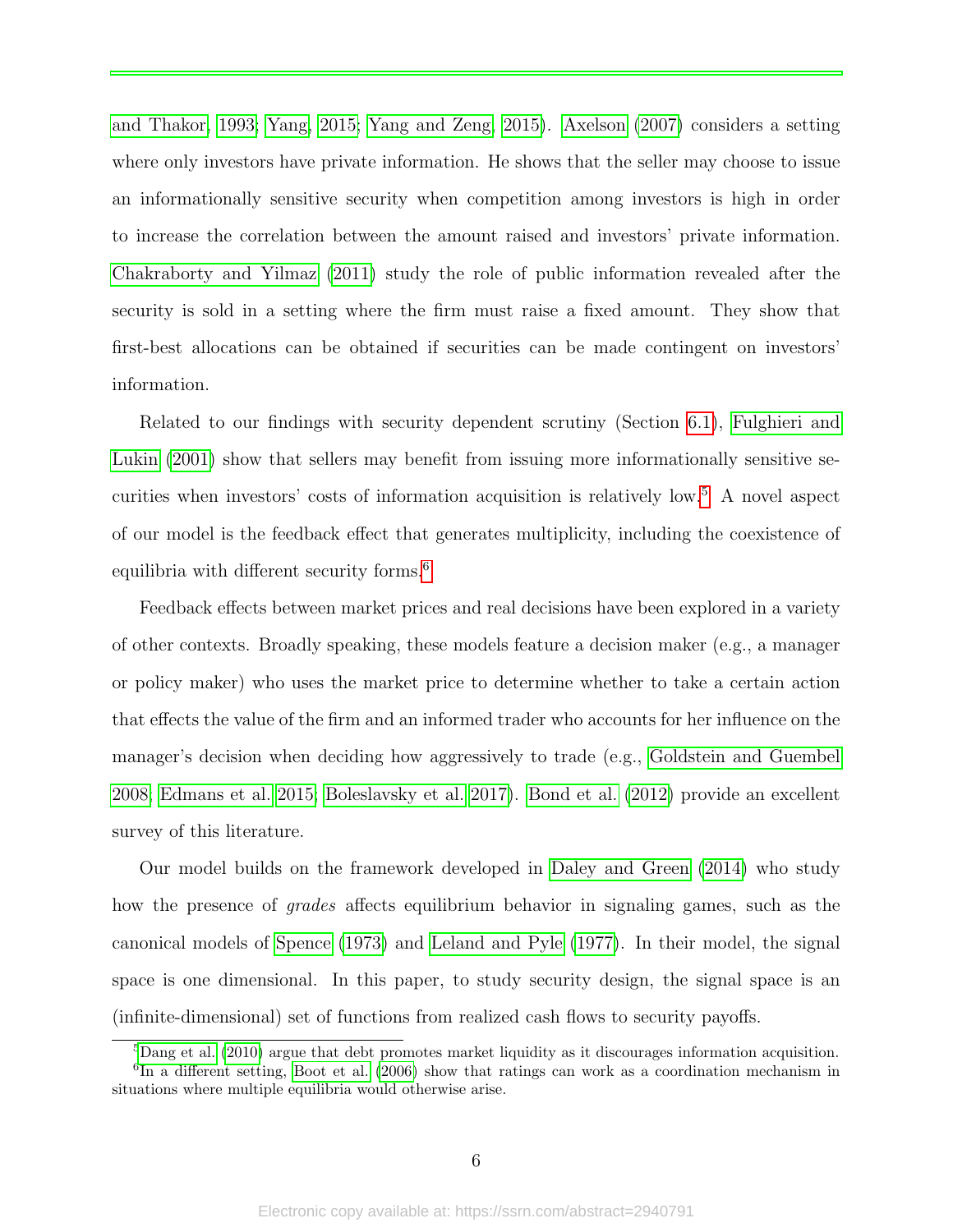and Thakor, 1993; Yang, 2015; Yang and Zeng, 2015). Axelson (2007) considers a setting where only investors have private information. He shows that the seller may choose to issue an informationally sensitive security when competition among investors is high in order to increase the correlation between the amount raised and investors' private information. Chakraborty and Yilmaz (2011) study the role of public information revealed after the security is sold in a setting where the firm must raise a fixed amount. They show that first-best allocations can be obtained if securities can be made contingent on investors' information.

Related to our findings with security dependent scrutiny (Section 6.1), Fulghieri and Lukin (2001) show that sellers may benefit from issuing more informationally sensitive securities when investors' costs of information acquisition is relatively low.[5] A novel aspect of our model is the feedback effect that generates multiplicity, including the coexistence of equilibria with different security forms.[6]

Feedback effects between market prices and real decisions have been explored in a variety of other contexts. Broadly speaking, these models feature a decision maker (e.g., a manager or policy maker) who uses the market price to determine whether to take a certain action that effects the value of the firm and an informed trader who accounts for her influence on the manager's decision when deciding how aggressively to trade (e.g., Goldstein and Guembel 2008; Edmans et al. 2015; Boleslavsky et al. 2017). Bond et al. (2012) provide an excellent survey of this literature.

Our model builds on the framework developed in Daley and Green (2014) who study how the presence of *grades* affects equilibrium behavior in signaling games, such as the canonical models of Spence (1973) and Leland and Pyle (1977). In their model, the signal space is one dimensional. In this paper, to study security design, the signal space is an (infinite-dimensional) set of functions from realized cash flows to security payoffs.

[5] Dang et al. (2010) argue that debt promotes market liquidity as it discourages information acquisition.

[6] In a different setting, Boot et al. (2006) show that ratings can work as a coordination mechanism in situations where multiple equilibria would otherwise arise.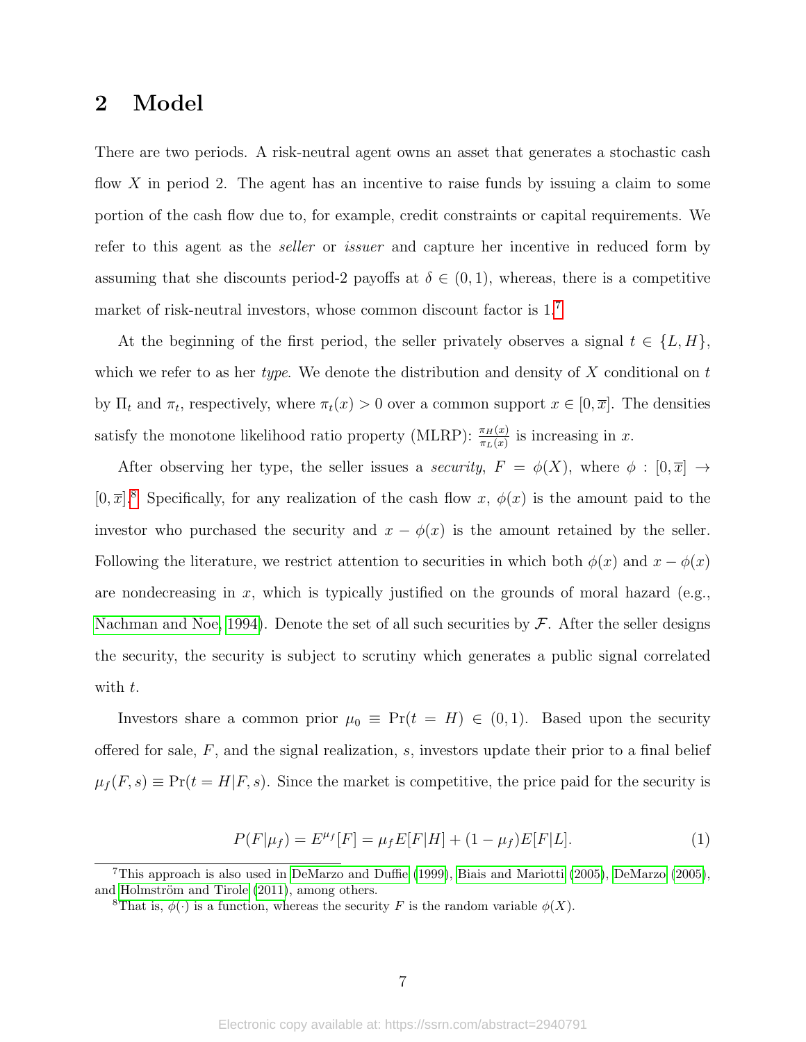## 2 Model

There are two periods. A risk-neutral agent owns an asset that generates a stochastic cash flow $X$ in period 2. The agent has an incentive to raise funds by issuing a claim to some portion of the cash flow due to, for example, credit constraints or capital requirements. We refer to this agent as the *seller* or *issuer* and capture her incentive in reduced form by assuming that she discounts period-2 payoffs at $\delta \in (0, 1)$, whereas, there is a competitive market of risk-neutral investors, whose common discount factor is 1.[7]

At the beginning of the first period, the seller privately observes a signal $t \in \{L, H\}$, which we refer to as her *type*. We denote the distribution and density of $X$ conditional on $t$ by $\Pi_t$ and $\pi_t$, respectively, where $\pi_t(x) > 0$ over a common support $x \in [0, \overline{x}]$. The densities satisfy the monotone likelihood ratio property (MLRP): $\frac{\pi_H(x)}{\pi_L(x)}$ is increasing in $x$.

After observing her type, the seller issues a *security*, $F = \phi(X)$, where $\phi : [0, \overline{x}] \to [0, \overline{x}]$.[8] Specifically, for any realization of the cash flow $x$, $\phi(x)$ is the amount paid to the investor who purchased the security and $x - \phi(x)$ is the amount retained by the seller. Following the literature, we restrict attention to securities in which both $\phi(x)$ and $x - \phi(x)$ are nondecreasing in $x$, which is typically justified on the grounds of moral hazard (e.g., Nachman and Noe, 1994). Denote the set of all such securities by $\mathcal{F}$. After the seller designs the security, the security is subject to scrutiny which generates a public signal correlated with $t$.

Investors share a common prior $\mu_0 \equiv \Pr(t = H) \in (0, 1)$. Based upon the security offered for sale, $F$, and the signal realization, $s$, investors update their prior to a final belief $\mu_f(F, s) \equiv \Pr(t = H|F, s)$. Since the market is competitive, the price paid for the security is

$$P(F|\mu_f) = E^{\mu_f}[F] = \mu_f E[F|H] + (1 - \mu_f)E[F|L]. \tag{1}$$

[7] This approach is also used in DeMarzo and Duffie (1999), Biais and Mariotti (2005), DeMarzo (2005), and Holmström and Tirole (2011), among others.

[8] That is, $\phi(\cdot)$ is a function, whereas the security $F$ is the random variable $\phi(X)$.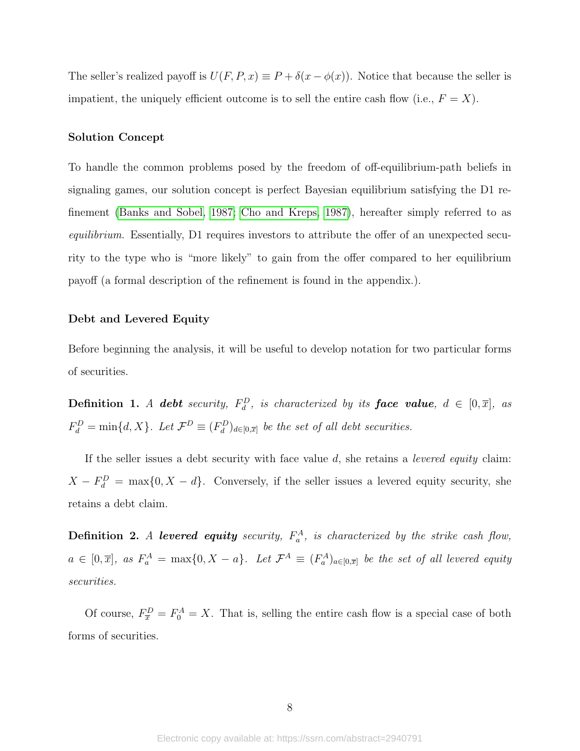The seller's realized payoff is $U(F, P, x) \equiv P + \delta(x - \phi(x))$. Notice that because the seller is impatient, the uniquely efficient outcome is to sell the entire cash flow (i.e., $F = X$).

#### Solution Concept

To handle the common problems posed by the freedom of off-equilibrium-path beliefs in signaling games, our solution concept is perfect Bayesian equilibrium satisfying the D1 refinement (Banks and Sobel, 1987; Cho and Kreps, 1987), hereafter simply referred to as *equilibrium*. Essentially, D1 requires investors to attribute the offer of an unexpected security to the type who is "more likely" to gain from the offer compared to her equilibrium payoff (a formal description of the refinement is found in the appendix.).

#### Debt and Levered Equity

Before beginning the analysis, it will be useful to develop notation for two particular forms of securities.

**Definition 1.** *A* ***debt*** *security, $F_d^D$, is characterized by its* ***face value****, $d \in [0, \overline{x}]$, as $F_d^D = \min\{d, X\}$. Let $\mathcal{F}^D \equiv (F_d^D)_{d \in [0,\overline{x}]}$ be the set of all debt securities.*

If the seller issues a debt security with face value $d$, she retains a *levered equity* claim: $X - F_d^D = \max\{0, X - d\}$. Conversely, if the seller issues a levered equity security, she retains a debt claim.

**Definition 2.** *A* ***levered equity*** *security, $F_a^A$, is characterized by the strike cash flow, $a \in [0, \overline{x}]$, as $F_a^A = \max\{0, X - a\}$. Let $\mathcal{F}^A \equiv (F_a^A)_{a \in [0,\overline{x}]}$ be the set of all levered equity securities.*

Of course, $F_{\overline{x}}^D = F_0^A = X$. That is, selling the entire cash flow is a special case of both forms of securities.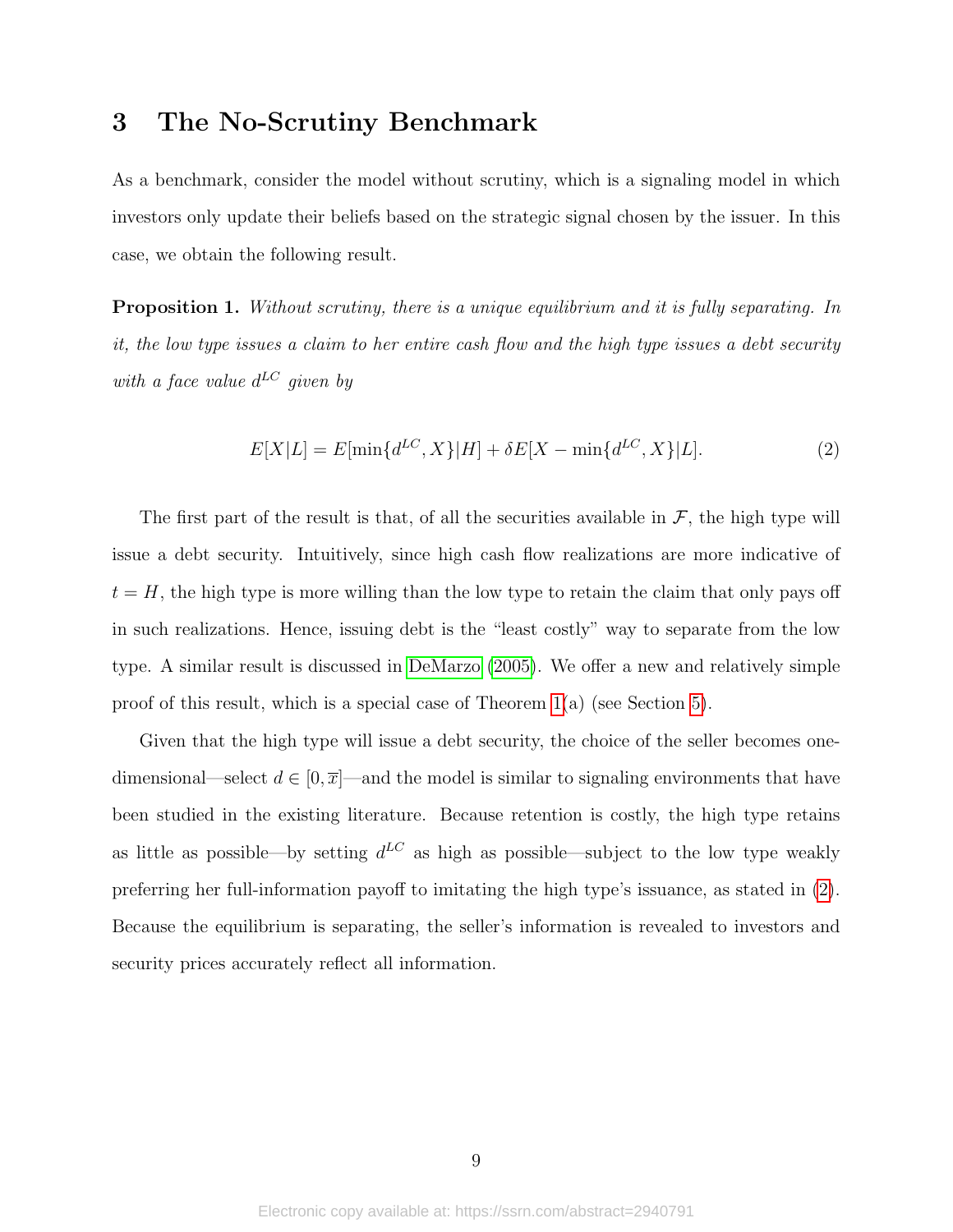# 3 The No-Scrutiny Benchmark

As a benchmark, consider the model without scrutiny, which is a signaling model in which investors only update their beliefs based on the strategic signal chosen by the issuer. In this case, we obtain the following result.

**Proposition 1.** *Without scrutiny, there is a unique equilibrium and it is fully separating. In it, the low type issues a claim to her entire cash flow and the high type issues a debt security with a face value $d^{LC}$ given by*

$$E[X|L] = E[\min\{d^{LC}, X\}|H] + \delta E[X - \min\{d^{LC}, X\}|L]. \tag{2}$$

The first part of the result is that, of all the securities available in $\mathcal{F}$, the high type will issue a debt security. Intuitively, since high cash flow realizations are more indicative of $t = H$, the high type is more willing than the low type to retain the claim that only pays off in such realizations. Hence, issuing debt is the "least costly" way to separate from the low type. A similar result is discussed in DeMarzo (2005). We offer a new and relatively simple proof of this result, which is a special case of Theorem 1(a) (see Section 5).

Given that the high type will issue a debt security, the choice of the seller becomes one-dimensional—select $d \in [0, \overline{x}]$—and the model is similar to signaling environments that have been studied in the existing literature. Because retention is costly, the high type retains as little as possible—by setting $d^{LC}$ as high as possible—subject to the low type weakly preferring her full-information payoff to imitating the high type's issuance, as stated in (2). Because the equilibrium is separating, the seller's information is revealed to investors and security prices accurately reflect all information.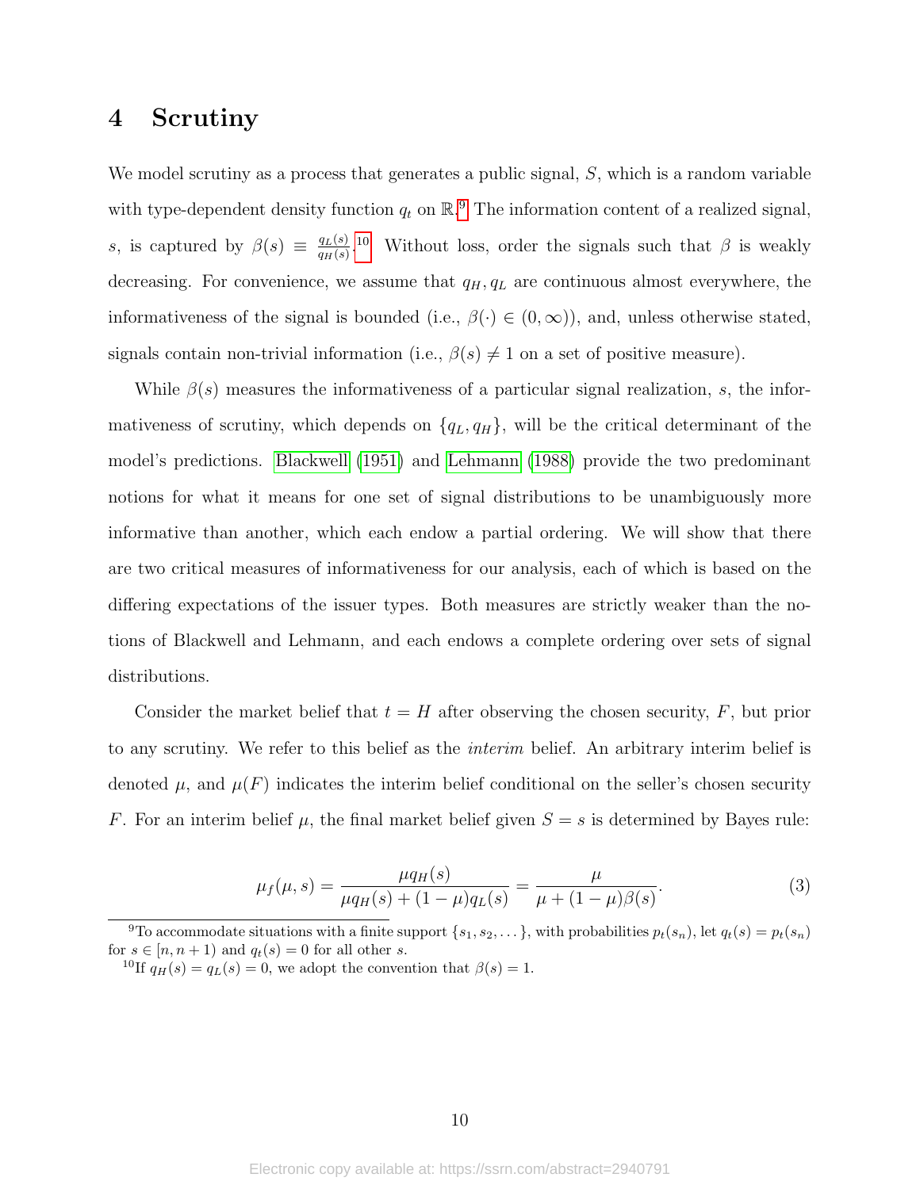## 4 Scrutiny

We model scrutiny as a process that generates a public signal, $S$, which is a random variable with type-dependent density function $q_t$ on $\mathbb{R}$.[9] The information content of a realized signal, $s$, is captured by $\beta(s) \equiv \frac{q_L(s)}{q_H(s)}$.[10] Without loss, order the signals such that $\beta$ is weakly decreasing. For convenience, we assume that $q_H, q_L$ are continuous almost everywhere, the informativeness of the signal is bounded (i.e., $\beta(\cdot) \in (0, \infty)$), and, unless otherwise stated, signals contain non-trivial information (i.e., $\beta(s) \neq 1$ on a set of positive measure).

While $\beta(s)$ measures the informativeness of a particular signal realization, $s$, the informativeness of scrutiny, which depends on $\{q_L, q_H\}$, will be the critical determinant of the model's predictions. Blackwell (1951) and Lehmann (1988) provide the two predominant notions for what it means for one set of signal distributions to be unambiguously more informative than another, which each endow a partial ordering. We will show that there are two critical measures of informativeness for our analysis, each of which is based on the differing expectations of the issuer types. Both measures are strictly weaker than the notions of Blackwell and Lehmann, and each endows a complete ordering over sets of signal distributions.

Consider the market belief that $t = H$ after observing the chosen security, $F$, but prior to any scrutiny. We refer to this belief as the *interim* belief. An arbitrary interim belief is denoted $\mu$, and $\mu(F)$ indicates the interim belief conditional on the seller's chosen security $F$. For an interim belief $\mu$, the final market belief given $S = s$ is determined by Bayes rule:

$$\mu_f(\mu, s) = \frac{\mu q_H(s)}{\mu q_H(s) + (1-\mu) q_L(s)} = \frac{\mu}{\mu + (1-\mu)\beta(s)}. \tag{3}$$

[9] To accommodate situations with a finite support $\{s_1, s_2, \dots\}$, with probabilities $p_t(s_n)$, let $q_t(s) = p_t(s_n)$ for $s \in [n, n+1)$ and $q_t(s) = 0$ for all other $s$.

[10] If $q_H(s) = q_L(s) = 0$, we adopt the convention that $\beta(s) = 1$.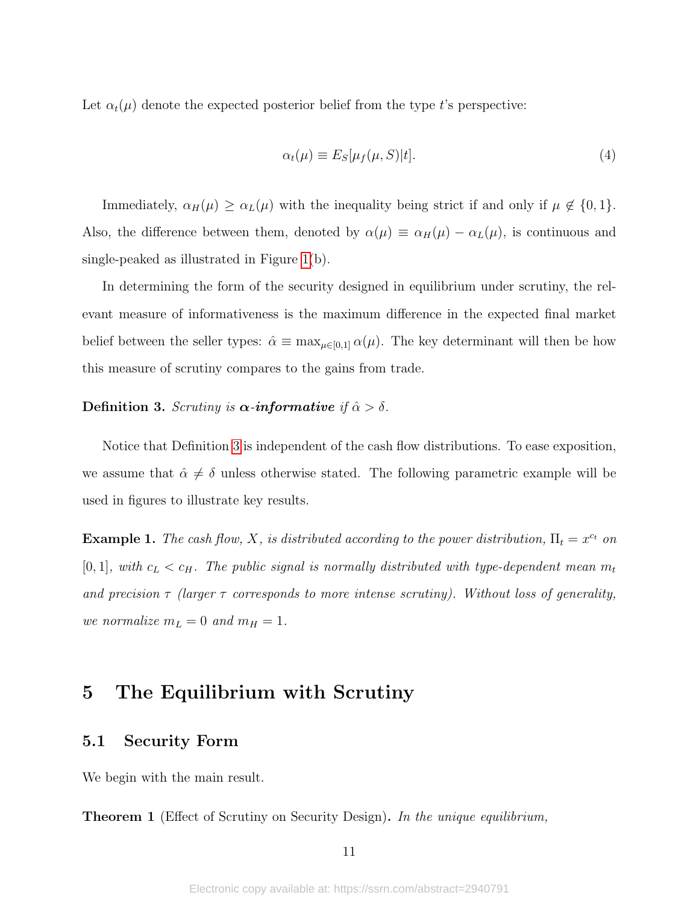Let $\alpha_t(\mu)$ denote the expected posterior belief from the type $t$'s perspective:

$$\alpha_t(\mu) \equiv E_S[\mu_f(\mu, S)|t]. \tag{4}$$

Immediately, $\alpha_H(\mu) \geq \alpha_L(\mu)$ with the inequality being strict if and only if $\mu \notin \{0, 1\}$. Also, the difference between them, denoted by $\alpha(\mu) \equiv \alpha_H(\mu) - \alpha_L(\mu)$, is continuous and single-peaked as illustrated in Figure 1(b).

In determining the form of the security designed in equilibrium under scrutiny, the relevant measure of informativeness is the maximum difference in the expected final market belief between the seller types: $\hat{\alpha} \equiv \max_{\mu \in [0,1]} \alpha(\mu)$. The key determinant will then be how this measure of scrutiny compares to the gains from trade.

**Definition 3.** *Scrutiny is* ***α-informative*** *if* $\hat{\alpha} > \delta$.

Notice that Definition 3 is independent of the cash flow distributions. To ease exposition, we assume that $\hat{\alpha} \neq \delta$ unless otherwise stated. The following parametric example will be used in figures to illustrate key results.

**Example 1.** *The cash flow, $X$, is distributed according to the power distribution, $\Pi_t = x^{c_t}$ on $[0, 1]$, with $c_L < c_H$. The public signal is normally distributed with type-dependent mean $m_t$ and precision $\tau$ (larger $\tau$ corresponds to more intense scrutiny). Without loss of generality, we normalize $m_L = 0$ and $m_H = 1$.*

# 5 The Equilibrium with Scrutiny

## 5.1 Security Form

We begin with the main result.

**Theorem 1** (Effect of Scrutiny on Security Design)**.** *In the unique equilibrium,*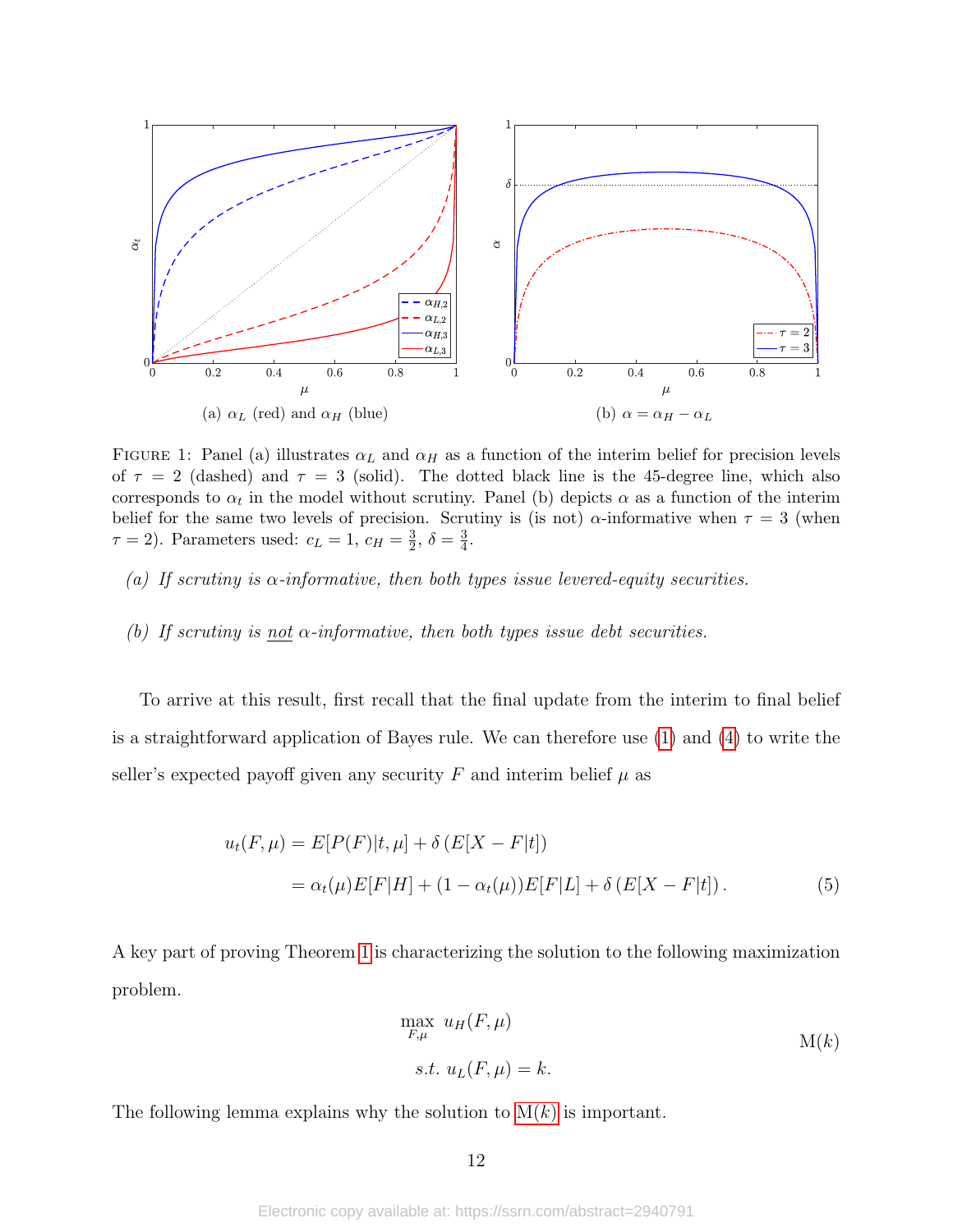(a) $\alpha_L$ (red) and $\alpha_H$ (blue)

(b) $\alpha = \alpha_H - \alpha_L$

FIGURE 1: Panel (a) illustrates $\alpha_L$ and $\alpha_H$ as a function of the interim belief for precision levels of $\tau = 2$ (dashed) and $\tau = 3$ (solid). The dotted black line is the 45-degree line, which also corresponds to $\alpha_t$ in the model without scrutiny. Panel (b) depicts $\alpha$ as a function of the interim belief for the same two levels of precision. Scrutiny is (is not) $\alpha$-informative when $\tau = 3$ (when $\tau = 2$). Parameters used: $c_L = 1$, $c_H = \frac{3}{2}$, $\delta = \frac{3}{4}$.

*(a) If scrutiny is $\alpha$-informative, then both types issue levered-equity securities.*

*(b) If scrutiny is not $\alpha$-informative, then both types issue debt securities.*

To arrive at this result, first recall that the final update from the interim to final belief is a straightforward application of Bayes rule. We can therefore use (1) and (4) to write the seller's expected payoff given any security $F$ and interim belief $\mu$ as

$$
\begin{aligned}
u_t(F, \mu) &= E[P(F)|t, \mu] + \delta \left( E[X - F|t] \right) \\
&= \alpha_t(\mu) E[F|H] + (1 - \alpha_t(\mu)) E[F|L] + \delta \left( E[X - F|t] \right). \qquad (5)
\end{aligned}
$$

A key part of proving Theorem 1 is characterizing the solution to the following maximization problem.

$$
\begin{aligned}
&\max_{F,\mu} \; u_H(F, \mu) \\
&s.t. \; u_L(F, \mu) = k. \qquad \text{M}(k)
\end{aligned}
$$

The following lemma explains why the solution to M($k$) is important.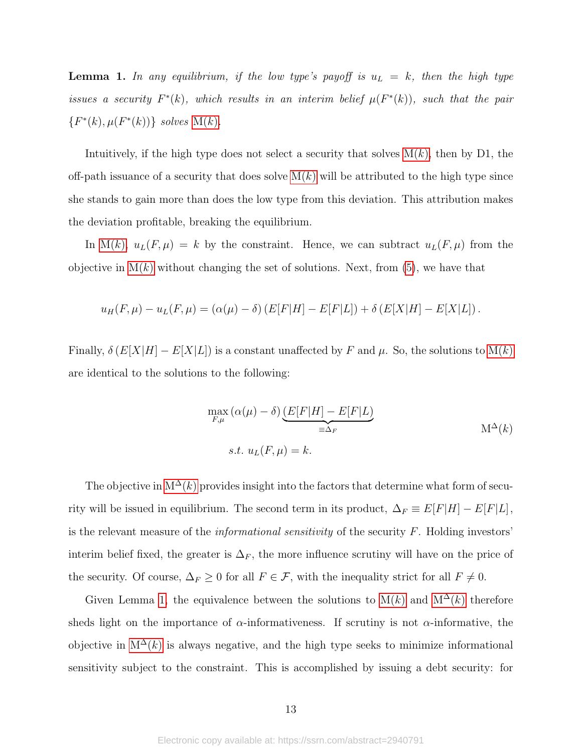**Lemma 1.** *In any equilibrium, if the low type's payoff is $u_L = k$, then the high type issues a security $F^*(k)$, which results in an interim belief $\mu(F^*(k))$, such that the pair $\{F^*(k), \mu(F^*(k))\}$ solves* M($k$).

Intuitively, if the high type does not select a security that solves M($k$), then by D1, the off-path issuance of a security that does solve M($k$) will be attributed to the high type since she stands to gain more than does the low type from this deviation. This attribution makes the deviation profitable, breaking the equilibrium.

In M($k$), $u_L(F, \mu) = k$ by the constraint. Hence, we can subtract $u_L(F, \mu)$ from the objective in M($k$) without changing the set of solutions. Next, from (5), we have that

$$u_H(F, \mu) - u_L(F, \mu) = (\alpha(\mu) - \delta) \left( E[F|H] - E[F|L] \right) + \delta \left( E[X|H] - E[X|L] \right).$$

Finally, $\delta \left( E[X|H] - E[X|L] \right)$ is a constant unaffected by $F$ and $\mu$. So, the solutions to M($k$) are identical to the solutions to the following:

$$\max_{F,\mu} \left( \alpha(\mu) - \delta \right) \underbrace{\left( E[F|H] - E[F|L] \right)}_{\equiv \Delta_F} \qquad \text{M}^{\Delta}(k)$$
$$s.t. \; u_L(F, \mu) = k.$$

The objective in M$^{\Delta}$($k$) provides insight into the factors that determine what form of security will be issued in equilibrium. The second term in its product, $\Delta_F \equiv E[F|H] - E[F|L]$, is the relevant measure of the *informational sensitivity* of the security $F$. Holding investors' interim belief fixed, the greater is $\Delta_F$, the more influence scrutiny will have on the price of the security. Of course, $\Delta_F \geq 0$ for all $F \in \mathcal{F}$, with the inequality strict for all $F \neq 0$.

Given Lemma 1, the equivalence between the solutions to M($k$) and M$^{\Delta}$($k$) therefore sheds light on the importance of $\alpha$-informativeness. If scrutiny is not $\alpha$-informative, the objective in M$^{\Delta}$($k$) is always negative, and the high type seeks to minimize informational sensitivity subject to the constraint. This is accomplished by issuing a debt security: for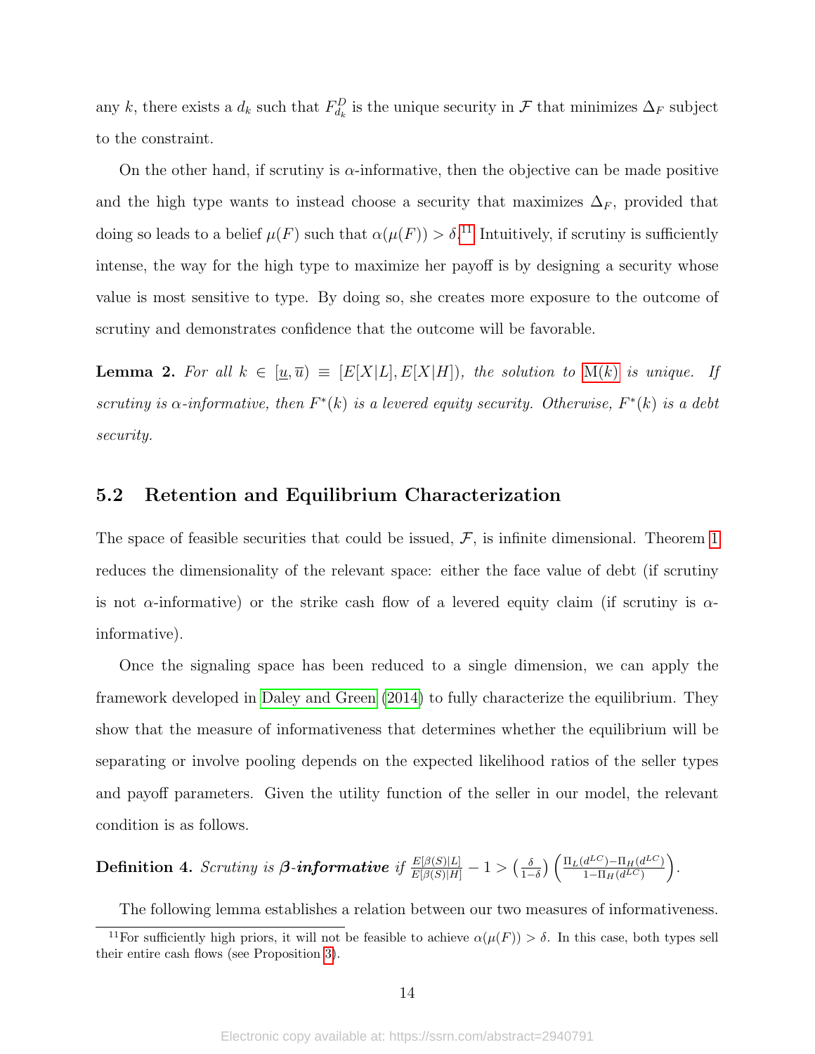any $k$, there exists a $d_k$ such that $F^D_{d_k}$ is the unique security in $\mathcal{F}$ that minimizes $\Delta_F$ subject to the constraint.

On the other hand, if scrutiny is $\alpha$-informative, then the objective can be made positive and the high type wants to instead choose a security that maximizes $\Delta_F$, provided that doing so leads to a belief $\mu(F)$ such that $\alpha(\mu(F)) > \delta$.[11] Intuitively, if scrutiny is sufficiently intense, the way for the high type to maximize her payoff is by designing a security whose value is most sensitive to type. By doing so, she creates more exposure to the outcome of scrutiny and demonstrates confidence that the outcome will be favorable.

**Lemma 2.** *For all $k \in [\underline{u}, \overline{u}) \equiv [E[X|L], E[X|H])$, the solution to M($k$) is unique. If scrutiny is $\alpha$-informative, then $F^*(k)$ is a levered equity security. Otherwise, $F^*(k)$ is a debt security.*

## 5.2 Retention and Equilibrium Characterization

The space of feasible securities that could be issued, $\mathcal{F}$, is infinite dimensional. Theorem 1 reduces the dimensionality of the relevant space: either the face value of debt (if scrutiny is not $\alpha$-informative) or the strike cash flow of a levered equity claim (if scrutiny is $\alpha$-informative).

Once the signaling space has been reduced to a single dimension, we can apply the framework developed in Daley and Green (2014) to fully characterize the equilibrium. They show that the measure of informativeness that determines whether the equilibrium will be separating or involve pooling depends on the expected likelihood ratios of the seller types and payoff parameters. Given the utility function of the seller in our model, the relevant condition is as follows.

**Definition 4.** *Scrutiny is **$\boldsymbol{\beta}$-informative** if $\frac{E[\beta(S)|L]}{E[\beta(S)|H]} - 1 > \left(\frac{\delta}{1-\delta}\right)\left(\frac{\Pi_L(d^{LC}) - \Pi_H(d^{LC})}{1-\Pi_H(d^{LC})}\right)$.*

The following lemma establishes a relation between our two measures of informativeness.

[11] For sufficiently high priors, it will not be feasible to achieve $\alpha(\mu(F)) > \delta$. In this case, both types sell their entire cash flows (see Proposition 3).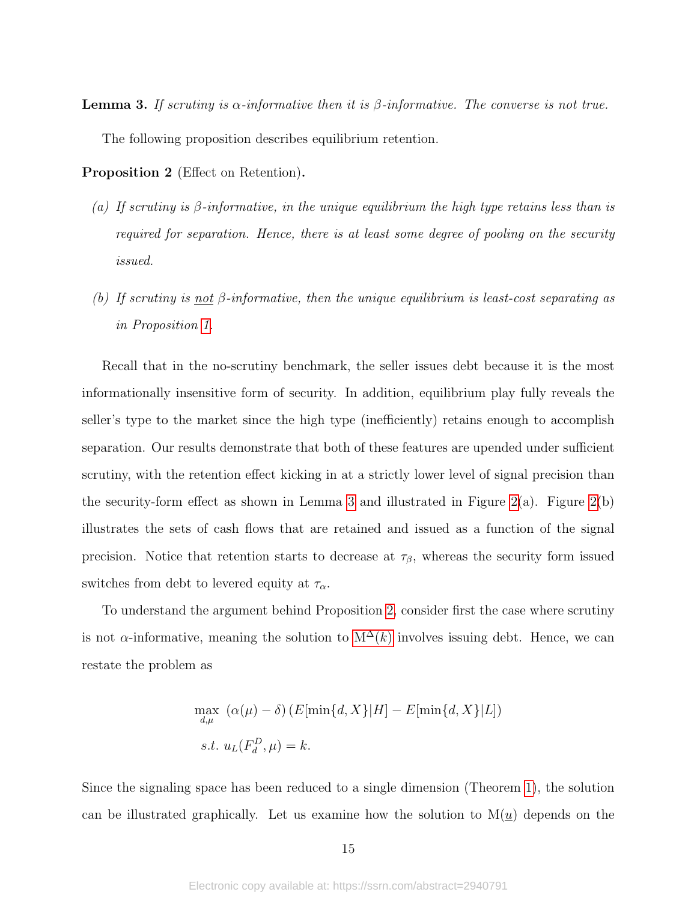**Lemma 3.** *If scrutiny is α-informative then it is β-informative. The converse is not true.*

The following proposition describes equilibrium retention.

**Proposition 2** (Effect on Retention)**.**

*(a) If scrutiny is β-informative, in the unique equilibrium the high type retains less than is required for separation. Hence, there is at least some degree of pooling on the security issued.*

*(b) If scrutiny is <u>not</u> β-informative, then the unique equilibrium is least-cost separating as in Proposition 1.*

Recall that in the no-scrutiny benchmark, the seller issues debt because it is the most informationally insensitive form of security. In addition, equilibrium play fully reveals the seller's type to the market since the high type (inefficiently) retains enough to accomplish separation. Our results demonstrate that both of these features are upended under sufficient scrutiny, with the retention effect kicking in at a strictly lower level of signal precision than the security-form effect as shown in Lemma 3 and illustrated in Figure 2(a). Figure 2(b) illustrates the sets of cash flows that are retained and issued as a function of the signal precision. Notice that retention starts to decrease at $\tau_\beta$, whereas the security form issued switches from debt to levered equity at $\tau_\alpha$.

To understand the argument behind Proposition 2, consider first the case where scrutiny is not α-informative, meaning the solution to $\mathrm{M}^\Delta(k)$ involves issuing debt. Hence, we can restate the problem as

$$
\begin{aligned}
&\max_{d,\mu} \ (\alpha(\mu) - \delta)\left(E[\min\{d, X\}|H] - E[\min\{d, X\}|L]\right) \\
&s.t. \ u_L(F_d^D, \mu) = k.
\end{aligned}
$$

Since the signaling space has been reduced to a single dimension (Theorem 1), the solution can be illustrated graphically. Let us examine how the solution to $\mathrm{M}(\underline{u})$ depends on the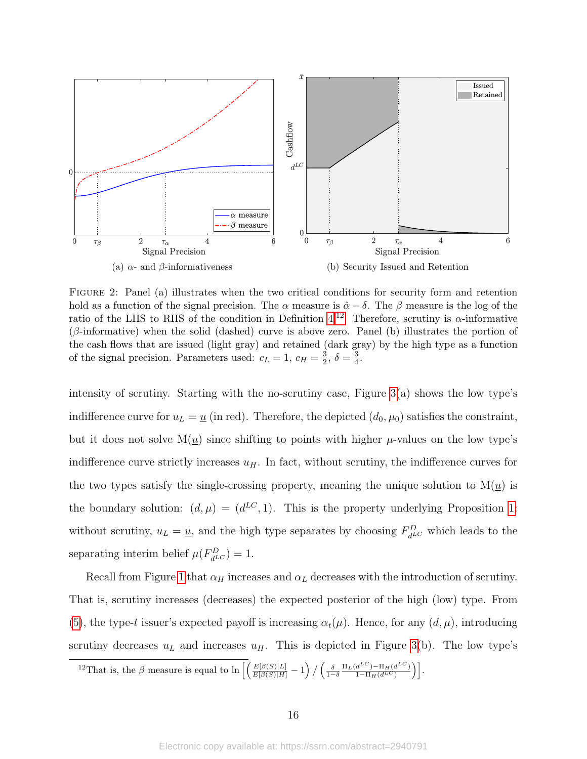(a) $\alpha$- and $\beta$-informativeness

(b) Security Issued and Retention

FIGURE 2: Panel (a) illustrates when the two critical conditions for security form and retention hold as a function of the signal precision. The $\alpha$ measure is $\hat{\alpha} - \delta$. The $\beta$ measure is the log of the ratio of the LHS to RHS of the condition in Definition 4.[12] Therefore, scrutiny is $\alpha$-informative ($\beta$-informative) when the solid (dashed) curve is above zero. Panel (b) illustrates the portion of the cash flows that are issued (light gray) and retained (dark gray) by the high type as a function of the signal precision. Parameters used: $c_L = 1$, $c_H = \frac{3}{2}$, $\delta = \frac{3}{4}$.

intensity of scrutiny. Starting with the no-scrutiny case, Figure 3(a) shows the low type's indifference curve for $u_L = \underline{u}$ (in red). Therefore, the depicted $(d_0, \mu_0)$ satisfies the constraint, but it does not solve M($\underline{u}$) since shifting to points with higher $\mu$-values on the low type's indifference curve strictly increases $u_H$. In fact, without scrutiny, the indifference curves for the two types satisfy the single-crossing property, meaning the unique solution to M($\underline{u}$) is the boundary solution: $(d, \mu) = (d^{LC}, 1)$. This is the property underlying Proposition 1: without scrutiny, $u_L = \underline{u}$, and the high type separates by choosing $F^D_{d^{LC}}$ which leads to the separating interim belief $\mu(F^D_{d^{LC}}) = 1$.

Recall from Figure 1 that $\alpha_H$ increases and $\alpha_L$ decreases with the introduction of scrutiny. That is, scrutiny increases (decreases) the expected posterior of the high (low) type. From (5), the type-$t$ issuer's expected payoff is increasing $\alpha_t(\mu)$. Hence, for any $(d, \mu)$, introducing scrutiny decreases $u_L$ and increases $u_H$. This is depicted in Figure 3(b). The low type's

[12] That is, the $\beta$ measure is equal to $\ln\left[\left(\frac{E[\beta(S)|L]}{E[\beta(S)|H]} - 1\right) / \left(\frac{\delta}{1-\delta}\frac{\Pi_L(d^{LC}) - \Pi_H(d^{LC})}{1 - \Pi_H(d^{LC})}\right)\right]$.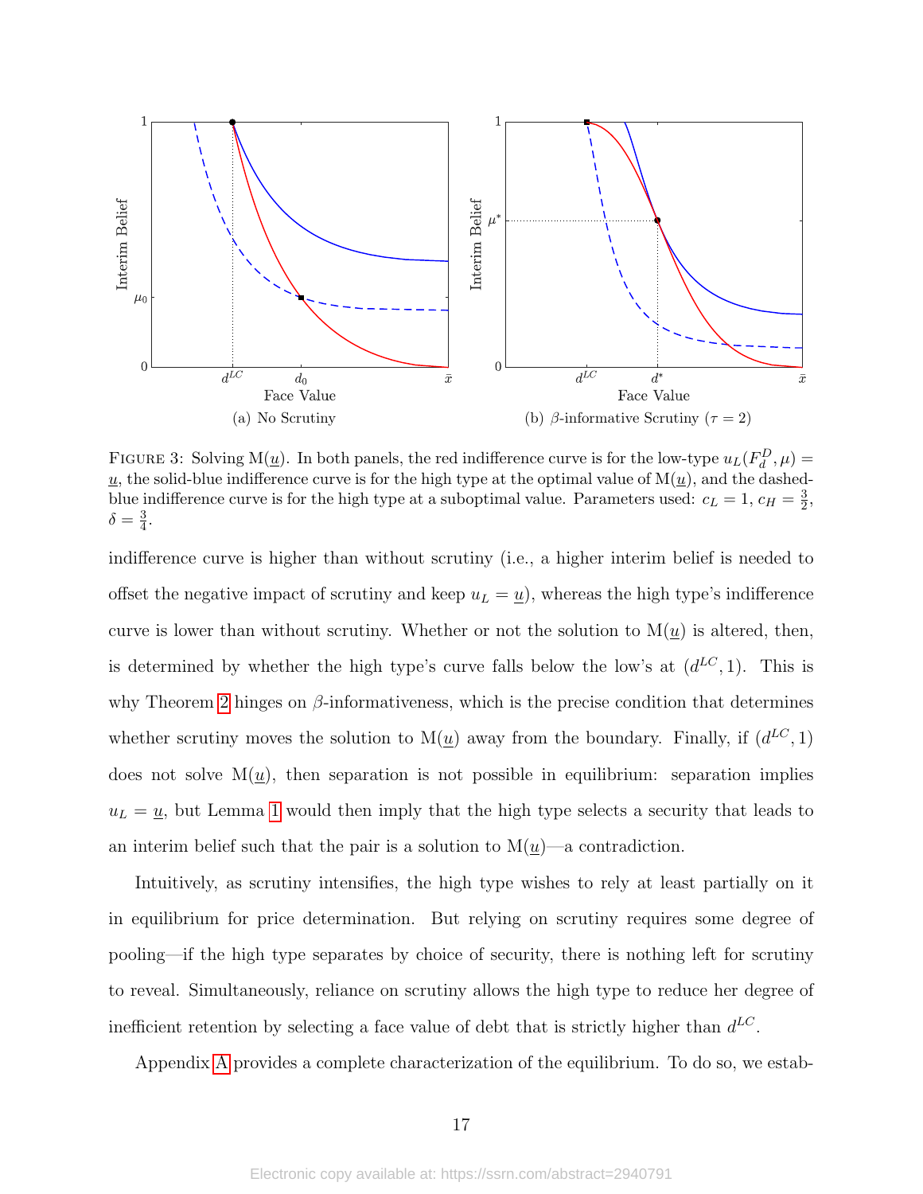(a) No Scrutiny

(b) $\beta$-informative Scrutiny ($\tau = 2$)

FIGURE 3: Solving M($\underline{u}$). In both panels, the red indifference curve is for the low-type $u_L(F_d^D, \mu) = \underline{u}$, the solid-blue indifference curve is for the high type at the optimal value of M($\underline{u}$), and the dashed-blue indifference curve is for the high type at a suboptimal value. Parameters used: $c_L = 1$, $c_H = \frac{3}{2}$, $\delta = \frac{3}{4}$.

indifference curve is higher than without scrutiny (i.e., a higher interim belief is needed to offset the negative impact of scrutiny and keep $u_L = \underline{u}$), whereas the high type's indifference curve is lower than without scrutiny. Whether or not the solution to M($\underline{u}$) is altered, then, is determined by whether the high type's curve falls below the low's at $(d^{LC}, 1)$. This is why Theorem 2 hinges on $\beta$-informativeness, which is the precise condition that determines whether scrutiny moves the solution to M($\underline{u}$) away from the boundary. Finally, if $(d^{LC}, 1)$ does not solve M($\underline{u}$), then separation is not possible in equilibrium: separation implies $u_L = \underline{u}$, but Lemma 1 would then imply that the high type selects a security that leads to an interim belief such that the pair is a solution to M($\underline{u}$)—a contradiction.

Intuitively, as scrutiny intensifies, the high type wishes to rely at least partially on it in equilibrium for price determination. But relying on scrutiny requires some degree of pooling—if the high type separates by choice of security, there is nothing left for scrutiny to reveal. Simultaneously, reliance on scrutiny allows the high type to reduce her degree of inefficient retention by selecting a face value of debt that is strictly higher than $d^{LC}$.

Appendix A provides a complete characterization of the equilibrium. To do so, we estab-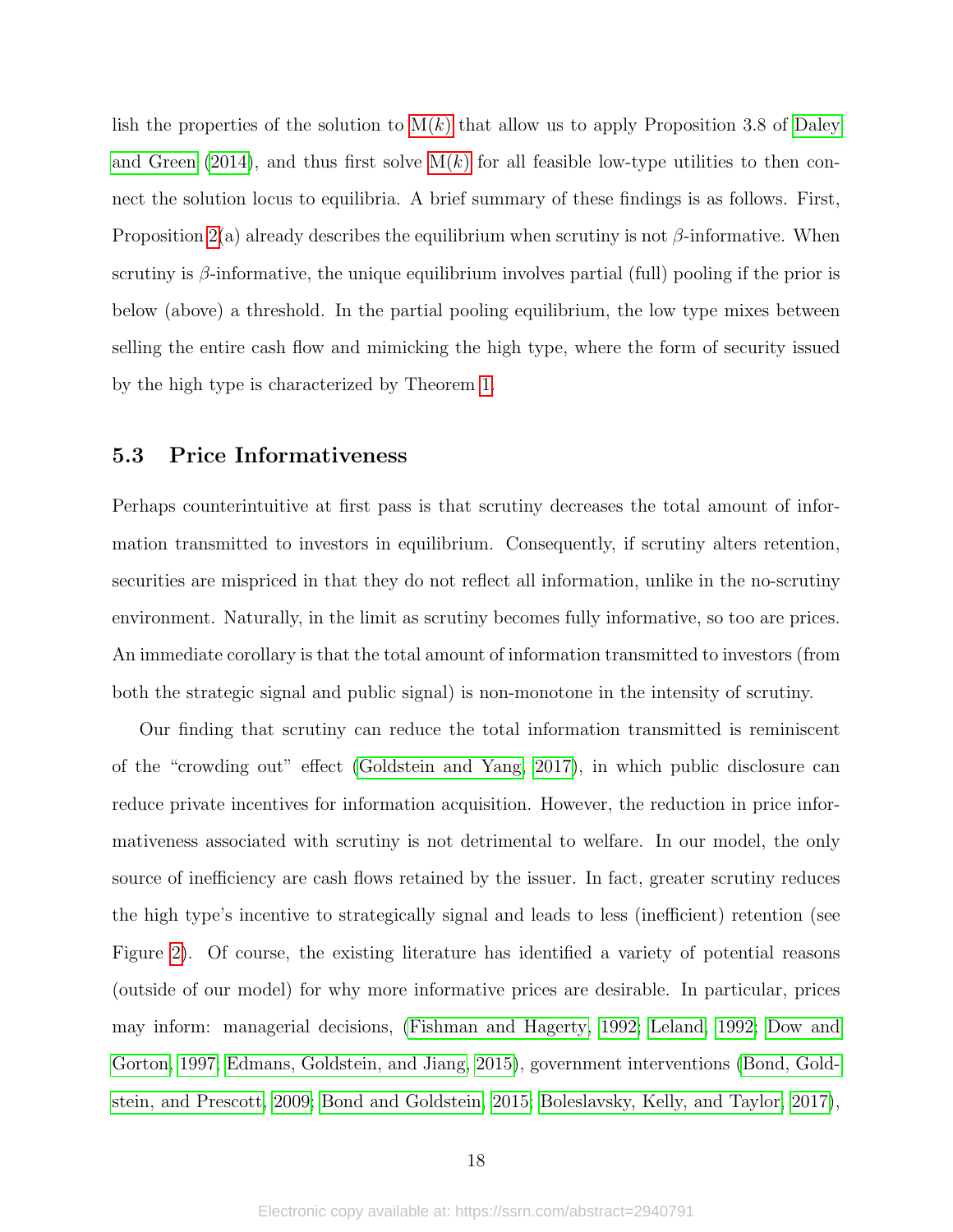lish the properties of the solution to M($k$) that allow us to apply Proposition 3.8 of Daley and Green (2014), and thus first solve M($k$) for all feasible low-type utilities to then connect the solution locus to equilibria. A brief summary of these findings is as follows. First, Proposition 2(a) already describes the equilibrium when scrutiny is not $\beta$-informative. When scrutiny is $\beta$-informative, the unique equilibrium involves partial (full) pooling if the prior is below (above) a threshold. In the partial pooling equilibrium, the low type mixes between selling the entire cash flow and mimicking the high type, where the form of security issued by the high type is characterized by Theorem 1.

### 5.3 Price Informativeness

Perhaps counterintuitive at first pass is that scrutiny decreases the total amount of information transmitted to investors in equilibrium. Consequently, if scrutiny alters retention, securities are mispriced in that they do not reflect all information, unlike in the no-scrutiny environment. Naturally, in the limit as scrutiny becomes fully informative, so too are prices. An immediate corollary is that the total amount of information transmitted to investors (from both the strategic signal and public signal) is non-monotone in the intensity of scrutiny.

Our finding that scrutiny can reduce the total information transmitted is reminiscent of the "crowding out" effect (Goldstein and Yang, 2017), in which public disclosure can reduce private incentives for information acquisition. However, the reduction in price informativeness associated with scrutiny is not detrimental to welfare. In our model, the only source of inefficiency are cash flows retained by the issuer. In fact, greater scrutiny reduces the high type's incentive to strategically signal and leads to less (inefficient) retention (see Figure 2). Of course, the existing literature has identified a variety of potential reasons (outside of our model) for why more informative prices are desirable. In particular, prices may inform: managerial decisions, (Fishman and Hagerty, 1992; Leland, 1992; Dow and Gorton, 1997; Edmans, Goldstein, and Jiang, 2015), government interventions (Bond, Goldstein, and Prescott, 2009; Bond and Goldstein, 2015; Boleslavsky, Kelly, and Taylor, 2017),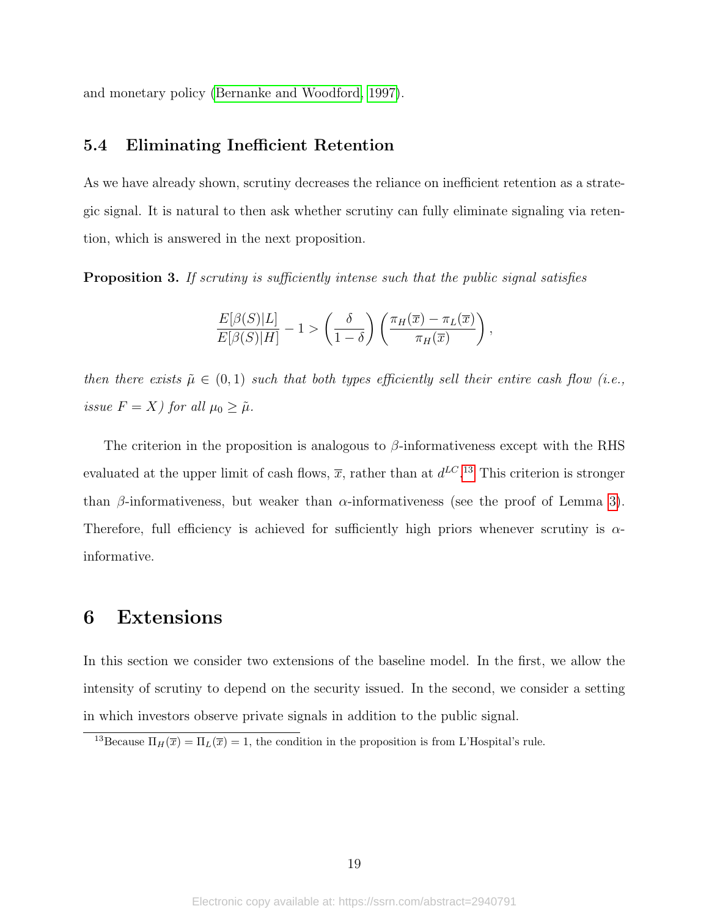and monetary policy (Bernanke and Woodford, 1997).

### 5.4 Eliminating Inefficient Retention

As we have already shown, scrutiny decreases the reliance on inefficient retention as a strategic signal. It is natural to then ask whether scrutiny can fully eliminate signaling via retention, which is answered in the next proposition.

**Proposition 3.** *If scrutiny is sufficiently intense such that the public signal satisfies*

$$\frac{E[\beta(S)|L]}{E[\beta(S)|H]} - 1 > \left(\frac{\delta}{1-\delta}\right)\left(\frac{\pi_H(\overline{x}) - \pi_L(\overline{x})}{\pi_H(\overline{x})}\right),$$

*then there exists $\tilde{\mu} \in (0,1)$ such that both types efficiently sell their entire cash flow (i.e., issue $F = X$) for all $\mu_0 \geq \tilde{\mu}$.*

The criterion in the proposition is analogous to $\beta$-informativeness except with the RHS evaluated at the upper limit of cash flows, $\overline{x}$, rather than at $d^{LC}$.[13] This criterion is stronger than $\beta$-informativeness, but weaker than $\alpha$-informativeness (see the proof of Lemma 3). Therefore, full efficiency is achieved for sufficiently high priors whenever scrutiny is $\alpha$-informative.

# 6 Extensions

In this section we consider two extensions of the baseline model. In the first, we allow the intensity of scrutiny to depend on the security issued. In the second, we consider a setting in which investors observe private signals in addition to the public signal.

[13] Because $\Pi_H(\overline{x}) = \Pi_L(\overline{x}) = 1$, the condition in the proposition is from L'Hospital's rule.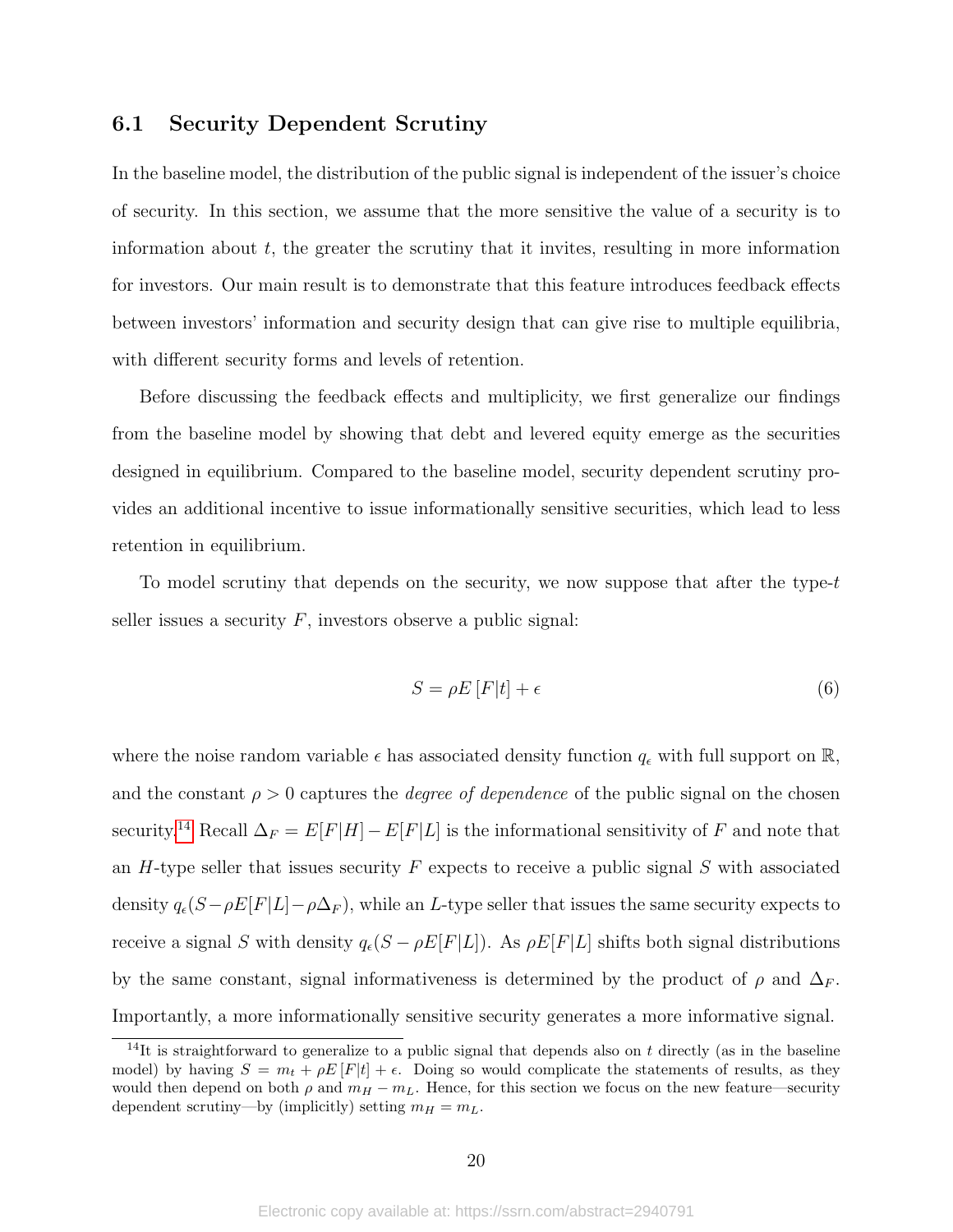## 6.1 Security Dependent Scrutiny

In the baseline model, the distribution of the public signal is independent of the issuer's choice of security. In this section, we assume that the more sensitive the value of a security is to information about $t$, the greater the scrutiny that it invites, resulting in more information for investors. Our main result is to demonstrate that this feature introduces feedback effects between investors' information and security design that can give rise to multiple equilibria, with different security forms and levels of retention.

Before discussing the feedback effects and multiplicity, we first generalize our findings from the baseline model by showing that debt and levered equity emerge as the securities designed in equilibrium. Compared to the baseline model, security dependent scrutiny provides an additional incentive to issue informationally sensitive securities, which lead to less retention in equilibrium.

To model scrutiny that depends on the security, we now suppose that after the type-$t$ seller issues a security $F$, investors observe a public signal:

$$S = \rho E[F|t] + \epsilon \tag{6}$$

where the noise random variable $\epsilon$ has associated density function $q_\epsilon$ with full support on $\mathbb{R}$, and the constant $\rho > 0$ captures the *degree of dependence* of the public signal on the chosen security.[14] Recall $\Delta_F = E[F|H] - E[F|L]$ is the informational sensitivity of $F$ and note that an $H$-type seller that issues security $F$ expects to receive a public signal $S$ with associated density $q_\epsilon(S - \rho E[F|L] - \rho\Delta_F)$, while an $L$-type seller that issues the same security expects to receive a signal $S$ with density $q_\epsilon(S - \rho E[F|L])$. As $\rho E[F|L]$ shifts both signal distributions by the same constant, signal informativeness is determined by the product of $\rho$ and $\Delta_F$. Importantly, a more informationally sensitive security generates a more informative signal.

[14] It is straightforward to generalize to a public signal that depends also on $t$ directly (as in the baseline model) by having $S = m_t + \rho E[F|t] + \epsilon$. Doing so would complicate the statements of results, as they would then depend on both $\rho$ and $m_H - m_L$. Hence, for this section we focus on the new feature—security dependent scrutiny—by (implicitly) setting $m_H = m_L$.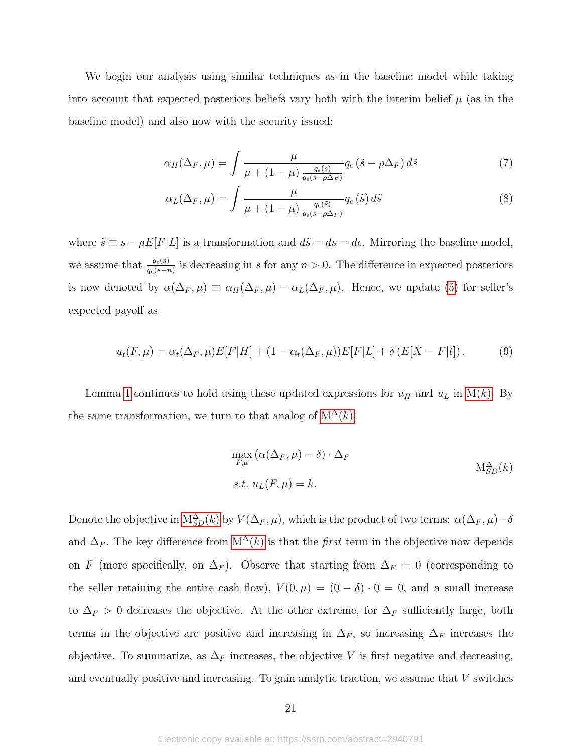We begin our analysis using similar techniques as in the baseline model while taking into account that expected posteriors beliefs vary both with the interim belief $\mu$ (as in the baseline model) and also now with the security issued:

$$\alpha_H(\Delta_F, \mu) = \int \frac{\mu}{\mu + (1-\mu)\frac{q_\epsilon(\tilde{s})}{q_\epsilon(\tilde{s}-\rho\Delta_F)}} q_\epsilon(\tilde{s} - \rho\Delta_F)\, d\tilde{s} \tag{7}$$

$$\alpha_L(\Delta_F, \mu) = \int \frac{\mu}{\mu + (1-\mu)\frac{q_\epsilon(\tilde{s})}{q_\epsilon(\tilde{s}-\rho\Delta_F)}} q_\epsilon(\tilde{s})\, d\tilde{s} \tag{8}$$

where $\tilde{s} \equiv s - \rho E[F|L]$ is a transformation and $d\tilde{s} = ds = d\epsilon$. Mirroring the baseline model, we assume that $\frac{q_\epsilon(s)}{q_\epsilon(s-n)}$ is decreasing in $s$ for any $n > 0$. The difference in expected posteriors is now denoted by $\alpha(\Delta_F, \mu) \equiv \alpha_H(\Delta_F, \mu) - \alpha_L(\Delta_F, \mu)$. Hence, we update (5) for seller's expected payoff as

$$u_t(F, \mu) = \alpha_t(\Delta_F, \mu)E[F|H] + (1 - \alpha_t(\Delta_F, \mu))E[F|L] + \delta\,(E[X - F|t])\,. \tag{9}$$

Lemma 1 continues to hold using these updated expressions for $u_H$ and $u_L$ in M($k$). By the same transformation, we turn to that analog of $\text{M}^{\Delta}(k)$:

$$\max_{F,\mu}\,(\alpha(\Delta_F, \mu) - \delta)\cdot \Delta_F \qquad \text{M}^{\Delta}_{SD}(k)$$
$$s.t.\ u_L(F, \mu) = k.$$

Denote the objective in $\text{M}^{\Delta}_{SD}(k)$ by $V(\Delta_F, \mu)$, which is the product of two terms: $\alpha(\Delta_F, \mu) - \delta$ and $\Delta_F$. The key difference from $\text{M}^{\Delta}(k)$ is that the *first* term in the objective now depends on $F$ (more specifically, on $\Delta_F$). Observe that starting from $\Delta_F = 0$ (corresponding to the seller retaining the entire cash flow), $V(0, \mu) = (0 - \delta)\cdot 0 = 0$, and a small increase to $\Delta_F > 0$ decreases the objective. At the other extreme, for $\Delta_F$ sufficiently large, both terms in the objective are positive and increasing in $\Delta_F$, so increasing $\Delta_F$ increases the objective. To summarize, as $\Delta_F$ increases, the objective $V$ is first negative and decreasing, and eventually positive and increasing. To gain analytic traction, we assume that $V$ switches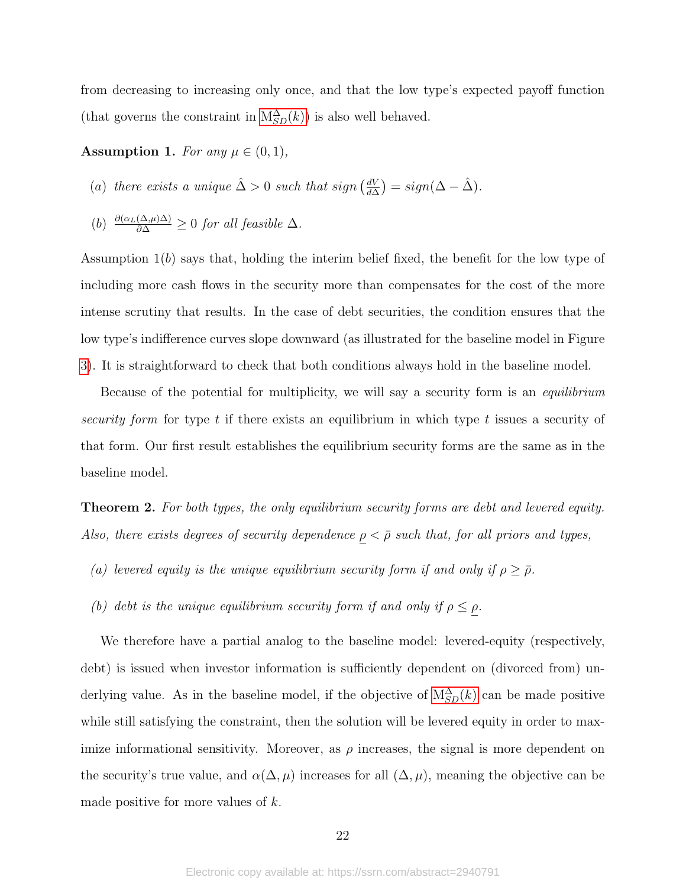from decreasing to increasing only once, and that the low type's expected payoff function (that governs the constraint in $\text{M}_{SD}^{\Delta}(k)$) is also well behaved.

**Assumption 1.** *For any $\mu \in (0, 1)$,*

(*a*) *there exists a unique $\hat{\Delta} > 0$ such that $sign\left(\frac{dV}{d\Delta}\right) = sign(\Delta - \hat{\Delta})$.*

(*b*) $\frac{\partial(\alpha_L(\Delta,\mu)\Delta)}{\partial\Delta} \geq 0$ *for all feasible $\Delta$.*

Assumption 1(*b*) says that, holding the interim belief fixed, the benefit for the low type of including more cash flows in the security more than compensates for the cost of the more intense scrutiny that results. In the case of debt securities, the condition ensures that the low type's indifference curves slope downward (as illustrated for the baseline model in Figure 3). It is straightforward to check that both conditions always hold in the baseline model.

Because of the potential for multiplicity, we will say a security form is an *equilibrium security form* for type $t$ if there exists an equilibrium in which type $t$ issues a security of that form. Our first result establishes the equilibrium security forms are the same as in the baseline model.

**Theorem 2.** *For both types, the only equilibrium security forms are debt and levered equity. Also, there exists degrees of security dependence $\underline{\rho} < \bar{\rho}$ such that, for all priors and types,*

(*a*) *levered equity is the unique equilibrium security form if and only if $\rho \geq \bar{\rho}$.*

(*b*) *debt is the unique equilibrium security form if and only if $\rho \leq \underline{\rho}$.*

We therefore have a partial analog to the baseline model: levered-equity (respectively, debt) is issued when investor information is sufficiently dependent on (divorced from) underlying value. As in the baseline model, if the objective of $\text{M}_{SD}^{\Delta}(k)$ can be made positive while still satisfying the constraint, then the solution will be levered equity in order to maximize informational sensitivity. Moreover, as $\rho$ increases, the signal is more dependent on the security's true value, and $\alpha(\Delta, \mu)$ increases for all $(\Delta, \mu)$, meaning the objective can be made positive for more values of $k$.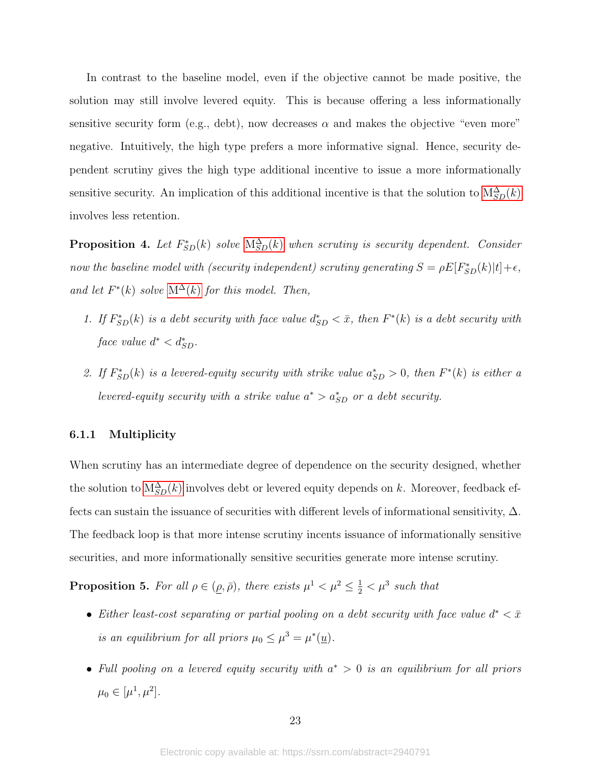In contrast to the baseline model, even if the objective cannot be made positive, the solution may still involve levered equity. This is because offering a less informationally sensitive security form (e.g., debt), now decreases $\alpha$ and makes the objective "even more" negative. Intuitively, the high type prefers a more informative signal. Hence, security dependent scrutiny gives the high type additional incentive to issue a more informationally sensitive security. An implication of this additional incentive is that the solution to $\mathrm{M}^{\Delta}_{SD}(k)$ involves less retention.

**Proposition 4.** *Let $F^*_{SD}(k)$ solve $\mathrm{M}^{\Delta}_{SD}(k)$ when scrutiny is security dependent. Consider now the baseline model with (security independent) scrutiny generating $S = \rho E[F^*_{SD}(k)|t] + \epsilon$, and let $F^*(k)$ solve $\mathrm{M}^{\Delta}(k)$ for this model. Then,*

1. *If $F^*_{SD}(k)$ is a debt security with face value $d^*_{SD} < \bar{x}$, then $F^*(k)$ is a debt security with face value $d^* < d^*_{SD}$.*
2. *If $F^*_{SD}(k)$ is a levered-equity security with strike value $a^*_{SD} > 0$, then $F^*(k)$ is either a levered-equity security with a strike value $a^* > a^*_{SD}$ or a debt security.*

### 6.1.1 Multiplicity

When scrutiny has an intermediate degree of dependence on the security designed, whether the solution to $\mathrm{M}^{\Delta}_{SD}(k)$ involves debt or levered equity depends on $k$. Moreover, feedback effects can sustain the issuance of securities with different levels of informational sensitivity, $\Delta$. The feedback loop is that more intense scrutiny incents issuance of informationally sensitive securities, and more informationally sensitive securities generate more intense scrutiny.

**Proposition 5.** *For all $\rho \in (\underline{\rho}, \bar{\rho})$, there exists $\mu^1 < \mu^2 \leq \frac{1}{2} < \mu^3$ such that*

- *Either least-cost separating or partial pooling on a debt security with face value $d^* < \bar{x}$ is an equilibrium for all priors $\mu_0 \leq \mu^3 = \mu^*(\underline{u})$.*
- *Full pooling on a levered equity security with $a^* > 0$ is an equilibrium for all priors $\mu_0 \in [\mu^1, \mu^2]$.*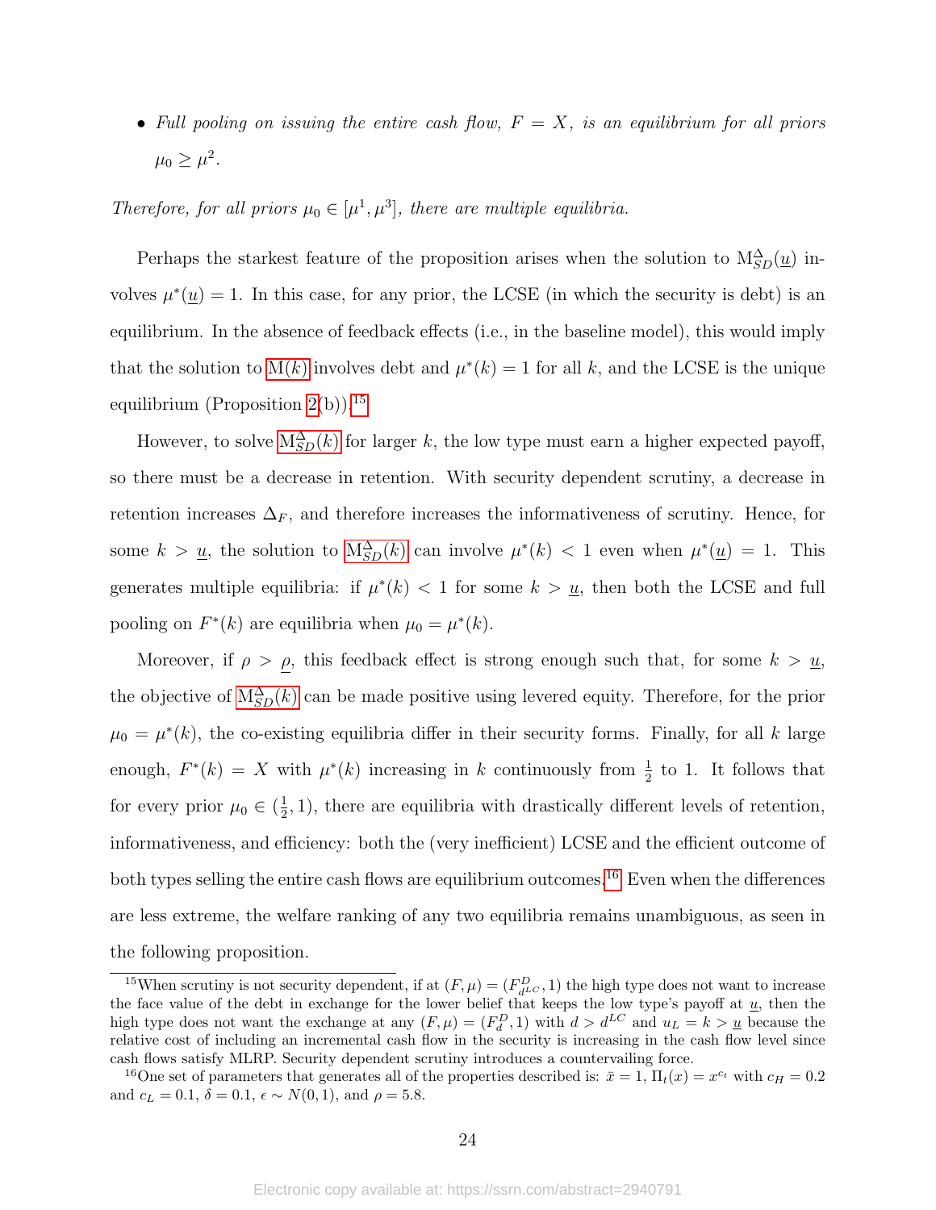- *Full pooling on issuing the entire cash flow, $F = X$, is an equilibrium for all priors $\mu_0 \geq \mu^2$.*

*Therefore, for all priors $\mu_0 \in [\mu^1, \mu^3]$, there are multiple equilibria.*

Perhaps the starkest feature of the proposition arises when the solution to $\mathrm{M}_{SD}^{\Delta}(\underline{u})$ involves $\mu^*(\underline{u}) = 1$. In this case, for any prior, the LCSE (in which the security is debt) is an equilibrium. In the absence of feedback effects (i.e., in the baseline model), this would imply that the solution to $\mathrm{M}(k)$ involves debt and $\mu^*(k) = 1$ for all $k$, and the LCSE is the unique equilibrium (Proposition 2(b)).[15]

However, to solve $\mathrm{M}_{SD}^{\Delta}(k)$ for larger $k$, the low type must earn a higher expected payoff, so there must be a decrease in retention. With security dependent scrutiny, a decrease in retention increases $\Delta_F$, and therefore increases the informativeness of scrutiny. Hence, for some $k > \underline{u}$, the solution to $\mathrm{M}_{SD}^{\Delta}(k)$ can involve $\mu^*(k) < 1$ even when $\mu^*(\underline{u}) = 1$. This generates multiple equilibria: if $\mu^*(k) < 1$ for some $k > \underline{u}$, then both the LCSE and full pooling on $F^*(k)$ are equilibria when $\mu_0 = \mu^*(k)$.

Moreover, if $\rho > \underline{\rho}$, this feedback effect is strong enough such that, for some $k > \underline{u}$, the objective of $\mathrm{M}_{SD}^{\Delta}(k)$ can be made positive using levered equity. Therefore, for the prior $\mu_0 = \mu^*(k)$, the co-existing equilibria differ in their security forms. Finally, for all $k$ large enough, $F^*(k) = X$ with $\mu^*(k)$ increasing in $k$ continuously from $\frac{1}{2}$ to 1. It follows that for every prior $\mu_0 \in (\frac{1}{2}, 1)$, there are equilibria with drastically different levels of retention, informativeness, and efficiency: both the (very inefficient) LCSE and the efficient outcome of both types selling the entire cash flows are equilibrium outcomes.[16] Even when the differences are less extreme, the welfare ranking of any two equilibria remains unambiguous, as seen in the following proposition.

[15] When scrutiny is not security dependent, if at $(F, \mu) = (F^D_{d^{LC}}, 1)$ the high type does not want to increase the face value of the debt in exchange for the lower belief that keeps the low type's payoff at $\underline{u}$, then the high type does not want the exchange at any $(F, \mu) = (F^D_d, 1)$ with $d > d^{LC}$ and $u_L = k > \underline{u}$ because the relative cost of including an incremental cash flow in the security is increasing in the cash flow level since cash flows satisfy MLRP. Security dependent scrutiny introduces a countervailing force.

[16] One set of parameters that generates all of the properties described is: $\bar{x} = 1$, $\Pi_t(x) = x^{c_t}$ with $c_H = 0.2$ and $c_L = 0.1$, $\delta = 0.1$, $\epsilon \sim N(0, 1)$, and $\rho = 5.8$.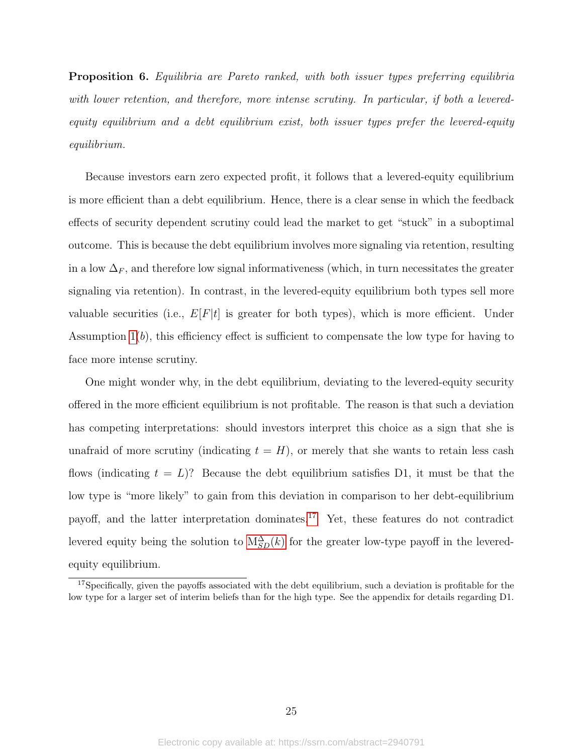**Proposition 6.** *Equilibria are Pareto ranked, with both issuer types preferring equilibria with lower retention, and therefore, more intense scrutiny. In particular, if both a levered-equity equilibrium and a debt equilibrium exist, both issuer types prefer the levered-equity equilibrium.*

Because investors earn zero expected profit, it follows that a levered-equity equilibrium is more efficient than a debt equilibrium. Hence, there is a clear sense in which the feedback effects of security dependent scrutiny could lead the market to get "stuck" in a suboptimal outcome. This is because the debt equilibrium involves more signaling via retention, resulting in a low $\Delta_F$, and therefore low signal informativeness (which, in turn necessitates the greater signaling via retention). In contrast, in the levered-equity equilibrium both types sell more valuable securities (i.e., $E[F|t]$ is greater for both types), which is more efficient. Under Assumption 1(*b*), this efficiency effect is sufficient to compensate the low type for having to face more intense scrutiny.

One might wonder why, in the debt equilibrium, deviating to the levered-equity security offered in the more efficient equilibrium is not profitable. The reason is that such a deviation has competing interpretations: should investors interpret this choice as a sign that she is unafraid of more scrutiny (indicating $t = H$), or merely that she wants to retain less cash flows (indicating $t = L$)? Because the debt equilibrium satisfies D1, it must be that the low type is "more likely" to gain from this deviation in comparison to her debt-equilibrium payoff, and the latter interpretation dominates.[17] Yet, these features do not contradict levered equity being the solution to $\mathrm{M}^{\Delta}_{SD}(k)$ for the greater low-type payoff in the levered-equity equilibrium.

[17] Specifically, given the payoffs associated with the debt equilibrium, such a deviation is profitable for the low type for a larger set of interim beliefs than for the high type. See the appendix for details regarding D1.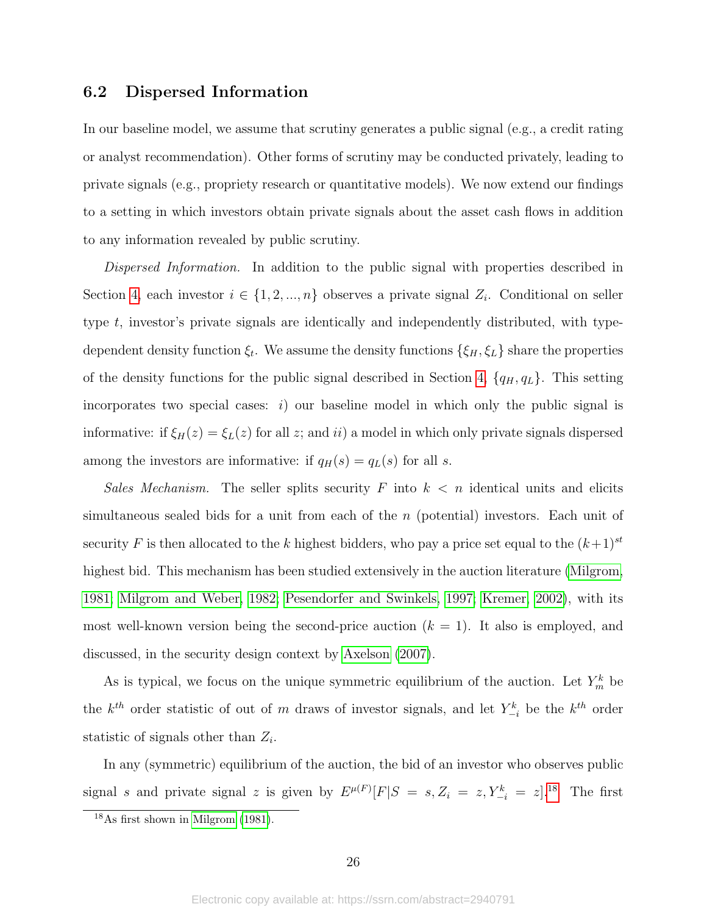### 6.2 Dispersed Information

In our baseline model, we assume that scrutiny generates a public signal (e.g., a credit rating or analyst recommendation). Other forms of scrutiny may be conducted privately, leading to private signals (e.g., propriety research or quantitative models). We now extend our findings to a setting in which investors obtain private signals about the asset cash flows in addition to any information revealed by public scrutiny.

*Dispersed Information.* In addition to the public signal with properties described in Section 4, each investor $i \in \{1, 2, ..., n\}$ observes a private signal $Z_i$. Conditional on seller type $t$, investor's private signals are identically and independently distributed, with type-dependent density function $\xi_t$. We assume the density functions $\{\xi_H, \xi_L\}$ share the properties of the density functions for the public signal described in Section 4, $\{q_H, q_L\}$. This setting incorporates two special cases: *i)* our baseline model in which only the public signal is informative: if $\xi_H(z) = \xi_L(z)$ for all $z$; and *ii)* a model in which only private signals dispersed among the investors are informative: if $q_H(s) = q_L(s)$ for all $s$.

*Sales Mechanism.* The seller splits security $F$ into $k < n$ identical units and elicits simultaneous sealed bids for a unit from each of the $n$ (potential) investors. Each unit of security $F$ is then allocated to the $k$ highest bidders, who pay a price set equal to the $(k+1)^{st}$ highest bid. This mechanism has been studied extensively in the auction literature (Milgrom, 1981; Milgrom and Weber, 1982; Pesendorfer and Swinkels, 1997; Kremer, 2002), with its most well-known version being the second-price auction ($k = 1$). It also is employed, and discussed, in the security design context by Axelson (2007).

As is typical, we focus on the unique symmetric equilibrium of the auction. Let $Y_m^k$ be the $k^{th}$ order statistic of out of $m$ draws of investor signals, and let $Y_{-i}^k$ be the $k^{th}$ order statistic of signals other than $Z_i$.

In any (symmetric) equilibrium of the auction, the bid of an investor who observes public signal $s$ and private signal $z$ is given by $E^{\mu(F)}[F|S = s, Z_i = z, Y_{-i}^k = z]$.[18] The first

[18] As first shown in Milgrom (1981).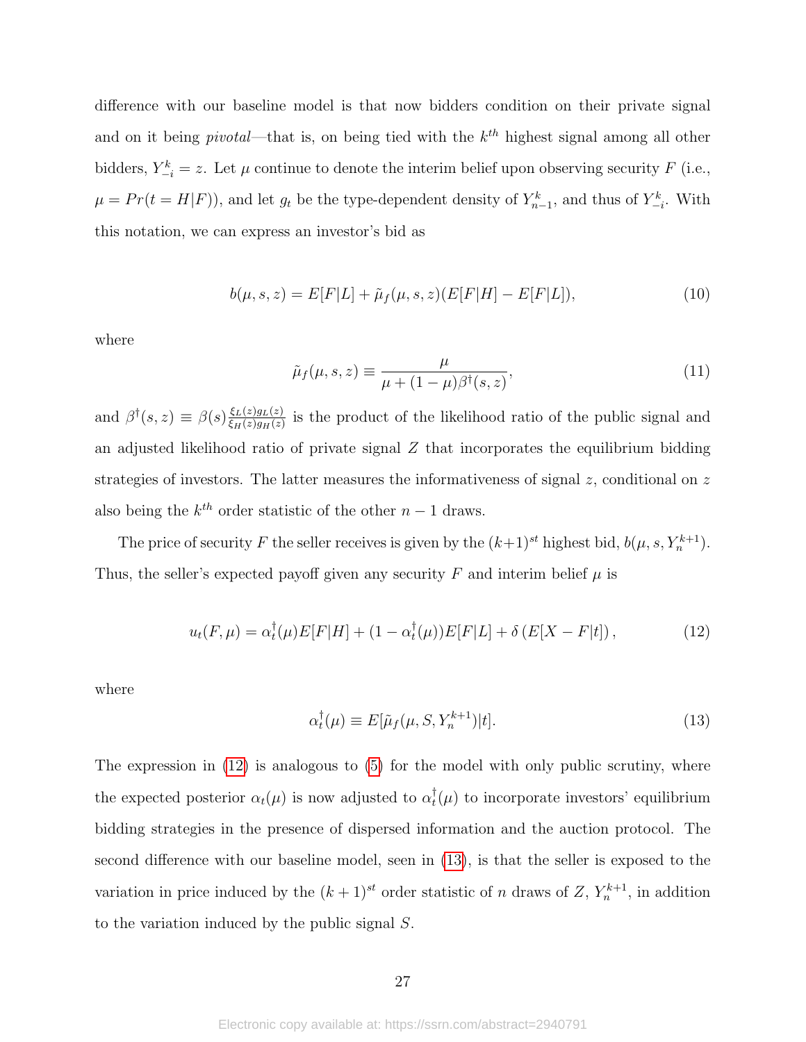difference with our baseline model is that now bidders condition on their private signal and on it being *pivotal*—that is, on being tied with the $k^{th}$ highest signal among all other bidders, $Y_{-i}^k = z$. Let $\mu$ continue to denote the interim belief upon observing security $F$ (i.e., $\mu = Pr(t = H|F)$), and let $g_t$ be the type-dependent density of $Y_{n-1}^k$, and thus of $Y_{-i}^k$. With this notation, we can express an investor's bid as

$$b(\mu, s, z) = E[F|L] + \tilde{\mu}_f(\mu, s, z)(E[F|H] - E[F|L]), \tag{10}$$

where

$$\tilde{\mu}_f(\mu, s, z) \equiv \frac{\mu}{\mu + (1-\mu)\beta^\dagger(s, z)}, \tag{11}$$

and $\beta^\dagger(s, z) \equiv \beta(s)\frac{\xi_L(z)g_L(z)}{\xi_H(z)g_H(z)}$ is the product of the likelihood ratio of the public signal and an adjusted likelihood ratio of private signal $Z$ that incorporates the equilibrium bidding strategies of investors. The latter measures the informativeness of signal $z$, conditional on $z$ also being the $k^{th}$ order statistic of the other $n-1$ draws.

The price of security $F$ the seller receives is given by the $(k+1)^{st}$ highest bid, $b(\mu, s, Y_n^{k+1})$. Thus, the seller's expected payoff given any security $F$ and interim belief $\mu$ is

$$u_t(F, \mu) = \alpha_t^\dagger(\mu)E[F|H] + (1 - \alpha_t^\dagger(\mu))E[F|L] + \delta\left(E[X - F|t]\right), \tag{12}$$

where

$$\alpha_t^\dagger(\mu) \equiv E[\tilde{\mu}_f(\mu, S, Y_n^{k+1})|t]. \tag{13}$$

The expression in (12) is analogous to (5) for the model with only public scrutiny, where the expected posterior $\alpha_t(\mu)$ is now adjusted to $\alpha_t^\dagger(\mu)$ to incorporate investors' equilibrium bidding strategies in the presence of dispersed information and the auction protocol. The second difference with our baseline model, seen in (13), is that the seller is exposed to the variation in price induced by the $(k+1)^{st}$ order statistic of $n$ draws of $Z$, $Y_n^{k+1}$, in addition to the variation induced by the public signal $S$.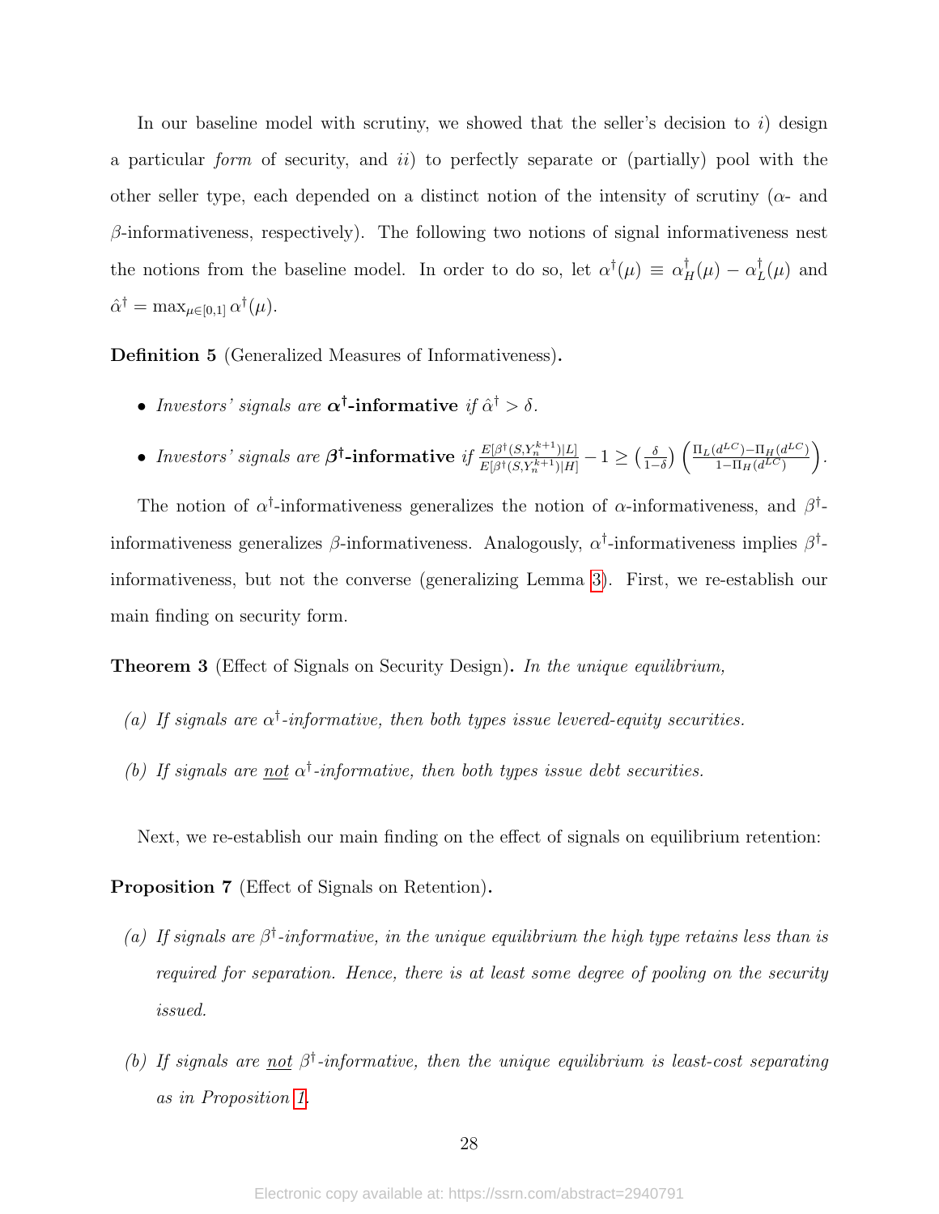In our baseline model with scrutiny, we showed that the seller's decision to *i)* design a particular *form* of security, and *ii)* to perfectly separate or (partially) pool with the other seller type, each depended on a distinct notion of the intensity of scrutiny ($\alpha$- and $\beta$-informativeness, respectively). The following two notions of signal informativeness nest the notions from the baseline model. In order to do so, let $\alpha^\dagger(\mu) \equiv \alpha_H^\dagger(\mu) - \alpha_L^\dagger(\mu)$ and $\hat{\alpha}^\dagger = \max_{\mu \in [0,1]} \alpha^\dagger(\mu)$.

**Definition 5** (Generalized Measures of Informativeness)**.**

- *Investors' signals are* $\boldsymbol{\alpha^\dagger}$**-informative** *if* $\hat{\alpha}^\dagger > \delta$.
- *Investors' signals are* $\boldsymbol{\beta^\dagger}$**-informative** *if* $\frac{E[\beta^\dagger(S,Y_n^{k+1})|L]}{E[\beta^\dagger(S,Y_n^{k+1})|H]} - 1 \geq \left(\frac{\delta}{1-\delta}\right)\left(\frac{\Pi_L(d^{LC})-\Pi_H(d^{LC})}{1-\Pi_H(d^{LC})}\right)$.

The notion of $\alpha^\dagger$-informativeness generalizes the notion of $\alpha$-informativeness, and $\beta^\dagger$-informativeness generalizes $\beta$-informativeness. Analogously, $\alpha^\dagger$-informativeness implies $\beta^\dagger$-informativeness, but not the converse (generalizing Lemma 3). First, we re-establish our main finding on security form.

**Theorem 3** (Effect of Signals on Security Design)**.** *In the unique equilibrium,*

*(a) If signals are $\alpha^\dagger$-informative, then both types issue levered-equity securities.*

*(b) If signals are <u>not</u> $\alpha^\dagger$-informative, then both types issue debt securities.*

Next, we re-establish our main finding on the effect of signals on equilibrium retention:

**Proposition 7** (Effect of Signals on Retention)**.**

*(a) If signals are $\beta^\dagger$-informative, in the unique equilibrium the high type retains less than is required for separation. Hence, there is at least some degree of pooling on the security issued.*

*(b) If signals are <u>not</u> $\beta^\dagger$-informative, then the unique equilibrium is least-cost separating as in Proposition 1.*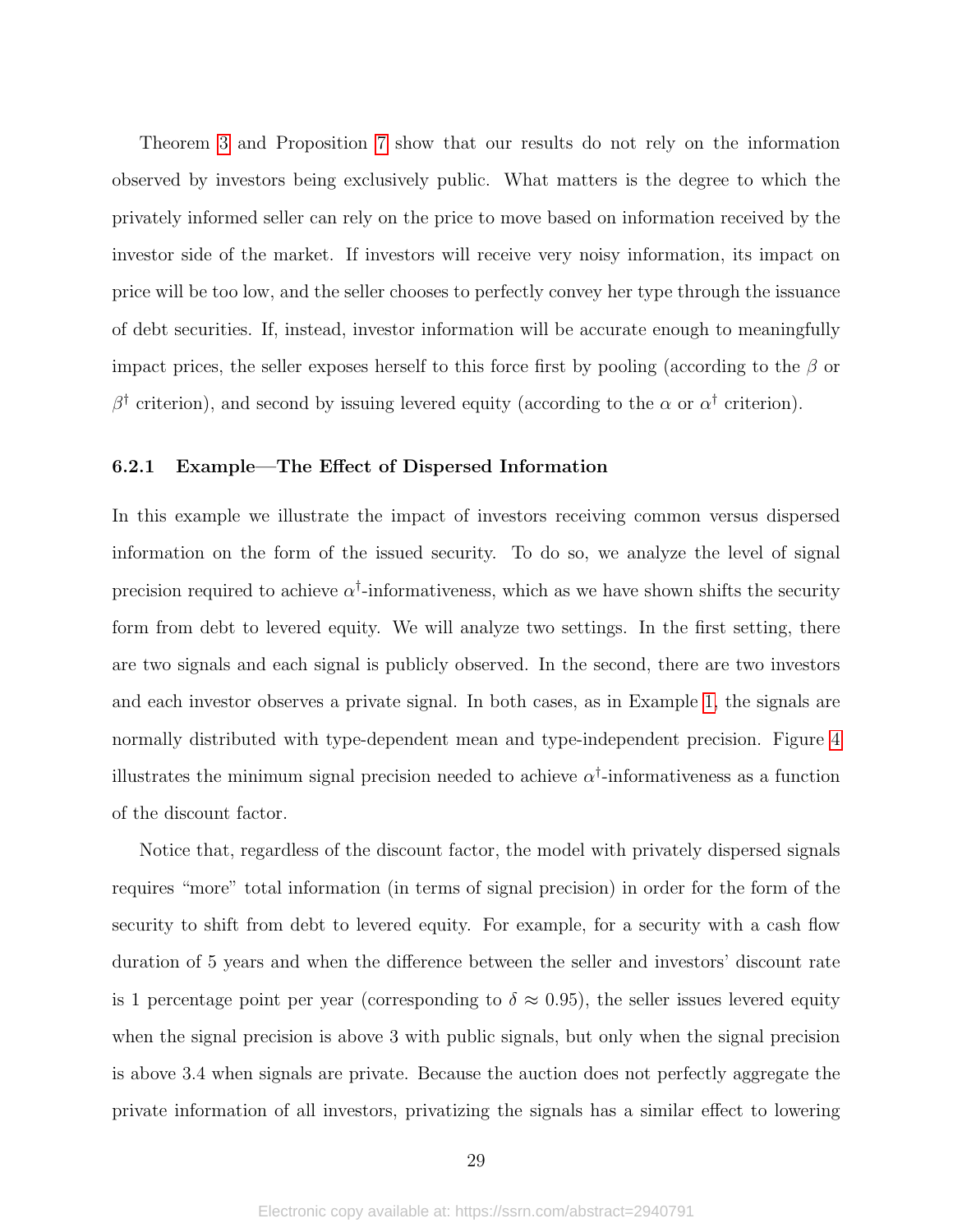Theorem 3 and Proposition 7 show that our results do not rely on the information observed by investors being exclusively public. What matters is the degree to which the privately informed seller can rely on the price to move based on information received by the investor side of the market. If investors will receive very noisy information, its impact on price will be too low, and the seller chooses to perfectly convey her type through the issuance of debt securities. If, instead, investor information will be accurate enough to meaningfully impact prices, the seller exposes herself to this force first by pooling (according to the $\beta$ or $\beta^{\dagger}$ criterion), and second by issuing levered equity (according to the $\alpha$ or $\alpha^{\dagger}$ criterion).

### 6.2.1 Example—The Effect of Dispersed Information

In this example we illustrate the impact of investors receiving common versus dispersed information on the form of the issued security. To do so, we analyze the level of signal precision required to achieve $\alpha^{\dagger}$-informativeness, which as we have shown shifts the security form from debt to levered equity. We will analyze two settings. In the first setting, there are two signals and each signal is publicly observed. In the second, there are two investors and each investor observes a private signal. In both cases, as in Example 1, the signals are normally distributed with type-dependent mean and type-independent precision. Figure 4 illustrates the minimum signal precision needed to achieve $\alpha^{\dagger}$-informativeness as a function of the discount factor.

Notice that, regardless of the discount factor, the model with privately dispersed signals requires "more" total information (in terms of signal precision) in order for the form of the security to shift from debt to levered equity. For example, for a security with a cash flow duration of 5 years and when the difference between the seller and investors' discount rate is 1 percentage point per year (corresponding to $\delta \approx 0.95$), the seller issues levered equity when the signal precision is above 3 with public signals, but only when the signal precision is above 3.4 when signals are private. Because the auction does not perfectly aggregate the private information of all investors, privatizing the signals has a similar effect to lowering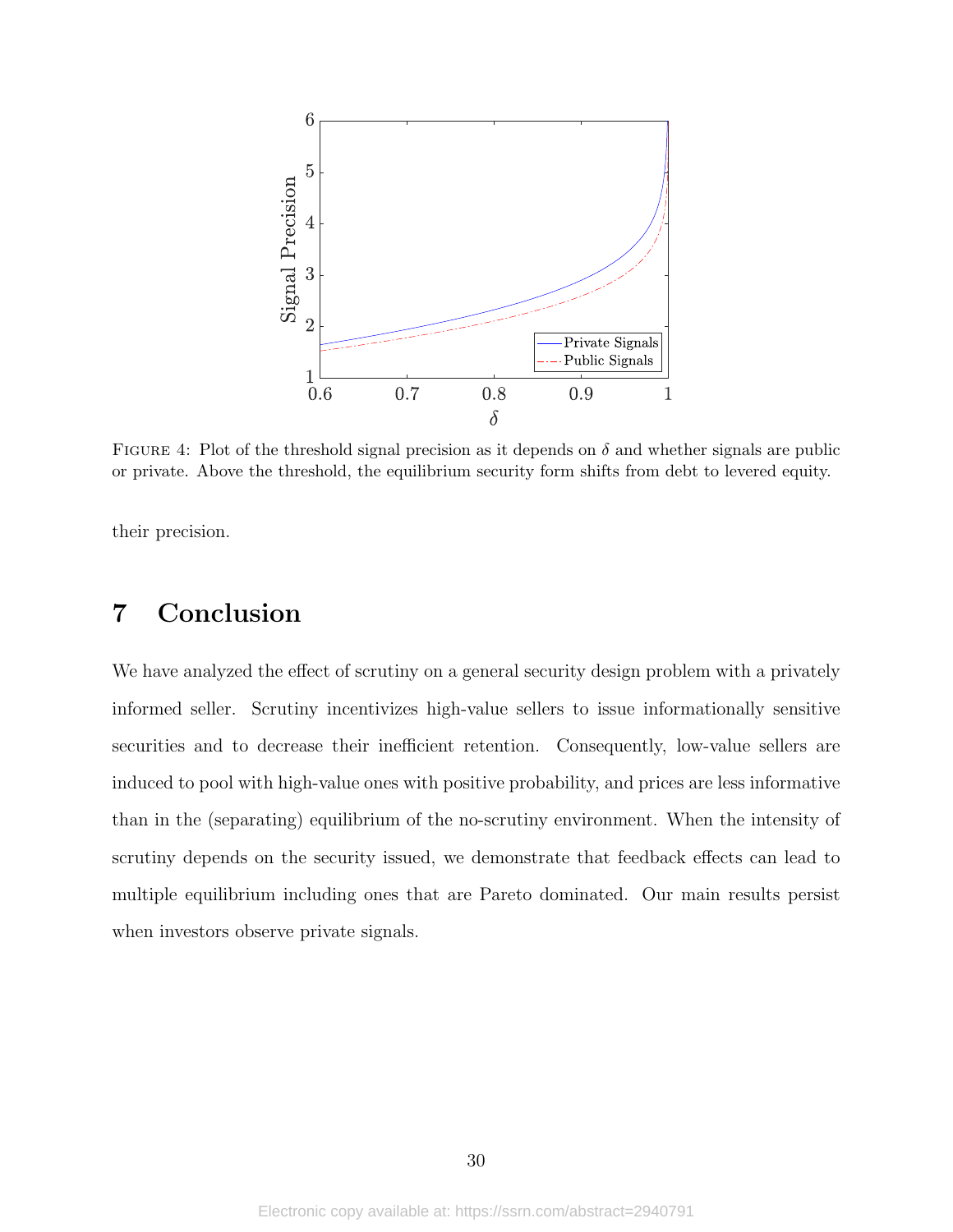FIGURE 4: Plot of the threshold signal precision as it depends on $\delta$ and whether signals are public or private. Above the threshold, the equilibrium security form shifts from debt to levered equity.

their precision.

## 7 Conclusion

We have analyzed the effect of scrutiny on a general security design problem with a privately informed seller. Scrutiny incentivizes high-value sellers to issue informationally sensitive securities and to decrease their inefficient retention. Consequently, low-value sellers are induced to pool with high-value ones with positive probability, and prices are less informative than in the (separating) equilibrium of the no-scrutiny environment. When the intensity of scrutiny depends on the security issued, we demonstrate that feedback effects can lead to multiple equilibrium including ones that are Pareto dominated. Our main results persist when investors observe private signals.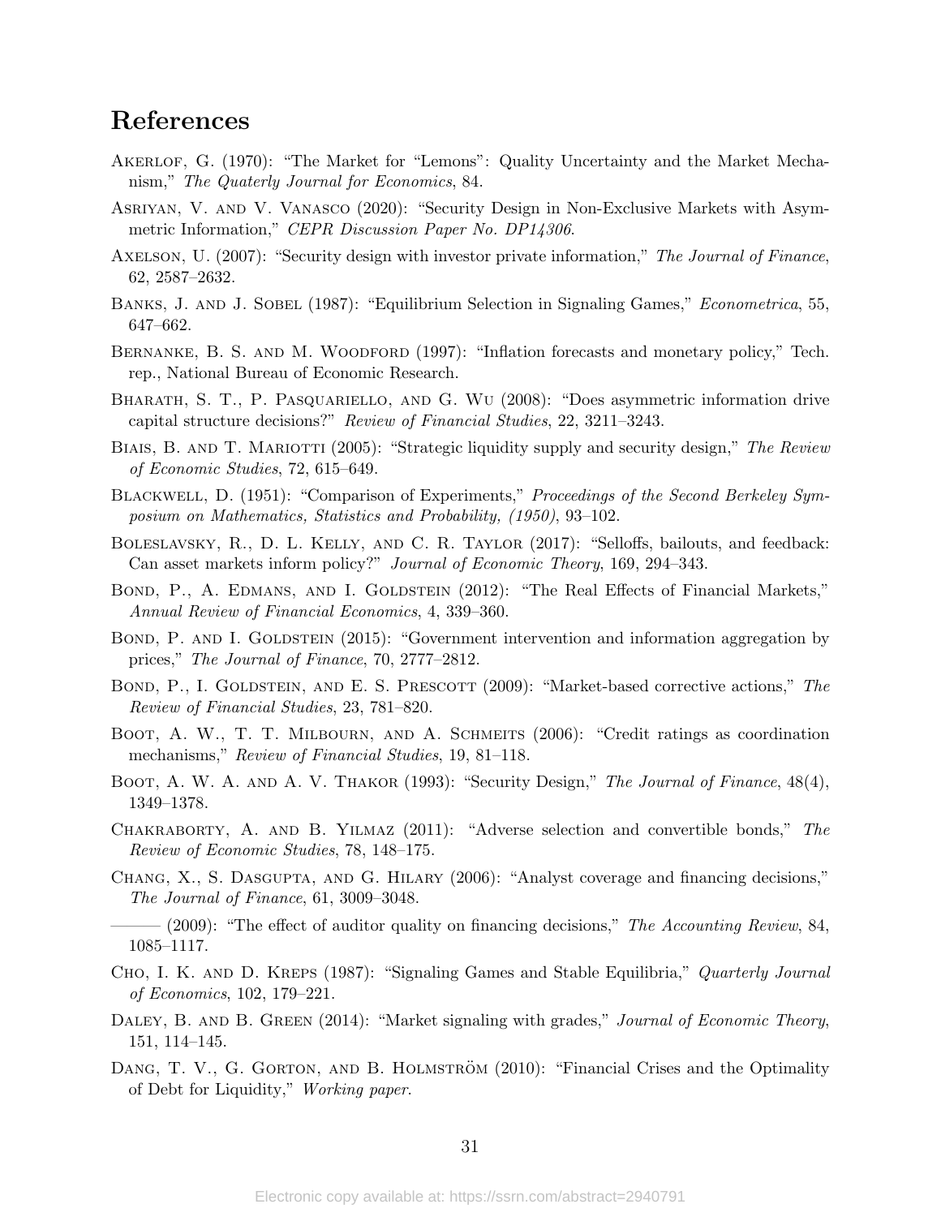## References

Akerlof, G. (1970): "The Market for "Lemons": Quality Uncertainty and the Market Mechanism," *The Quaterly Journal for Economics*, 84.

Asriyan, V. and V. Vanasco (2020): "Security Design in Non-Exclusive Markets with Asymmetric Information," *CEPR Discussion Paper No. DP14306*.

Axelson, U. (2007): "Security design with investor private information," *The Journal of Finance*, 62, 2587–2632.

Banks, J. and J. Sobel (1987): "Equilibrium Selection in Signaling Games," *Econometrica*, 55, 647–662.

Bernanke, B. S. and M. Woodford (1997): "Inflation forecasts and monetary policy," Tech. rep., National Bureau of Economic Research.

Bharath, S. T., P. Pasquariello, and G. Wu (2008): "Does asymmetric information drive capital structure decisions?" *Review of Financial Studies*, 22, 3211–3243.

Biais, B. and T. Mariotti (2005): "Strategic liquidity supply and security design," *The Review of Economic Studies*, 72, 615–649.

Blackwell, D. (1951): "Comparison of Experiments," *Proceedings of the Second Berkeley Symposium on Mathematics, Statistics and Probability, (1950)*, 93–102.

Boleslavsky, R., D. L. Kelly, and C. R. Taylor (2017): "Selloffs, bailouts, and feedback: Can asset markets inform policy?" *Journal of Economic Theory*, 169, 294–343.

Bond, P., A. Edmans, and I. Goldstein (2012): "The Real Effects of Financial Markets," *Annual Review of Financial Economics*, 4, 339–360.

Bond, P. and I. Goldstein (2015): "Government intervention and information aggregation by prices," *The Journal of Finance*, 70, 2777–2812.

Bond, P., I. Goldstein, and E. S. Prescott (2009): "Market-based corrective actions," *The Review of Financial Studies*, 23, 781–820.

Boot, A. W., T. T. Milbourn, and A. Schmeits (2006): "Credit ratings as coordination mechanisms," *Review of Financial Studies*, 19, 81–118.

Boot, A. W. A. and A. V. Thakor (1993): "Security Design," *The Journal of Finance*, 48(4), 1349–1378.

Chakraborty, A. and B. Yilmaz (2011): "Adverse selection and convertible bonds," *The Review of Economic Studies*, 78, 148–175.

Chang, X., S. Dasgupta, and G. Hilary (2006): "Analyst coverage and financing decisions," *The Journal of Finance*, 61, 3009–3048.

——— (2009): "The effect of auditor quality on financing decisions," *The Accounting Review*, 84, 1085–1117.

Cho, I. K. and D. Kreps (1987): "Signaling Games and Stable Equilibria," *Quarterly Journal of Economics*, 102, 179–221.

Daley, B. and B. Green (2014): "Market signaling with grades," *Journal of Economic Theory*, 151, 114–145.

Dang, T. V., G. Gorton, and B. Holmström (2010): "Financial Crises and the Optimality of Debt for Liquidity," *Working paper*.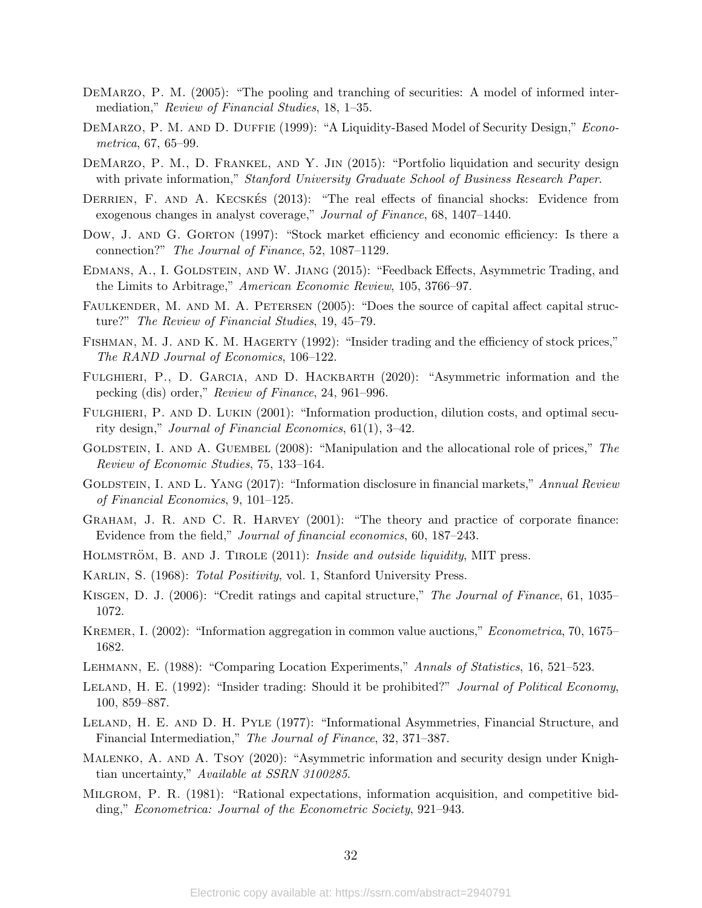DeMarzo, P. M. (2005): "The pooling and tranching of securities: A model of informed intermediation," *Review of Financial Studies*, 18, 1–35.

DeMarzo, P. M. and D. Duffie (1999): "A Liquidity-Based Model of Security Design," *Econometrica*, 67, 65–99.

DeMarzo, P. M., D. Frankel, and Y. Jin (2015): "Portfolio liquidation and security design with private information," *Stanford University Graduate School of Business Research Paper*.

Derrien, F. and A. Kecskés (2013): "The real effects of financial shocks: Evidence from exogenous changes in analyst coverage," *Journal of Finance*, 68, 1407–1440.

Dow, J. and G. Gorton (1997): "Stock market efficiency and economic efficiency: Is there a connection?" *The Journal of Finance*, 52, 1087–1129.

Edmans, A., I. Goldstein, and W. Jiang (2015): "Feedback Effects, Asymmetric Trading, and the Limits to Arbitrage," *American Economic Review*, 105, 3766–97.

Faulkender, M. and M. A. Petersen (2005): "Does the source of capital affect capital structure?" *The Review of Financial Studies*, 19, 45–79.

Fishman, M. J. and K. M. Hagerty (1992): "Insider trading and the efficiency of stock prices," *The RAND Journal of Economics*, 106–122.

Fulghieri, P., D. Garcia, and D. Hackbarth (2020): "Asymmetric information and the pecking (dis) order," *Review of Finance*, 24, 961–996.

Fulghieri, P. and D. Lukin (2001): "Information production, dilution costs, and optimal security design," *Journal of Financial Economics*, 61(1), 3–42.

Goldstein, I. and A. Guembel (2008): "Manipulation and the allocational role of prices," *The Review of Economic Studies*, 75, 133–164.

Goldstein, I. and L. Yang (2017): "Information disclosure in financial markets," *Annual Review of Financial Economics*, 9, 101–125.

Graham, J. R. and C. R. Harvey (2001): "The theory and practice of corporate finance: Evidence from the field," *Journal of financial economics*, 60, 187–243.

Holmström, B. and J. Tirole (2011): *Inside and outside liquidity*, MIT press.

Karlin, S. (1968): *Total Positivity*, vol. 1, Stanford University Press.

Kisgen, D. J. (2006): "Credit ratings and capital structure," *The Journal of Finance*, 61, 1035–1072.

Kremer, I. (2002): "Information aggregation in common value auctions," *Econometrica*, 70, 1675–1682.

Lehmann, E. (1988): "Comparing Location Experiments," *Annals of Statistics*, 16, 521–523.

Leland, H. E. (1992): "Insider trading: Should it be prohibited?" *Journal of Political Economy*, 100, 859–887.

Leland, H. E. and D. H. Pyle (1977): "Informational Asymmetries, Financial Structure, and Financial Intermediation," *The Journal of Finance*, 32, 371–387.

Malenko, A. and A. Tsoy (2020): "Asymmetric information and security design under Knightian uncertainty," *Available at SSRN 3100285*.

Milgrom, P. R. (1981): "Rational expectations, information acquisition, and competitive bidding," *Econometrica: Journal of the Econometric Society*, 921–943.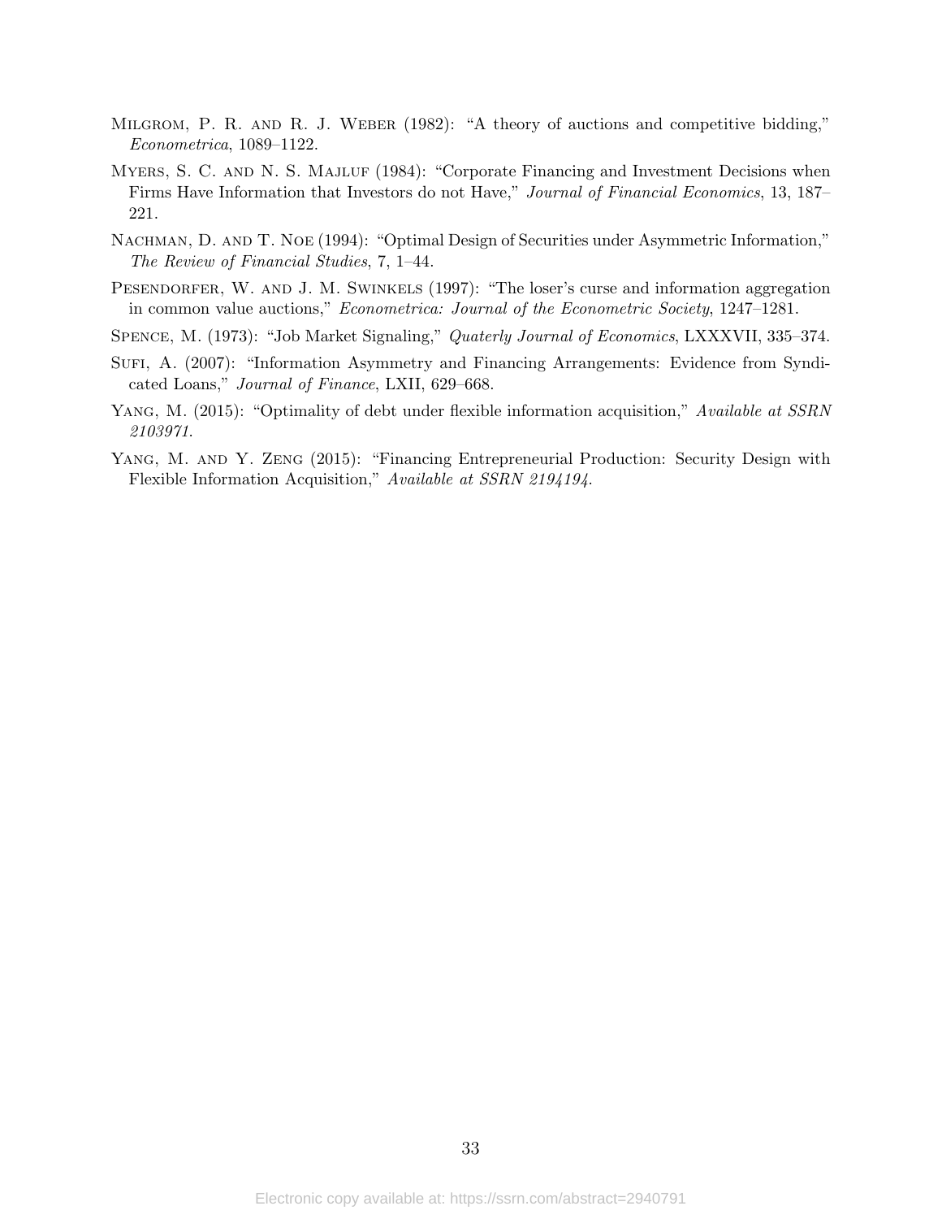Milgrom, P. R. and R. J. Weber (1982): "A theory of auctions and competitive bidding," *Econometrica*, 1089–1122.

Myers, S. C. and N. S. Majluf (1984): "Corporate Financing and Investment Decisions when Firms Have Information that Investors do not Have," *Journal of Financial Economics*, 13, 187–221.

Nachman, D. and T. Noe (1994): "Optimal Design of Securities under Asymmetric Information," *The Review of Financial Studies*, 7, 1–44.

Pesendorfer, W. and J. M. Swinkels (1997): "The loser's curse and information aggregation in common value auctions," *Econometrica: Journal of the Econometric Society*, 1247–1281.

Spence, M. (1973): "Job Market Signaling," *Quaterly Journal of Economics*, LXXXVII, 335–374.

Sufi, A. (2007): "Information Asymmetry and Financing Arrangements: Evidence from Syndicated Loans," *Journal of Finance*, LXII, 629–668.

Yang, M. (2015): "Optimality of debt under flexible information acquisition," *Available at SSRN 2103971*.

Yang, M. and Y. Zeng (2015): "Financing Entrepreneurial Production: Security Design with Flexible Information Acquisition," *Available at SSRN 2194194*.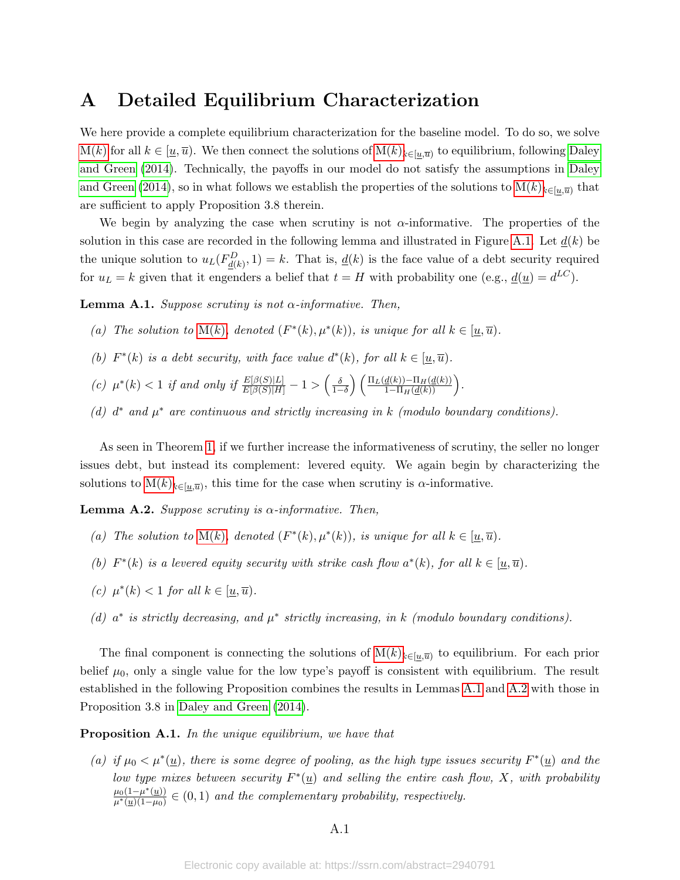# A Detailed Equilibrium Characterization

We here provide a complete equilibrium characterization for the baseline model. To do so, we solve M($k$) for all $k \in [\underline{u}, \overline{u})$. We then connect the solutions of $\text{M}(k)_{k \in [\underline{u}, \overline{u})}$ to equilibrium, following Daley and Green (2014). Technically, the payoffs in our model do not satisfy the assumptions in Daley and Green (2014), so in what follows we establish the properties of the solutions to $\text{M}(k)_{k \in [\underline{u}, \overline{u})}$ that are sufficient to apply Proposition 3.8 therein.

We begin by analyzing the case when scrutiny is not $\alpha$-informative. The properties of the solution in this case are recorded in the following lemma and illustrated in Figure A.1. Let $\underline{d}(k)$ be the unique solution to $u_L(F^D_{\underline{d}(k)}, 1) = k$. That is, $\underline{d}(k)$ is the face value of a debt security required for $u_L = k$ given that it engenders a belief that $t = H$ with probability one (e.g., $\underline{d}(\underline{u}) = d^{LC}$).

**Lemma A.1.** *Suppose scrutiny is not $\alpha$-informative. Then,*

*(a) The solution to M($k$), denoted $(F^*(k), \mu^*(k))$, is unique for all $k \in [\underline{u}, \overline{u})$.*

*(b) $F^*(k)$ is a debt security, with face value $d^*(k)$, for all $k \in [\underline{u}, \overline{u})$.*

*(c) $\mu^*(k) < 1$ if and only if $\frac{E[\beta(S)|L]}{E[\beta(S)|H]} - 1 > \left(\frac{\delta}{1-\delta}\right)\left(\frac{\Pi_L(\underline{d}(k)) - \Pi_H(\underline{d}(k))}{1 - \Pi_H(\underline{d}(k))}\right)$.*

*(d) $d^*$ and $\mu^*$ are continuous and strictly increasing in $k$ (modulo boundary conditions).*

As seen in Theorem 1, if we further increase the informativeness of scrutiny, the seller no longer issues debt, but instead its complement: levered equity. We again begin by characterizing the solutions to $\text{M}(k)_{k \in [\underline{u}, \overline{u})}$, this time for the case when scrutiny is $\alpha$-informative.

**Lemma A.2.** *Suppose scrutiny is $\alpha$-informative. Then,*

*(a) The solution to M($k$), denoted $(F^*(k), \mu^*(k))$, is unique for all $k \in [\underline{u}, \overline{u})$.*

*(b) $F^*(k)$ is a levered equity security with strike cash flow $a^*(k)$, for all $k \in [\underline{u}, \overline{u})$.*

*(c) $\mu^*(k) < 1$ for all $k \in [\underline{u}, \overline{u})$.*

*(d) $a^*$ is strictly decreasing, and $\mu^*$ strictly increasing, in $k$ (modulo boundary conditions).*

The final component is connecting the solutions of $\text{M}(k)_{k \in [\underline{u}, \overline{u})}$ to equilibrium. For each prior belief $\mu_0$, only a single value for the low type's payoff is consistent with equilibrium. The result established in the following Proposition combines the results in Lemmas A.1 and A.2 with those in Proposition 3.8 in Daley and Green (2014).

**Proposition A.1.** *In the unique equilibrium, we have that*

*(a) if $\mu_0 < \mu^*(\underline{u})$, there is some degree of pooling, as the high type issues security $F^*(\underline{u})$ and the low type mixes between security $F^*(\underline{u})$ and selling the entire cash flow, $X$, with probability $\frac{\mu_0(1-\mu^*(\underline{u}))}{\mu^*(\underline{u})(1-\mu_0)} \in (0, 1)$ and the complementary probability, respectively.*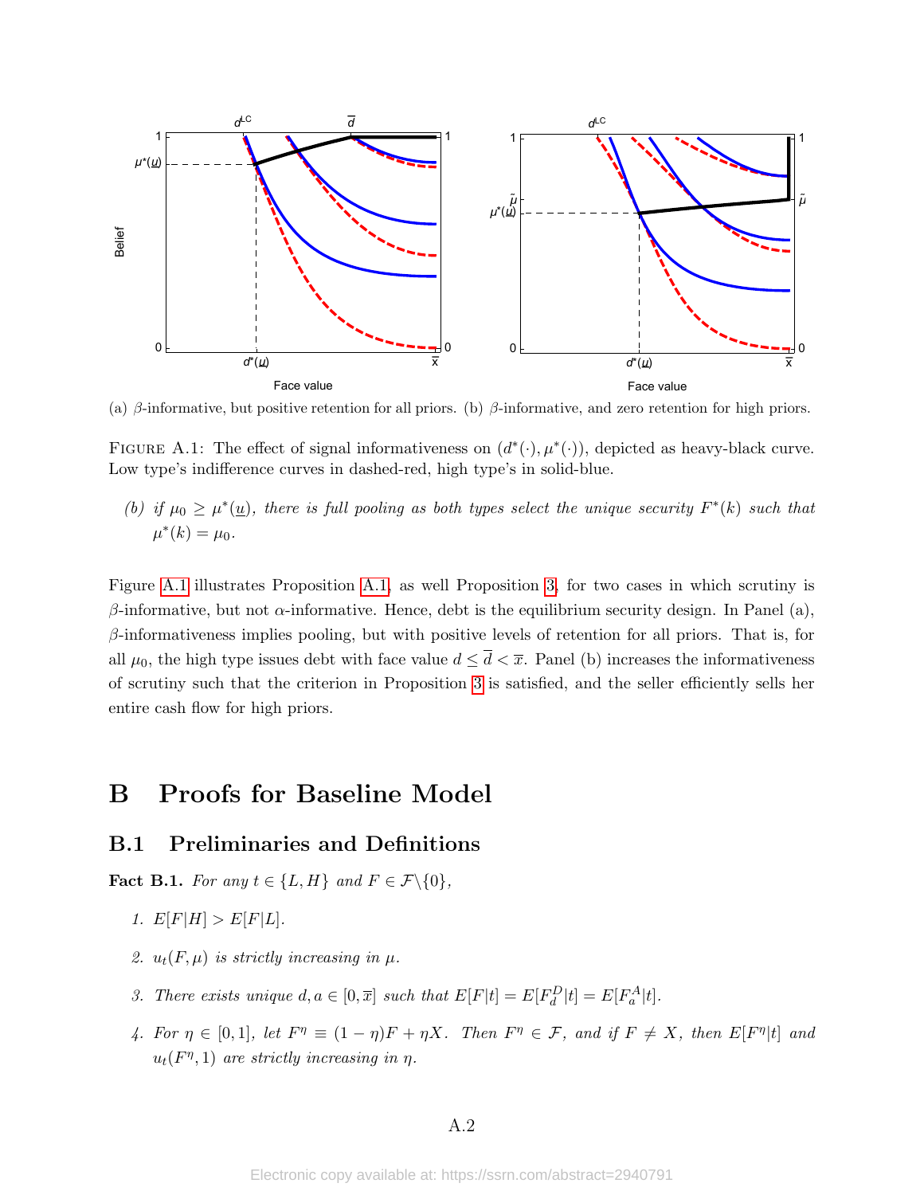(a) $\beta$-informative, but positive retention for all priors. (b) $\beta$-informative, and zero retention for high priors.

FIGURE A.1: The effect of signal informativeness on $(d^*(\cdot), \mu^*(\cdot))$, depicted as heavy-black curve. Low type's indifference curves in dashed-red, high type's in solid-blue.

*(b) if $\mu_0 \geq \mu^*(\underline{u})$, there is full pooling as both types select the unique security $F^*(k)$ such that $\mu^*(k) = \mu_0$.*

Figure A.1 illustrates Proposition A.1, as well Proposition 3, for two cases in which scrutiny is $\beta$-informative, but not $\alpha$-informative. Hence, debt is the equilibrium security design. In Panel (a), $\beta$-informativeness implies pooling, but with positive levels of retention for all priors. That is, for all $\mu_0$, the high type issues debt with face value $d \leq \overline{d} < \overline{x}$. Panel (b) increases the informativeness of scrutiny such that the criterion in Proposition 3 is satisfied, and the seller efficiently sells her entire cash flow for high priors.

# B Proofs for Baseline Model

## B.1 Preliminaries and Definitions

**Fact B.1.** *For any $t \in \{L, H\}$ and $F \in \mathcal{F} \backslash \{0\}$,*

1. *$E[F|H] > E[F|L]$.*
2. *$u_t(F, \mu)$ is strictly increasing in $\mu$.*
3. *There exists unique $d, a \in [0, \overline{x}]$ such that $E[F|t] = E[F^D_d|t] = E[F^A_a|t]$.*
4. *For $\eta \in [0, 1]$, let $F^\eta \equiv (1 - \eta)F + \eta X$. Then $F^\eta \in \mathcal{F}$, and if $F \neq X$, then $E[F^\eta|t]$ and $u_t(F^\eta, 1)$ are strictly increasing in $\eta$.*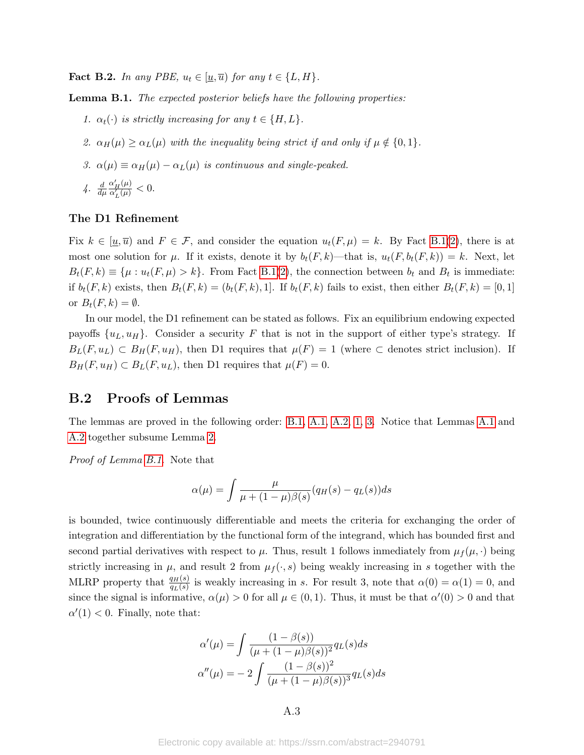**Fact B.2.** *In any PBE, $u_t \in [\underline{u}, \overline{u})$ for any $t \in \{L, H\}$.*

**Lemma B.1.** *The expected posterior beliefs have the following properties:*

1. *$\alpha_t(\cdot)$ is strictly increasing for any $t \in \{H, L\}$.*
2. *$\alpha_H(\mu) \geq \alpha_L(\mu)$ with the inequality being strict if and only if $\mu \notin \{0, 1\}$.*
3. *$\alpha(\mu) \equiv \alpha_H(\mu) - \alpha_L(\mu)$ is continuous and single-peaked.*
4. *$\frac{d}{d\mu} \frac{\alpha'_H(\mu)}{\alpha'_L(\mu)} < 0$.*

### The D1 Refinement

Fix $k \in [\underline{u}, \overline{u})$ and $F \in \mathcal{F}$, and consider the equation $u_t(F, \mu) = k$. By Fact B.1(2), there is at most one solution for $\mu$. If it exists, denote it by $b_t(F, k)$—that is, $u_t(F, b_t(F, k)) = k$. Next, let $B_t(F, k) \equiv \{\mu : u_t(F, \mu) > k\}$. From Fact B.1(2), the connection between $b_t$ and $B_t$ is immediate: if $b_t(F, k)$ exists, then $B_t(F, k) = (b_t(F, k), 1]$. If $b_t(F, k)$ fails to exist, then either $B_t(F, k) = [0, 1]$ or $B_t(F, k) = \emptyset$.

In our model, the D1 refinement can be stated as follows. Fix an equilibrium endowing expected payoffs $\{u_L, u_H\}$. Consider a security $F$ that is not in the support of either type's strategy. If $B_L(F, u_L) \subset B_H(F, u_H)$, then D1 requires that $\mu(F) = 1$ (where $\subset$ denotes strict inclusion). If $B_H(F, u_H) \subset B_L(F, u_L)$, then D1 requires that $\mu(F) = 0$.

## B.2 Proofs of Lemmas

The lemmas are proved in the following order: B.1, A.1, A.2, 1, 3. Notice that Lemmas A.1 and A.2 together subsume Lemma 2.

*Proof of Lemma B.1.* Note that

$$\alpha(\mu) = \int \frac{\mu}{\mu + (1 - \mu)\beta(s)} (q_H(s) - q_L(s)) ds$$

is bounded, twice continuously differentiable and meets the criteria for exchanging the order of integration and differentiation by the functional form of the integrand, which has bounded first and second partial derivatives with respect to $\mu$. Thus, result 1 follows inmediately from $\mu_f(\mu, \cdot)$ being strictly increasing in $\mu$, and result 2 from $\mu_f(\cdot, s)$ being weakly increasing in $s$ together with the MLRP property that $\frac{q_H(s)}{q_L(s)}$ is weakly increasing in $s$. For result 3, note that $\alpha(0) = \alpha(1) = 0$, and since the signal is informative, $\alpha(\mu) > 0$ for all $\mu \in (0, 1)$. Thus, it must be that $\alpha'(0) > 0$ and that $\alpha'(1) < 0$. Finally, note that:

$$\alpha'(\mu) = \int \frac{(1 - \beta(s))}{(\mu + (1 - \mu)\beta(s))^2} q_L(s) ds$$

$$\alpha''(\mu) = -2 \int \frac{(1 - \beta(s))^2}{(\mu + (1 - \mu)\beta(s))^3} q_L(s) ds$$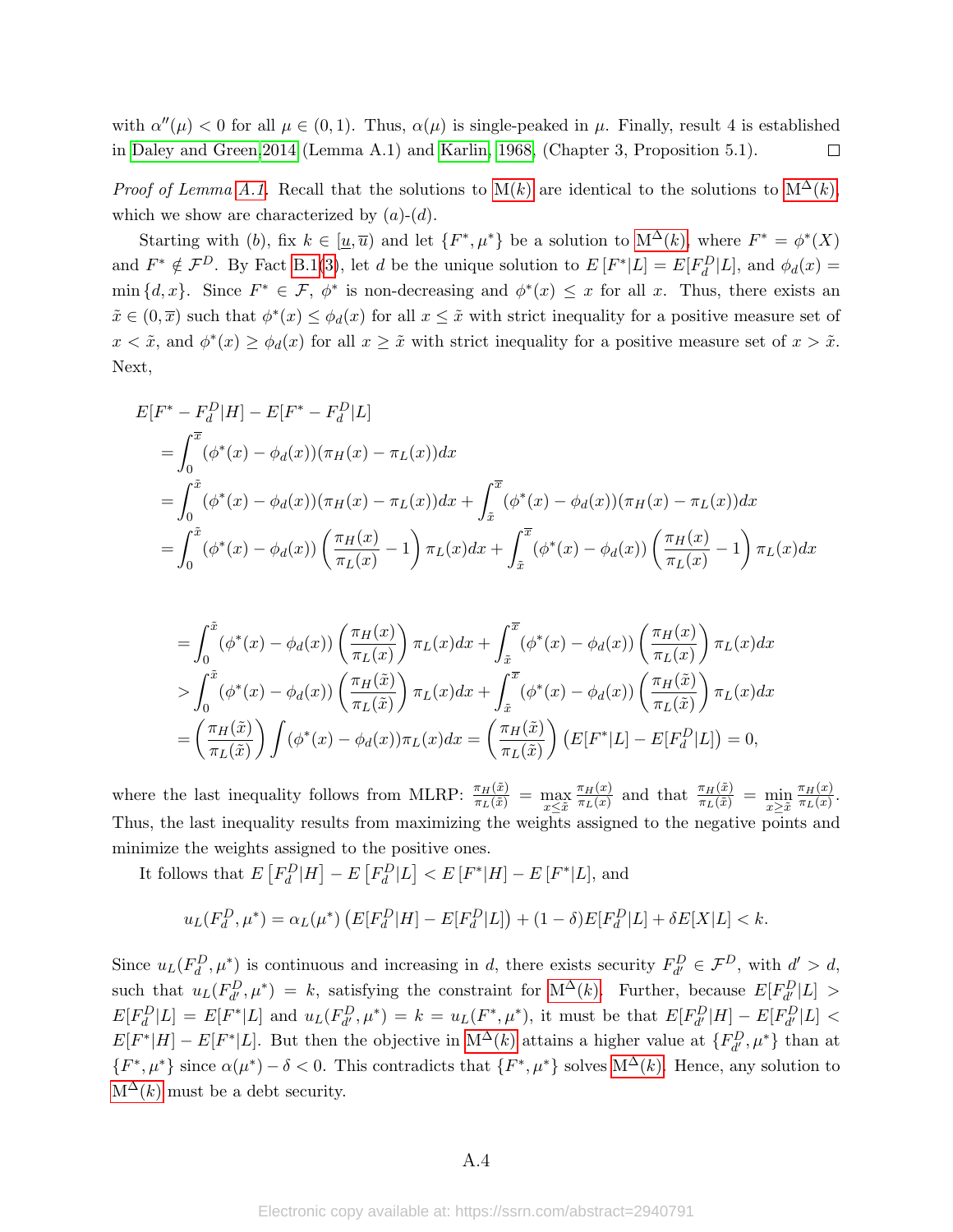with $\alpha''(\mu) < 0$ for all $\mu \in (0,1)$. Thus, $\alpha(\mu)$ is single-peaked in $\mu$. Finally, result 4 is established in Daley and Green, 2014 (Lemma A.1) and Karlin, 1968, (Chapter 3, Proposition 5.1). □

*Proof of Lemma A.1.* Recall that the solutions to M($k$) are identical to the solutions to M$^\Delta$($k$), which we show are characterized by $(a)$-$(d)$.

Starting with $(b)$, fix $k \in [\underline{u}, \overline{u})$ and let $\{F^*, \mu^*\}$ be a solution to M$^\Delta$($k$), where $F^* = \phi^*(X)$ and $F^* \notin \mathcal{F}^D$. By Fact B.1(3), let $d$ be the unique solution to $E[F^*|L] = E[F_d^D|L]$, and $\phi_d(x) = \min\{d, x\}$. Since $F^* \in \mathcal{F}$, $\phi^*$ is non-decreasing and $\phi^*(x) \leq x$ for all $x$. Thus, there exists an $\tilde{x} \in (0, \overline{x})$ such that $\phi^*(x) \leq \phi_d(x)$ for all $x \leq \tilde{x}$ with strict inequality for a positive measure set of $x < \tilde{x}$, and $\phi^*(x) \geq \phi_d(x)$ for all $x \geq \tilde{x}$ with strict inequality for a positive measure set of $x > \tilde{x}$. Next,

$$
\begin{aligned}
&E[F^* - F_d^D|H] - E[F^* - F_d^D|L] \\
&= \int_0^{\overline{x}} (\phi^*(x) - \phi_d(x))(\pi_H(x) - \pi_L(x))dx \\
&= \int_0^{\tilde{x}} (\phi^*(x) - \phi_d(x))(\pi_H(x) - \pi_L(x))dx + \int_{\tilde{x}}^{\overline{x}} (\phi^*(x) - \phi_d(x))(\pi_H(x) - \pi_L(x))dx \\
&= \int_0^{\tilde{x}} (\phi^*(x) - \phi_d(x))\left(\frac{\pi_H(x)}{\pi_L(x)} - 1\right)\pi_L(x)dx + \int_{\tilde{x}}^{\overline{x}} (\phi^*(x) - \phi_d(x))\left(\frac{\pi_H(x)}{\pi_L(x)} - 1\right)\pi_L(x)dx
\end{aligned}
$$

$$
\begin{aligned}
&= \int_0^{\tilde{x}} (\phi^*(x) - \phi_d(x))\left(\frac{\pi_H(x)}{\pi_L(x)}\right)\pi_L(x)dx + \int_{\tilde{x}}^{\overline{x}} (\phi^*(x) - \phi_d(x))\left(\frac{\pi_H(x)}{\pi_L(x)}\right)\pi_L(x)dx \\
&> \int_0^{\tilde{x}} (\phi^*(x) - \phi_d(x))\left(\frac{\pi_H(\tilde{x})}{\pi_L(\tilde{x})}\right)\pi_L(x)dx + \int_{\tilde{x}}^{\overline{x}} (\phi^*(x) - \phi_d(x))\left(\frac{\pi_H(\tilde{x})}{\pi_L(\tilde{x})}\right)\pi_L(x)dx \\
&= \left(\frac{\pi_H(\tilde{x})}{\pi_L(\tilde{x})}\right)\int (\phi^*(x) - \phi_d(x))\pi_L(x)dx = \left(\frac{\pi_H(\tilde{x})}{\pi_L(\tilde{x})}\right)\left(E[F^*|L] - E[F_d^D|L]\right) = 0,
\end{aligned}
$$

where the last inequality follows from MLRP: $\frac{\pi_H(\tilde{x})}{\pi_L(\tilde{x})} = \max_{x \leq \tilde{x}} \frac{\pi_H(x)}{\pi_L(x)}$ and that $\frac{\pi_H(\tilde{x})}{\pi_L(\tilde{x})} = \min_{x \geq \tilde{x}} \frac{\pi_H(x)}{\pi_L(x)}$. Thus, the last inequality results from maximizing the weights assigned to the negative points and minimize the weights assigned to the positive ones.

It follows that $E\left[F_d^D|H\right] - E\left[F_d^D|L\right] < E\left[F^*|H\right] - E\left[F^*|L\right]$, and

$$
u_L(F_d^D, \mu^*) = \alpha_L(\mu^*)\left(E[F_d^D|H] - E[F_d^D|L]\right) + (1-\delta)E[F_d^D|L] + \delta E[X|L] < k.
$$

Since $u_L(F_d^D, \mu^*)$ is continuous and increasing in $d$, there exists security $F_{d'}^D \in \mathcal{F}^D$, with $d' > d$, such that $u_L(F_{d'}^D, \mu^*) = k$, satisfying the constraint for M$^\Delta$($k$). Further, because $E[F_{d'}^D|L] > E[F_d^D|L] = E[F^*|L]$ and $u_L(F_{d'}^D, \mu^*) = k = u_L(F^*, \mu^*)$, it must be that $E[F_{d'}^D|H] - E[F_{d'}^D|L] < E[F^*|H] - E[F^*|L]$. But then the objective in M$^\Delta$($k$) attains a higher value at $\{F_{d'}^D, \mu^*\}$ than at $\{F^*, \mu^*\}$ since $\alpha(\mu^*) - \delta < 0$. This contradicts that $\{F^*, \mu^*\}$ solves M$^\Delta$($k$). Hence, any solution to M$^\Delta$($k$) must be a debt security.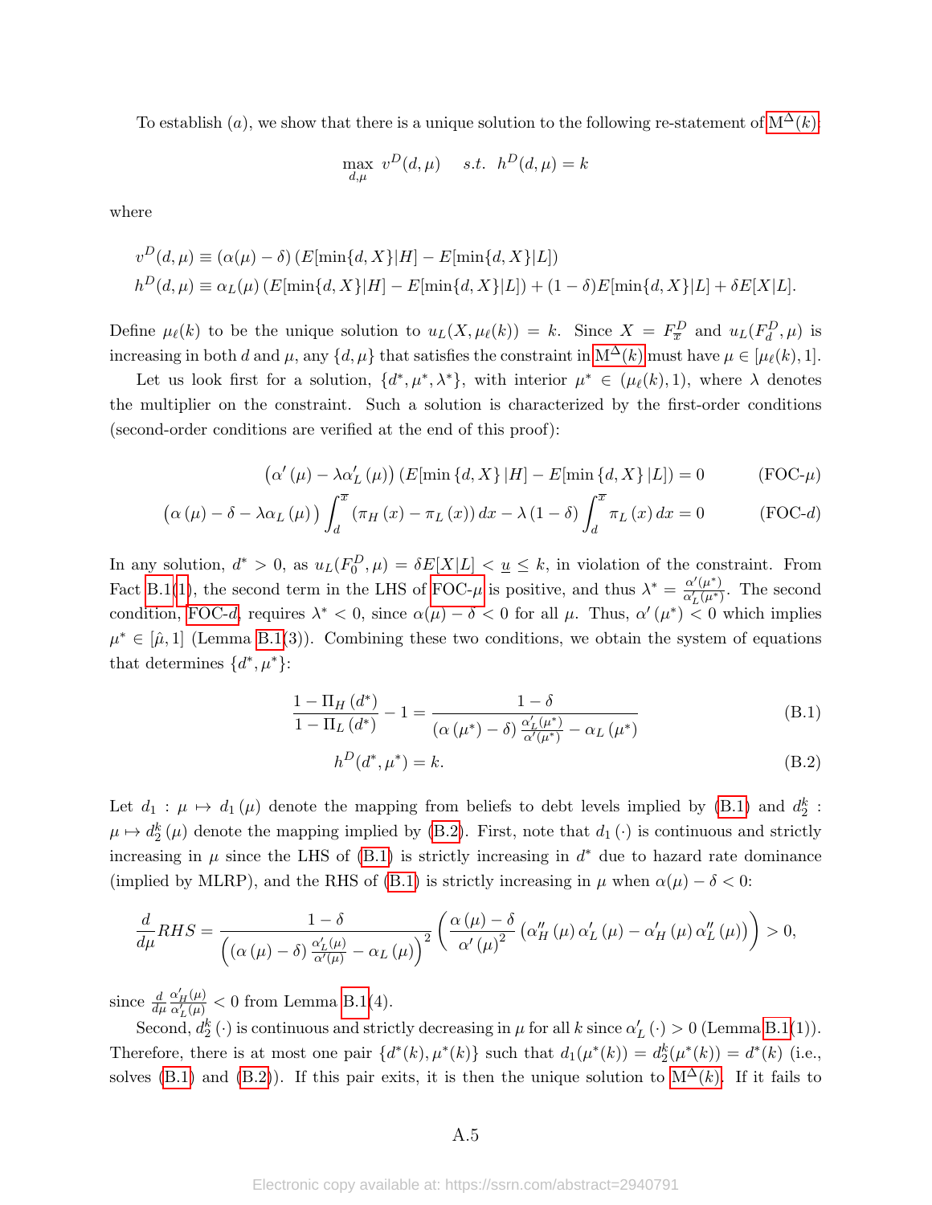To establish $(a)$, we show that there is a unique solution to the following re-statement of $\text{M}^{\Delta}(k)$:

$$\max_{d,\mu} \; v^D(d,\mu) \quad s.t. \;\; h^D(d,\mu) = k$$

where

$$v^D(d,\mu) \equiv (\alpha(\mu) - \delta)\left(E[\min\{d,X\}|H] - E[\min\{d,X\}|L]\right)$$

$$h^D(d,\mu) \equiv \alpha_L(\mu)\left(E[\min\{d,X\}|H] - E[\min\{d,X\}|L]\right) + (1-\delta)E[\min\{d,X\}|L] + \delta E[X|L].$$

Define $\mu_\ell(k)$ to be the unique solution to $u_L(X, \mu_\ell(k)) = k$. Since $X = F^D_{\overline{x}}$ and $u_L(F^D_d, \mu)$ is increasing in both $d$ and $\mu$, any $\{d,\mu\}$ that satisfies the constraint in $\text{M}^{\Delta}(k)$ must have $\mu \in [\mu_\ell(k), 1]$.

Let us look first for a solution, $\{d^*, \mu^*, \lambda^*\}$, with interior $\mu^* \in (\mu_\ell(k), 1)$, where $\lambda$ denotes the multiplier on the constraint. Such a solution is characterized by the first-order conditions (second-order conditions are verified at the end of this proof):

$$\left(\alpha'(\mu) - \lambda\alpha'_L(\mu)\right)\left(E[\min\{d,X\}|H] - E[\min\{d,X\}|L]\right) = 0 \qquad \text{(FOC-}\mu\text{)}$$

$$\left(\alpha(\mu) - \delta - \lambda\alpha_L(\mu)\right)\int_d^{\overline{x}}\left(\pi_H(x) - \pi_L(x)\right)dx - \lambda(1-\delta)\int_d^{\overline{x}}\pi_L(x)\,dx = 0 \qquad \text{(FOC-}d\text{)}$$

In any solution, $d^* > 0$, as $u_L(F^D_0, \mu) = \delta E[X|L] < \underline{u} \leq k$, in violation of the constraint. From Fact B.1(1), the second term in the LHS of FOC-$\mu$ is positive, and thus $\lambda^* = \frac{\alpha'(\mu^*)}{\alpha'_L(\mu^*)}$. The second condition, FOC-$d$, requires $\lambda^* < 0$, since $\alpha(\mu) - \delta < 0$ for all $\mu$. Thus, $\alpha'(\mu^*) < 0$ which implies $\mu^* \in [\hat{\mu}, 1]$ (Lemma B.1(3)). Combining these two conditions, we obtain the system of equations that determines $\{d^*, \mu^*\}$:

$$\frac{1 - \Pi_H(d^*)}{1 - \Pi_L(d^*)} - 1 = \frac{1-\delta}{\left(\alpha(\mu^*) - \delta\right)\frac{\alpha'_L(\mu^*)}{\alpha'(\mu^*)} - \alpha_L(\mu^*)} \qquad \text{(B.1)}$$

$$h^D(d^*, \mu^*) = k. \qquad \text{(B.2)}$$

Let $d_1 : \mu \mapsto d_1(\mu)$ denote the mapping from beliefs to debt levels implied by (B.1) and $d_2^k : \mu \mapsto d_2^k(\mu)$ denote the mapping implied by (B.2). First, note that $d_1(\cdot)$ is continuous and strictly increasing in $\mu$ since the LHS of (B.1) is strictly increasing in $d^*$ due to hazard rate dominance (implied by MLRP), and the RHS of (B.1) is strictly increasing in $\mu$ when $\alpha(\mu) - \delta < 0$:

$$\frac{d}{d\mu}RHS = \frac{1-\delta}{\left(\left(\alpha(\mu) - \delta\right)\frac{\alpha'_L(\mu)}{\alpha'(\mu)} - \alpha_L(\mu)\right)^2}\left(\frac{\alpha(\mu) - \delta}{\alpha'(\mu)^2}\left(\alpha''_H(\mu)\alpha'_L(\mu) - \alpha'_H(\mu)\alpha''_L(\mu)\right)\right) > 0,$$

since $\frac{d}{d\mu}\frac{\alpha'_H(\mu)}{\alpha'_L(\mu)} < 0$ from Lemma B.1(4).

Second, $d_2^k(\cdot)$ is continuous and strictly decreasing in $\mu$ for all $k$ since $\alpha'_L(\cdot) > 0$ (Lemma B.1(1)). Therefore, there is at most one pair $\{d^*(k), \mu^*(k)\}$ such that $d_1(\mu^*(k)) = d_2^k(\mu^*(k)) = d^*(k)$ (i.e., solves (B.1) and (B.2)). If this pair exits, it is then the unique solution to $\text{M}^{\Delta}(k)$. If it fails to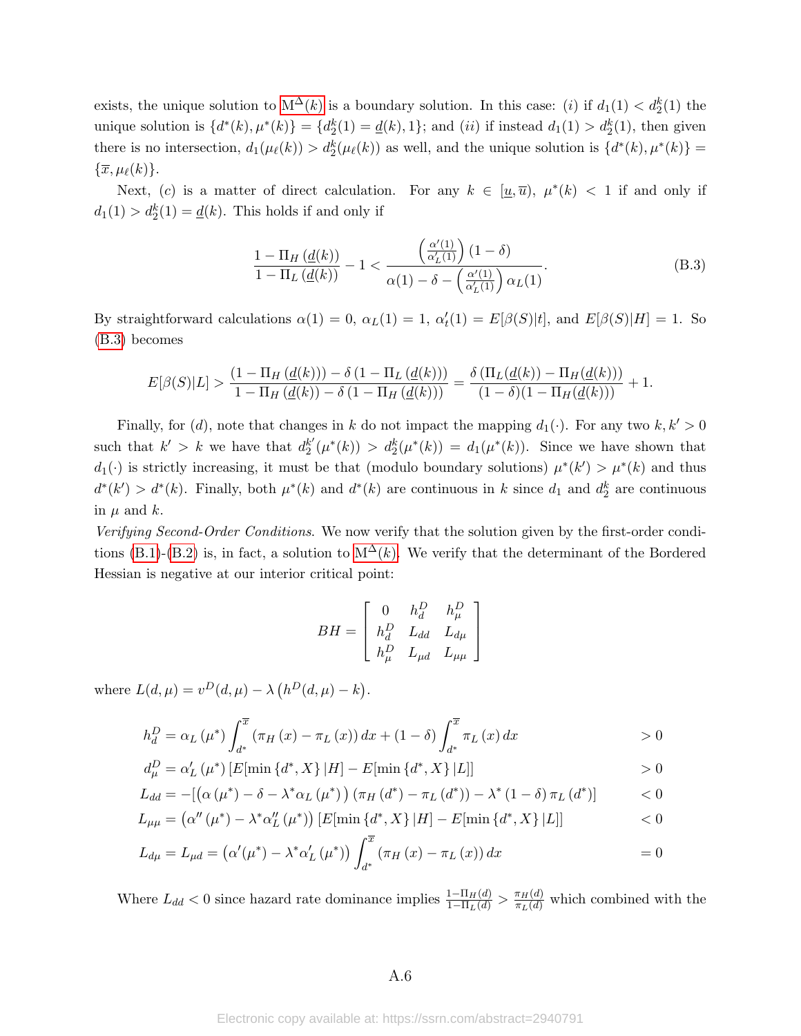exists, the unique solution to $\text{M}^{\Delta}(k)$ is a boundary solution. In this case: (*i*) if $d_1(1) < d_2^k(1)$ the unique solution is $\{d^*(k), \mu^*(k)\} = \{d_2^k(1) = \underline{d}(k), 1\}$; and (*ii*) if instead $d_1(1) > d_2^k(1)$, then given there is no intersection, $d_1(\mu_\ell(k)) > d_2^k(\mu_\ell(k))$ as well, and the unique solution is $\{d^*(k), \mu^*(k)\} = \{\overline{x}, \mu_\ell(k)\}$.

Next, (*c*) is a matter of direct calculation. For any $k \in [\underline{u}, \overline{u})$, $\mu^*(k) < 1$ if and only if $d_1(1) > d_2^k(1) = \underline{d}(k)$. This holds if and only if

$$\frac{1 - \Pi_H(\underline{d}(k))}{1 - \Pi_L(\underline{d}(k))} - 1 < \frac{\left(\frac{\alpha'(1)}{\alpha'_L(1)}\right)(1-\delta)}{\alpha(1) - \delta - \left(\frac{\alpha'(1)}{\alpha'_L(1)}\right)\alpha_L(1)}. \tag{B.3}$$

By straightforward calculations $\alpha(1) = 0$, $\alpha_L(1) = 1$, $\alpha'_t(1) = E[\beta(S)|t]$, and $E[\beta(S)|H] = 1$. So (B.3) becomes

$$E[\beta(S)|L] > \frac{(1 - \Pi_H(\underline{d}(k))) - \delta(1 - \Pi_L(\underline{d}(k)))}{1 - \Pi_H(\underline{d}(k)) - \delta(1 - \Pi_H(\underline{d}(k)))} = \frac{\delta(\Pi_L(\underline{d}(k)) - \Pi_H(\underline{d}(k)))}{(1-\delta)(1 - \Pi_H(\underline{d}(k)))} + 1.$$

Finally, for (*d*), note that changes in $k$ do not impact the mapping $d_1(\cdot)$. For any two $k, k' > 0$ such that $k' > k$ we have that $d_2^{k'}(\mu^*(k)) > d_2^k(\mu^*(k)) = d_1(\mu^*(k))$. Since we have shown that $d_1(\cdot)$ is strictly increasing, it must be that (modulo boundary solutions) $\mu^*(k') > \mu^*(k)$ and thus $d^*(k') > d^*(k)$. Finally, both $\mu^*(k)$ and $d^*(k)$ are continuous in $k$ since $d_1$ and $d_2^k$ are continuous in $\mu$ and $k$.

*Verifying Second-Order Conditions*. We now verify that the solution given by the first-order conditions (B.1)-(B.2) is, in fact, a solution to $\text{M}^{\Delta}(k)$. We verify that the determinant of the Bordered Hessian is negative at our interior critical point:

$$BH = \begin{bmatrix} 0 & h_d^D & h_\mu^D \\ h_d^D & L_{dd} & L_{d\mu} \\ h_\mu^D & L_{\mu d} & L_{\mu\mu} \end{bmatrix}$$

where $L(d, \mu) = v^D(d, \mu) - \lambda\left(h^D(d, \mu) - k\right)$.

$$h_d^D = \alpha_L(\mu^*) \int_{d^*}^{\overline{x}} (\pi_H(x) - \pi_L(x))\, dx + (1-\delta) \int_{d^*}^{\overline{x}} \pi_L(x)\, dx \qquad > 0$$

$$d_\mu^D = \alpha'_L(\mu^*)\left[E[\min\{d^*, X\}|H] - E[\min\{d^*, X\}|L]\right] \qquad > 0$$

$$L_{dd} = -\left[\left(\alpha(\mu^*) - \delta - \lambda^*\alpha_L(\mu^*)\right)(\pi_H(d^*) - \pi_L(d^*)) - \lambda^*(1-\delta)\pi_L(d^*)\right] \qquad < 0$$

$$L_{\mu\mu} = \left(\alpha''(\mu^*) - \lambda^*\alpha''_L(\mu^*)\right)\left[E[\min\{d^*, X\}|H] - E[\min\{d^*, X\}|L]\right] \qquad < 0$$

$$L_{d\mu} = L_{\mu d} = \left(\alpha'(\mu^*) - \lambda^*\alpha'_L(\mu^*)\right) \int_{d^*}^{\overline{x}} (\pi_H(x) - \pi_L(x))\, dx \qquad = 0$$

Where $L_{dd} < 0$ since hazard rate dominance implies $\frac{1-\Pi_H(d)}{1-\Pi_L(d)} > \frac{\pi_H(d)}{\pi_L(d)}$ which combined with the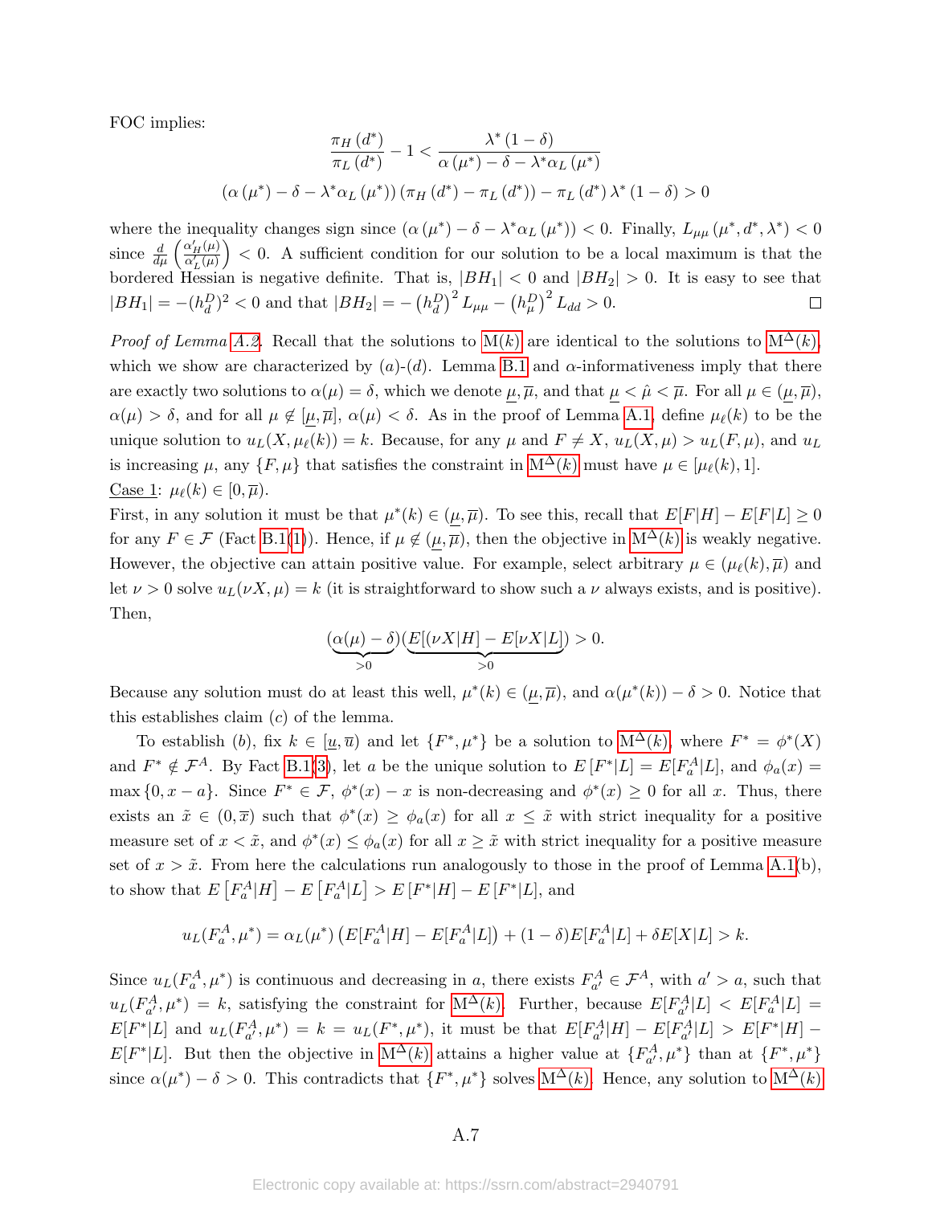FOC implies:

$$\frac{\pi_H(d^*)}{\pi_L(d^*)} - 1 < \frac{\lambda^*(1-\delta)}{\alpha(\mu^*) - \delta - \lambda^* \alpha_L(\mu^*)}$$

$$(\alpha(\mu^*) - \delta - \lambda^* \alpha_L(\mu^*))(\pi_H(d^*) - \pi_L(d^*)) - \pi_L(d^*)\lambda^*(1-\delta) > 0$$

where the inequality changes sign since $(\alpha(\mu^*) - \delta - \lambda^* \alpha_L(\mu^*)) < 0$. Finally, $L_{\mu\mu}(\mu^*, d^*, \lambda^*) < 0$ since $\frac{d}{d\mu}\left(\frac{\alpha'_H(\mu)}{\alpha'_L(\mu)}\right) < 0$. A sufficient condition for our solution to be a local maximum is that the bordered Hessian is negative definite. That is, $|BH_1| < 0$ and $|BH_2| > 0$. It is easy to see that $|BH_1| = -(h_d^D)^2 < 0$ and that $|BH_2| = -\left(h_d^D\right)^2 L_{\mu\mu} - \left(h_\mu^D\right)^2 L_{dd} > 0$. □

*Proof of Lemma A.2.* Recall that the solutions to M(k) are identical to the solutions to $\text{M}^\Delta(k)$, which we show are characterized by $(a)$-$(d)$. Lemma B.1 and $\alpha$-informativeness imply that there are exactly two solutions to $\alpha(\mu) = \delta$, which we denote $\underline{\mu}, \overline{\mu}$, and that $\underline{\mu} < \hat{\mu} < \overline{\mu}$. For all $\mu \in (\underline{\mu}, \overline{\mu})$, $\alpha(\mu) > \delta$, and for all $\mu \notin [\underline{\mu}, \overline{\mu}]$, $\alpha(\mu) < \delta$. As in the proof of Lemma A.1, define $\mu_\ell(k)$ to be the unique solution to $u_L(X, \mu_\ell(k)) = k$. Because, for any $\mu$ and $F \neq X$, $u_L(X, \mu) > u_L(F, \mu)$, and $u_L$ is increasing $\mu$, any $\{F, \mu\}$ that satisfies the constraint in $\text{M}^\Delta(k)$ must have $\mu \in [\mu_\ell(k), 1]$.
<u>Case 1</u>: $\mu_\ell(k) \in [0, \overline{\mu})$.
First, in any solution it must be that $\mu^*(k) \in (\underline{\mu}, \overline{\mu})$. To see this, recall that $E[F|H] - E[F|L] \geq 0$ for any $F \in \mathcal{F}$ (Fact B.1(1)). Hence, if $\mu \notin (\underline{\mu}, \overline{\mu})$, then the objective in $\text{M}^\Delta(k)$ is weakly negative. However, the objective can attain positive value. For example, select arbitrary $\mu \in (\mu_\ell(k), \overline{\mu})$ and let $\nu > 0$ solve $u_L(\nu X, \mu) = k$ (it is straightforward to show such a $\nu$ always exists, and is positive). Then,

$$\underbrace{(\alpha(\mu) - \delta)}_{>0}\underbrace{(E[(\nu X|H] - E[\nu X|L]}_{>0}) > 0.$$

Because any solution must do at least this well, $\mu^*(k) \in (\underline{\mu}, \overline{\mu})$, and $\alpha(\mu^*(k)) - \delta > 0$. Notice that this establishes claim $(c)$ of the lemma.

To establish $(b)$, fix $k \in [\underline{u}, \overline{u})$ and let $\{F^*, \mu^*\}$ be a solution to $\text{M}^\Delta(k)$, where $F^* = \phi^*(X)$ and $F^* \notin \mathcal{F}^A$. By Fact B.1(3), let $a$ be the unique solution to $E[F^*|L] = E[F_a^A|L]$, and $\phi_a(x) = \max\{0, x - a\}$. Since $F^* \in \mathcal{F}$, $\phi^*(x) - x$ is non-decreasing and $\phi^*(x) \geq 0$ for all $x$. Thus, there exists an $\tilde{x} \in (0, \overline{x})$ such that $\phi^*(x) \geq \phi_a(x)$ for all $x \leq \tilde{x}$ with strict inequality for a positive measure set of $x < \tilde{x}$, and $\phi^*(x) \leq \phi_a(x)$ for all $x \geq \tilde{x}$ with strict inequality for a positive measure set of $x > \tilde{x}$. From here the calculations run analogously to those in the proof of Lemma A.1(b), to show that $E\left[F_a^A|H\right] - E\left[F_a^A|L\right] > E\left[F^*|H\right] - E[F^*|L]$, and

$$u_L(F_a^A, \mu^*) = \alpha_L(\mu^*)\left(E[F_a^A|H] - E[F_a^A|L]\right) + (1-\delta)E[F_a^A|L] + \delta E[X|L] > k.$$

Since $u_L(F_a^A, \mu^*)$ is continuous and decreasing in $a$, there exists $F_{a'}^A \in \mathcal{F}^A$, with $a' > a$, such that $u_L(F_{a'}^A, \mu^*) = k$, satisfying the constraint for $\text{M}^\Delta(k)$. Further, because $E[F_{a'}^A|L] < E[F_a^A|L] = E[F^*|L]$ and $u_L(F_{a'}^A, \mu^*) = k = u_L(F^*, \mu^*)$, it must be that $E[F_{a'}^A|H] - E[F_{a'}^A|L] > E[F^*|H] - E[F^*|L]$. But then the objective in $\text{M}^\Delta(k)$ attains a higher value at $\{F_{a'}^A, \mu^*\}$ than at $\{F^*, \mu^*\}$ since $\alpha(\mu^*) - \delta > 0$. This contradicts that $\{F^*, \mu^*\}$ solves $\text{M}^\Delta(k)$. Hence, any solution to $\text{M}^\Delta(k)$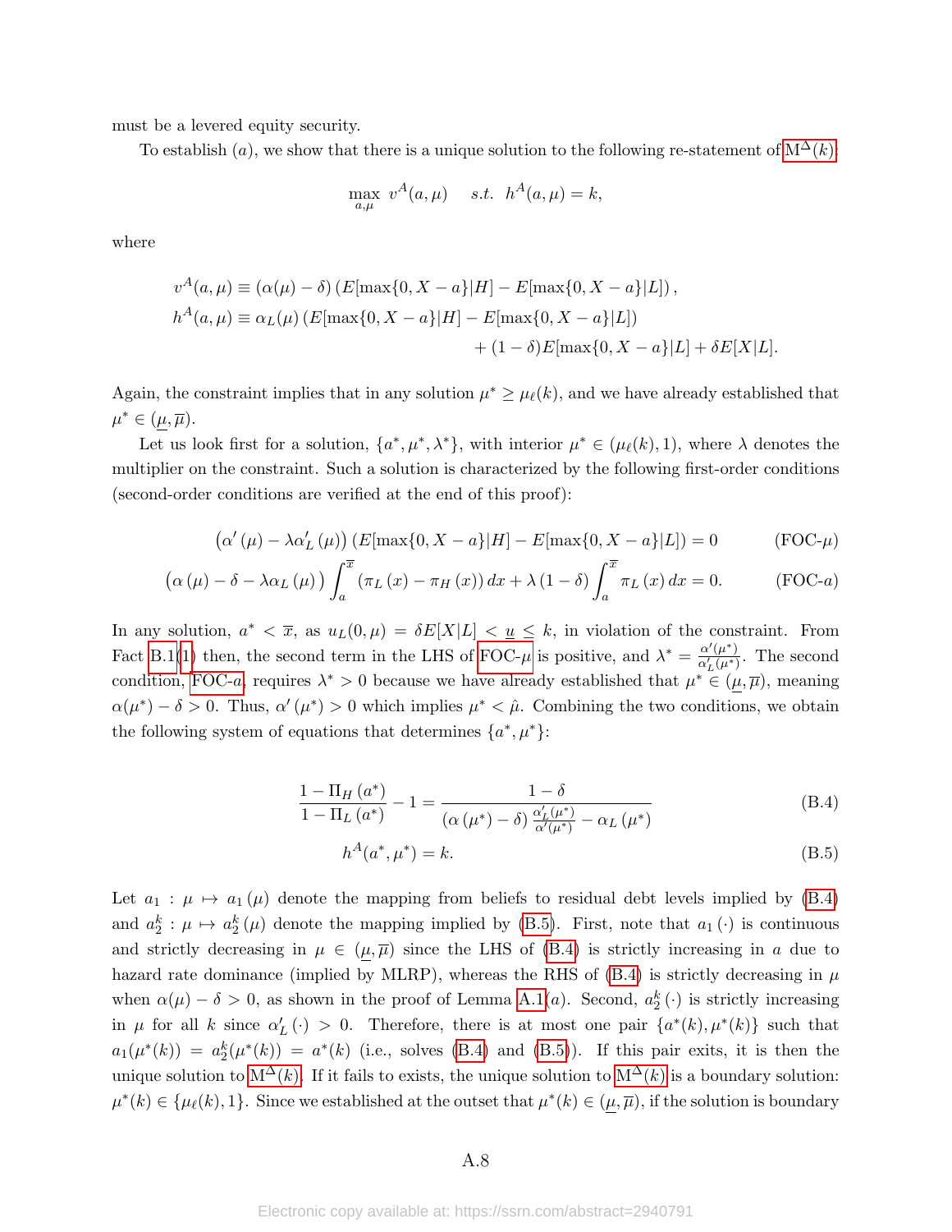must be a levered equity security.

To establish $(a)$, we show that there is a unique solution to the following re-statement of $\text{M}^{\Delta}(k)$:

$$\max_{a,\mu} \; v^A(a,\mu) \quad \text{ s.t. } \; h^A(a,\mu) = k,$$

where

$$v^A(a,\mu) \equiv (\alpha(\mu) - \delta)\left(E[\max\{0, X-a\}|H] - E[\max\{0, X-a\}|L]\right),$$
$$h^A(a,\mu) \equiv \alpha_L(\mu)\left(E[\max\{0, X-a\}|H] - E[\max\{0, X-a\}|L]\right)$$
$$+ (1-\delta)E[\max\{0, X-a\}|L] + \delta E[X|L].$$

Again, the constraint implies that in any solution $\mu^* \geq \mu_\ell(k)$, and we have already established that $\mu^* \in (\underline{\mu}, \overline{\mu})$.

Let us look first for a solution, $\{a^*, \mu^*, \lambda^*\}$, with interior $\mu^* \in (\mu_\ell(k), 1)$, where $\lambda$ denotes the multiplier on the constraint. Such a solution is characterized by the following first-order conditions (second-order conditions are verified at the end of this proof):

$$\left(\alpha'(\mu) - \lambda \alpha'_L(\mu)\right)\left(E[\max\{0, X-a\}|H] - E[\max\{0, X-a\}|L]\right) = 0 \qquad \text{(FOC-}\mu\text{)}$$

$$\left(\alpha(\mu) - \delta - \lambda \alpha_L(\mu)\right) \int_a^{\overline{x}} \left(\pi_L(x) - \pi_H(x)\right) dx + \lambda (1-\delta) \int_a^{\overline{x}} \pi_L(x)\, dx = 0. \qquad \text{(FOC-}a\text{)}$$

In any solution, $a^* < \overline{x}$, as $u_L(0,\mu) = \delta E[X|L] < \underline{u} \leq k$, in violation of the constraint. From Fact B.1(1) then, the second term in the LHS of FOC-$\mu$ is positive, and $\lambda^* = \frac{\alpha'(\mu^*)}{\alpha'_L(\mu^*)}$. The second condition, FOC-$a$, requires $\lambda^* > 0$ because we have already established that $\mu^* \in (\underline{\mu}, \overline{\mu})$, meaning $\alpha(\mu^*) - \delta > 0$. Thus, $\alpha'(\mu^*) > 0$ which implies $\mu^* < \hat{\mu}$. Combining the two conditions, we obtain the following system of equations that determines $\{a^*, \mu^*\}$:

$$\frac{1 - \Pi_H(a^*)}{1 - \Pi_L(a^*)} - 1 = \frac{1-\delta}{\left(\alpha(\mu^*) - \delta\right) \frac{\alpha'_L(\mu^*)}{\alpha'(\mu^*)} - \alpha_L(\mu^*)} \tag{B.4}$$

$$h^A(a^*, \mu^*) = k. \tag{B.5}$$

Let $a_1 : \mu \mapsto a_1(\mu)$ denote the mapping from beliefs to residual debt levels implied by (B.4) and $a_2^k : \mu \mapsto a_2^k(\mu)$ denote the mapping implied by (B.5). First, note that $a_1(\cdot)$ is continuous and strictly decreasing in $\mu \in (\underline{\mu}, \overline{\mu})$ since the LHS of (B.4) is strictly increasing in $a$ due to hazard rate dominance (implied by MLRP), whereas the RHS of (B.4) is strictly decreasing in $\mu$ when $\alpha(\mu) - \delta > 0$, as shown in the proof of Lemma A.1$(a)$. Second, $a_2^k(\cdot)$ is strictly increasing in $\mu$ for all $k$ since $\alpha'_L(\cdot) > 0$. Therefore, there is at most one pair $\{a^*(k), \mu^*(k)\}$ such that $a_1(\mu^*(k)) = a_2^k(\mu^*(k)) = a^*(k)$ (i.e., solves (B.4) and (B.5)). If this pair exits, it is then the unique solution to $\text{M}^{\Delta}(k)$. If it fails to exists, the unique solution to $\text{M}^{\Delta}(k)$ is a boundary solution: $\mu^*(k) \in \{\mu_\ell(k), 1\}$. Since we established at the outset that $\mu^*(k) \in (\underline{\mu}, \overline{\mu})$, if the solution is boundary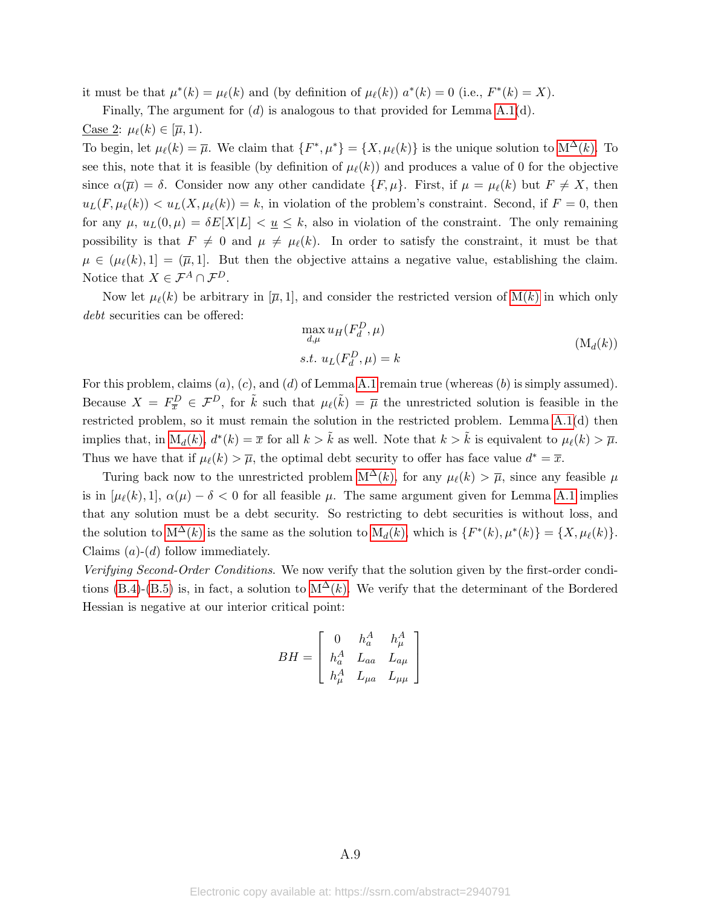it must be that $\mu^*(k) = \mu_\ell(k)$ and (by definition of $\mu_\ell(k)$) $a^*(k) = 0$ (i.e., $F^*(k) = X$).

Finally, The argument for $(d)$ is analogous to that provided for Lemma A.1(d).

Case 2: $\mu_\ell(k) \in [\overline{\mu}, 1)$.

To begin, let $\mu_\ell(k) = \overline{\mu}$. We claim that $\{F^*, \mu^*\} = \{X, \mu_\ell(k)\}$ is the unique solution to $\mathrm{M}^\Delta(k)$. To see this, note that it is feasible (by definition of $\mu_\ell(k)$) and produces a value of 0 for the objective since $\alpha(\overline{\mu}) = \delta$. Consider now any other candidate $\{F, \mu\}$. First, if $\mu = \mu_\ell(k)$ but $F \neq X$, then $u_L(F, \mu_\ell(k)) < u_L(X, \mu_\ell(k)) = k$, in violation of the problem's constraint. Second, if $F = 0$, then for any $\mu$, $u_L(0, \mu) = \delta E[X|L] < \underline{u} \leq k$, also in violation of the constraint. The only remaining possibility is that $F \neq 0$ and $\mu \neq \mu_\ell(k)$. In order to satisfy the constraint, it must be that $\mu \in (\mu_\ell(k), 1] = (\overline{\mu}, 1]$. But then the objective attains a negative value, establishing the claim. Notice that $X \in \mathcal{F}^A \cap \mathcal{F}^D$.

Now let $\mu_\ell(k)$ be arbitrary in $[\overline{\mu}, 1]$, and consider the restricted version of $\mathrm{M}(k)$ in which only *debt* securities can be offered:

$$
\begin{aligned}
&\max_{d,\mu} u_H(F_d^D, \mu) \\
&s.t.\ u_L(F_d^D, \mu) = k
\end{aligned}
\tag{$\mathrm{M}_d(k)$}
$$

For this problem, claims $(a)$, $(c)$, and $(d)$ of Lemma A.1 remain true (whereas $(b)$ is simply assumed). Because $X = F_{\overline{x}}^D \in \mathcal{F}^D$, for $\tilde{k}$ such that $\mu_\ell(\tilde{k}) = \overline{\mu}$ the unrestricted solution is feasible in the restricted problem, so it must remain the solution in the restricted problem. Lemma A.1(d) then implies that, in $\mathrm{M}_d(k)$, $d^*(k) = \overline{x}$ for all $k > \tilde{k}$ as well. Note that $k > \tilde{k}$ is equivalent to $\mu_\ell(k) > \overline{\mu}$. Thus we have that if $\mu_\ell(k) > \overline{\mu}$, the optimal debt security to offer has face value $d^* = \overline{x}$.

Turing back now to the unrestricted problem $\mathrm{M}^\Delta(k)$, for any $\mu_\ell(k) > \overline{\mu}$, since any feasible $\mu$ is in $[\mu_\ell(k), 1]$, $\alpha(\mu) - \delta < 0$ for all feasible $\mu$. The same argument given for Lemma A.1 implies that any solution must be a debt security. So restricting to debt securities is without loss, and the solution to $\mathrm{M}^\Delta(k)$ is the same as the solution to $\mathrm{M}_d(k)$, which is $\{F^*(k), \mu^*(k)\} = \{X, \mu_\ell(k)\}$. Claims $(a)$-$(d)$ follow immediately.

*Verifying Second-Order Conditions.* We now verify that the solution given by the first-order conditions (B.4)-(B.5) is, in fact, a solution to $\mathrm{M}^\Delta(k)$. We verify that the determinant of the Bordered Hessian is negative at our interior critical point:

$$
BH = \begin{bmatrix} 0 & h_a^A & h_\mu^A \\ h_a^A & L_{aa} & L_{a\mu} \\ h_\mu^A & L_{\mu a} & L_{\mu\mu} \end{bmatrix}
$$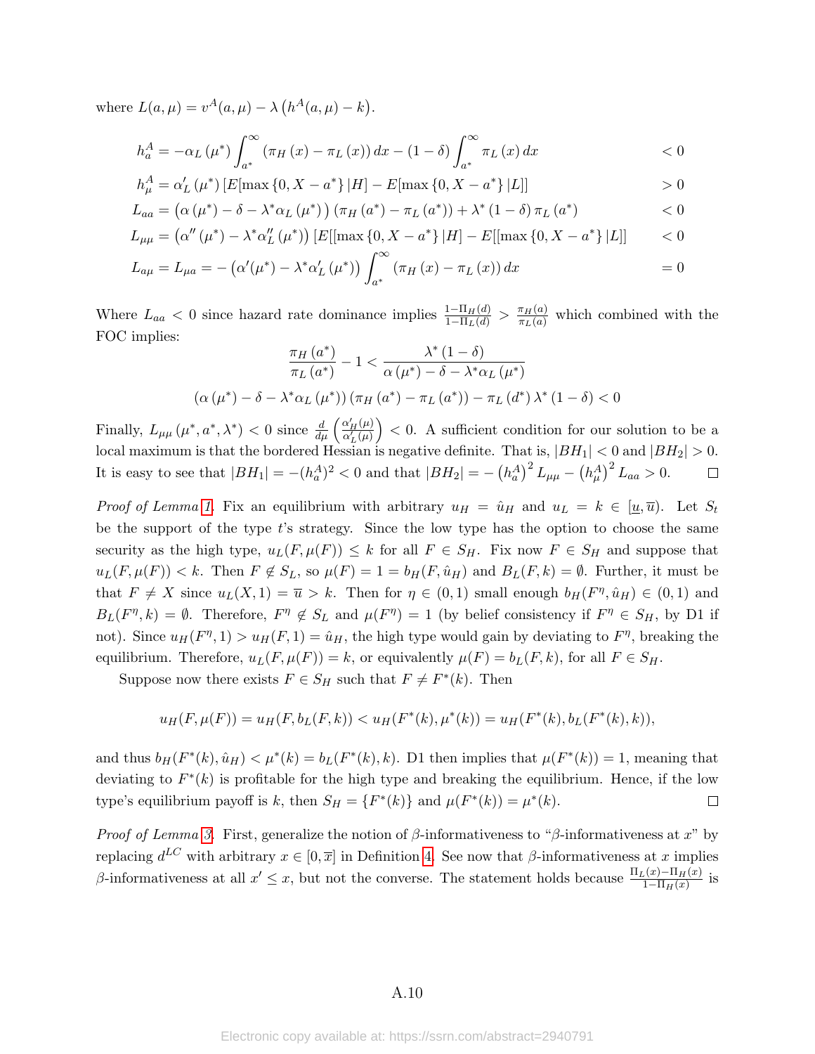where $L(a, \mu) = v^A(a, \mu) - \lambda \left(h^A(a, \mu) - k\right)$.

$$
\begin{aligned}
h_a^A &= -\alpha_L\left(\mu^*\right)\int_{a^*}^{\infty}\left(\pi_H\left(x\right)-\pi_L\left(x\right)\right)dx-\left(1-\delta\right)\int_{a^*}^{\infty}\pi_L\left(x\right)dx && < 0\\
h_\mu^A &= \alpha_L'\left(\mu^*\right)\left[E[\max\left\{0,X-a^*\right\}|H]-E[\max\left\{0,X-a^*\right\}|L]\right] && > 0\\
L_{aa} &= \left(\alpha\left(\mu^*\right)-\delta-\lambda^*\alpha_L\left(\mu^*\right)\right)\left(\pi_H\left(a^*\right)-\pi_L\left(a^*\right)\right)+\lambda^*\left(1-\delta\right)\pi_L\left(a^*\right) && < 0\\
L_{\mu\mu} &= \left(\alpha''\left(\mu^*\right)-\lambda^*\alpha_L''\left(\mu^*\right)\right)\left[E[[\max\left\{0,X-a^*\right\}|H]-E[[\max\left\{0,X-a^*\right\}|L]\right] && < 0\\
L_{a\mu} = L_{\mu a} &= -\left(\alpha'(\mu^*)-\lambda^*\alpha_L'\left(\mu^*\right)\right)\int_{a^*}^{\infty}\left(\pi_H\left(x\right)-\pi_L\left(x\right)\right)dx && = 0
\end{aligned}
$$

Where $L_{aa} < 0$ since hazard rate dominance implies $\frac{1-\Pi_H(d)}{1-\Pi_L(d)} > \frac{\pi_H(a)}{\pi_L(a)}$ which combined with the FOC implies:

$$
\frac{\pi_H\left(a^*\right)}{\pi_L\left(a^*\right)} - 1 < \frac{\lambda^*\left(1-\delta\right)}{\alpha\left(\mu^*\right)-\delta-\lambda^*\alpha_L\left(\mu^*\right)}
$$

$$
\left(\alpha\left(\mu^*\right)-\delta-\lambda^*\alpha_L\left(\mu^*\right)\right)\left(\pi_H\left(a^*\right)-\pi_L\left(a^*\right)\right)-\pi_L\left(d^*\right)\lambda^*\left(1-\delta\right) < 0
$$

Finally, $L_{\mu\mu}\left(\mu^*, a^*, \lambda^*\right) < 0$ since $\frac{d}{d\mu}\left(\frac{\alpha_H'(\mu)}{\alpha_L'(\mu)}\right) < 0$. A sufficient condition for our solution to be a local maximum is that the bordered Hessian is negative definite. That is, $|BH_1| < 0$ and $|BH_2| > 0$. It is easy to see that $|BH_1| = -(h_a^A)^2 < 0$ and that $|BH_2| = -\left(h_a^A\right)^2 L_{\mu\mu} - \left(h_\mu^A\right)^2 L_{aa} > 0$. □

*Proof of Lemma 1.* Fix an equilibrium with arbitrary $u_H = \hat{u}_H$ and $u_L = k \in [\underline{u}, \overline{u})$. Let $S_t$ be the support of the type $t$'s strategy. Since the low type has the option to choose the same security as the high type, $u_L(F, \mu(F)) \leq k$ for all $F \in S_H$. Fix now $F \in S_H$ and suppose that $u_L(F, \mu(F)) < k$. Then $F \notin S_L$, so $\mu(F) = 1 = b_H(F, \hat{u}_H)$ and $B_L(F, k) = \emptyset$. Further, it must be that $F \neq X$ since $u_L(X, 1) = \overline{u} > k$. Then for $\eta \in (0, 1)$ small enough $b_H(F^\eta, \hat{u}_H) \in (0, 1)$ and $B_L(F^\eta, k) = \emptyset$. Therefore, $F^\eta \notin S_L$ and $\mu(F^\eta) = 1$ (by belief consistency if $F^\eta \in S_H$, by D1 if not). Since $u_H(F^\eta, 1) > u_H(F, 1) = \hat{u}_H$, the high type would gain by deviating to $F^\eta$, breaking the equilibrium. Therefore, $u_L(F, \mu(F)) = k$, or equivalently $\mu(F) = b_L(F, k)$, for all $F \in S_H$.

Suppose now there exists $F \in S_H$ such that $F \neq F^*(k)$. Then

$$
u_H(F, \mu(F)) = u_H(F, b_L(F, k)) < u_H(F^*(k), \mu^*(k)) = u_H(F^*(k), b_L(F^*(k), k)),
$$

and thus $b_H(F^*(k), \hat{u}_H) < \mu^*(k) = b_L(F^*(k), k)$. D1 then implies that $\mu(F^*(k)) = 1$, meaning that deviating to $F^*(k)$ is profitable for the high type and breaking the equilibrium. Hence, if the low type's equilibrium payoff is $k$, then $S_H = \{F^*(k)\}$ and $\mu(F^*(k)) = \mu^*(k)$. □

*Proof of Lemma 3.* First, generalize the notion of $\beta$-informativeness to "$\beta$-informativeness at $x$" by replacing $d^{LC}$ with arbitrary $x \in [0, \overline{x}]$ in Definition 4. See now that $\beta$-informativeness at $x$ implies $\beta$-informativeness at all $x' \leq x$, but not the converse. The statement holds because $\frac{\Pi_L(x)-\Pi_H(x)}{1-\Pi_H(x)}$ is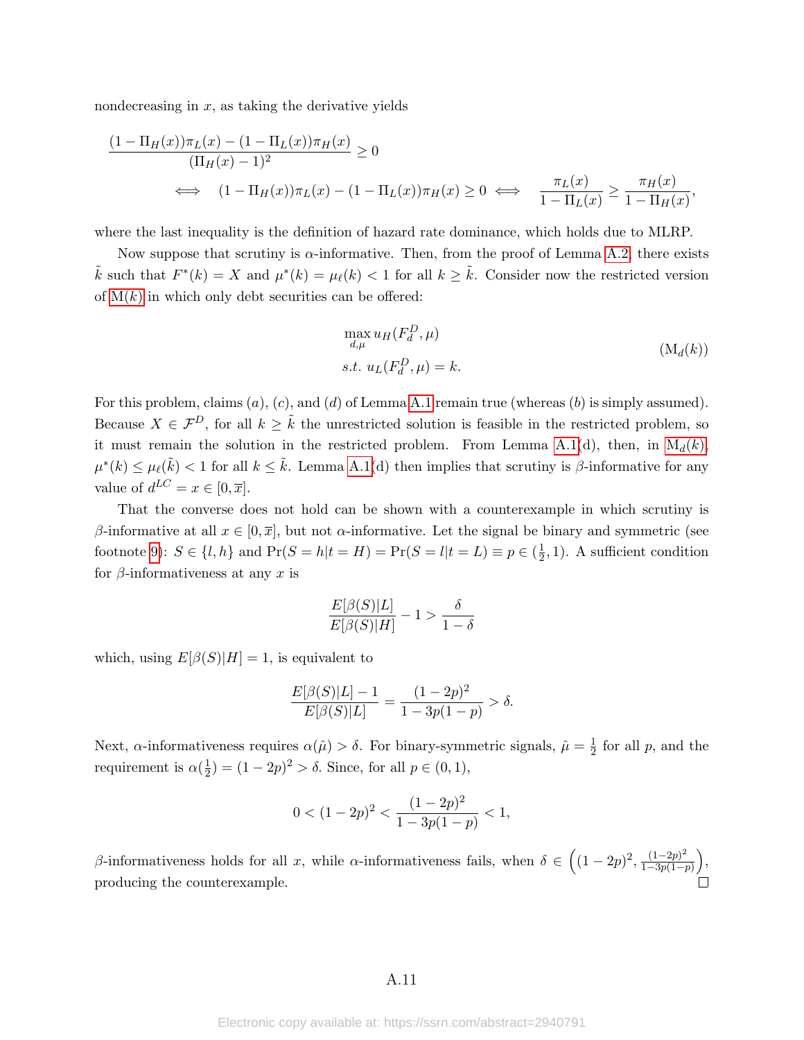nondecreasing in $x$, as taking the derivative yields

$$\frac{(1-\Pi_H(x))\pi_L(x) - (1-\Pi_L(x))\pi_H(x)}{(\Pi_H(x)-1)^2} \geq 0$$

$$\iff \quad (1-\Pi_H(x))\pi_L(x) - (1-\Pi_L(x))\pi_H(x) \geq 0 \iff \quad \frac{\pi_L(x)}{1-\Pi_L(x)} \geq \frac{\pi_H(x)}{1-\Pi_H(x)},$$

where the last inequality is the definition of hazard rate dominance, which holds due to MLRP.

Now suppose that scrutiny is $\alpha$-informative. Then, from the proof of Lemma A.2, there exists $\tilde{k}$ such that $F^*(k) = X$ and $\mu^*(k) = \mu_\ell(k) < 1$ for all $k \geq \tilde{k}$. Consider now the restricted version of M($k$) in which only debt securities can be offered:

$$\max_{d,\mu} u_H(F_d^D, \mu) \qquad \text{s.t. } u_L(F_d^D, \mu) = k. \tag{M$_d(k)$}$$

For this problem, claims $(a)$, $(c)$, and $(d)$ of Lemma A.1 remain true (whereas $(b)$ is simply assumed). Because $X \in \mathcal{F}^D$, for all $k \geq \tilde{k}$ the unrestricted solution is feasible in the restricted problem, so it must remain the solution in the restricted problem. From Lemma A.1(d), then, in M$_d(k)$, $\mu^*(k) \leq \mu_\ell(\tilde{k}) < 1$ for all $k \leq \tilde{k}$. Lemma A.1(d) then implies that scrutiny is $\beta$-informative for any value of $d^{LC} = x \in [0, \overline{x}]$.

That the converse does not hold can be shown with a counterexample in which scrutiny is $\beta$-informative at all $x \in [0, \overline{x}]$, but not $\alpha$-informative. Let the signal be binary and symmetric (see footnote 9): $S \in \{l, h\}$ and $\Pr(S = h|t = H) = \Pr(S = l|t = L) \equiv p \in (\frac{1}{2}, 1)$. A sufficient condition for $\beta$-informativeness at any $x$ is

$$\frac{E[\beta(S)|L]}{E[\beta(S)|H]} - 1 > \frac{\delta}{1-\delta}$$

which, using $E[\beta(S)|H] = 1$, is equivalent to

$$\frac{E[\beta(S)|L] - 1}{E[\beta(S)|L]} = \frac{(1-2p)^2}{1-3p(1-p)} > \delta.$$

Next, $\alpha$-informativeness requires $\alpha(\hat{\mu}) > \delta$. For binary-symmetric signals, $\hat{\mu} = \frac{1}{2}$ for all $p$, and the requirement is $\alpha(\frac{1}{2}) = (1-2p)^2 > \delta$. Since, for all $p \in (0,1)$,

$$0 < (1-2p)^2 < \frac{(1-2p)^2}{1-3p(1-p)} < 1,$$

$\beta$-informativeness holds for all $x$, while $\alpha$-informativeness fails, when $\delta \in \left((1-2p)^2, \frac{(1-2p)^2}{1-3p(1-p)}\right)$, producing the counterexample. $\square$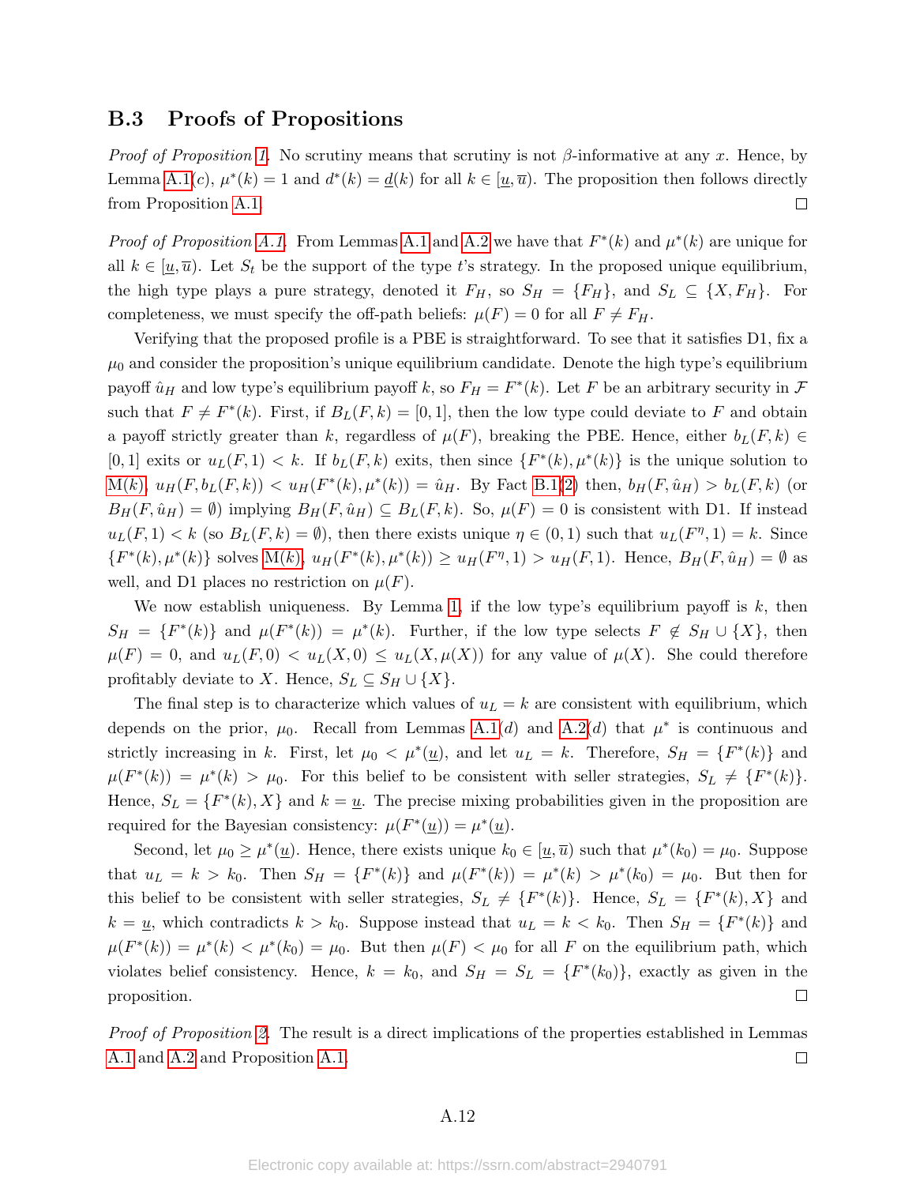## B.3 Proofs of Propositions

*Proof of Proposition 1.* No scrutiny means that scrutiny is not $\beta$-informative at any $x$. Hence, by Lemma A.1(*c*), $\mu^*(k) = 1$ and $d^*(k) = \underline{d}(k)$ for all $k \in [\underline{u}, \overline{u})$. The proposition then follows directly from Proposition A.1. □

*Proof of Proposition A.1.* From Lemmas A.1 and A.2 we have that $F^*(k)$ and $\mu^*(k)$ are unique for all $k \in [\underline{u}, \overline{u})$. Let $S_t$ be the support of the type $t$'s strategy. In the proposed unique equilibrium, the high type plays a pure strategy, denoted it $F_H$, so $S_H = \{F_H\}$, and $S_L \subseteq \{X, F_H\}$. For completeness, we must specify the off-path beliefs: $\mu(F) = 0$ for all $F \neq F_H$.

Verifying that the proposed profile is a PBE is straightforward. To see that it satisfies D1, fix a $\mu_0$ and consider the proposition's unique equilibrium candidate. Denote the high type's equilibrium payoff $\hat{u}_H$ and low type's equilibrium payoff $k$, so $F_H = F^*(k)$. Let $F$ be an arbitrary security in $\mathcal{F}$ such that $F \neq F^*(k)$. First, if $B_L(F, k) = [0, 1]$, then the low type could deviate to $F$ and obtain a payoff strictly greater than $k$, regardless of $\mu(F)$, breaking the PBE. Hence, either $b_L(F, k) \in [0, 1]$ exits or $u_L(F, 1) < k$. If $b_L(F, k)$ exits, then since $\{F^*(k), \mu^*(k)\}$ is the unique solution to M(k), $u_H(F, b_L(F, k)) < u_H(F^*(k), \mu^*(k)) = \hat{u}_H$. By Fact B.1(2) then, $b_H(F, \hat{u}_H) > b_L(F, k)$ (or $B_H(F, \hat{u}_H) = \emptyset$) implying $B_H(F, \hat{u}_H) \subseteq B_L(F, k)$. So, $\mu(F) = 0$ is consistent with D1. If instead $u_L(F, 1) < k$ (so $B_L(F, k) = \emptyset$), then there exists unique $\eta \in (0, 1)$ such that $u_L(F^\eta, 1) = k$. Since $\{F^*(k), \mu^*(k)\}$ solves M(k), $u_H(F^*(k), \mu^*(k)) \geq u_H(F^\eta, 1) > u_H(F, 1)$. Hence, $B_H(F, \hat{u}_H) = \emptyset$ as well, and D1 places no restriction on $\mu(F)$.

We now establish uniqueness. By Lemma 1, if the low type's equilibrium payoff is $k$, then $S_H = \{F^*(k)\}$ and $\mu(F^*(k)) = \mu^*(k)$. Further, if the low type selects $F \notin S_H \cup \{X\}$, then $\mu(F) = 0$, and $u_L(F, 0) < u_L(X, 0) \leq u_L(X, \mu(X))$ for any value of $\mu(X)$. She could therefore profitably deviate to $X$. Hence, $S_L \subseteq S_H \cup \{X\}$.

The final step is to characterize which values of $u_L = k$ are consistent with equilibrium, which depends on the prior, $\mu_0$. Recall from Lemmas A.1(*d*) and A.2(*d*) that $\mu^*$ is continuous and strictly increasing in $k$. First, let $\mu_0 < \mu^*(\underline{u})$, and let $u_L = k$. Therefore, $S_H = \{F^*(k)\}$ and $\mu(F^*(k)) = \mu^*(k) > \mu_0$. For this belief to be consistent with seller strategies, $S_L \neq \{F^*(k)\}$. Hence, $S_L = \{F^*(k), X\}$ and $k = \underline{u}$. The precise mixing probabilities given in the proposition are required for the Bayesian consistency: $\mu(F^*(\underline{u})) = \mu^*(\underline{u})$.

Second, let $\mu_0 \geq \mu^*(\underline{u})$. Hence, there exists unique $k_0 \in [\underline{u}, \overline{u})$ such that $\mu^*(k_0) = \mu_0$. Suppose that $u_L = k > k_0$. Then $S_H = \{F^*(k)\}$ and $\mu(F^*(k)) = \mu^*(k) > \mu^*(k_0) = \mu_0$. But then for this belief to be consistent with seller strategies, $S_L \neq \{F^*(k)\}$. Hence, $S_L = \{F^*(k), X\}$ and $k = \underline{u}$, which contradicts $k > k_0$. Suppose instead that $u_L = k < k_0$. Then $S_H = \{F^*(k)\}$ and $\mu(F^*(k)) = \mu^*(k) < \mu^*(k_0) = \mu_0$. But then $\mu(F) < \mu_0$ for all $F$ on the equilibrium path, which violates belief consistency. Hence, $k = k_0$, and $S_H = S_L = \{F^*(k_0)\}$, exactly as given in the proposition. □

*Proof of Proposition 2.* The result is a direct implications of the properties established in Lemmas A.1 and A.2 and Proposition A.1. □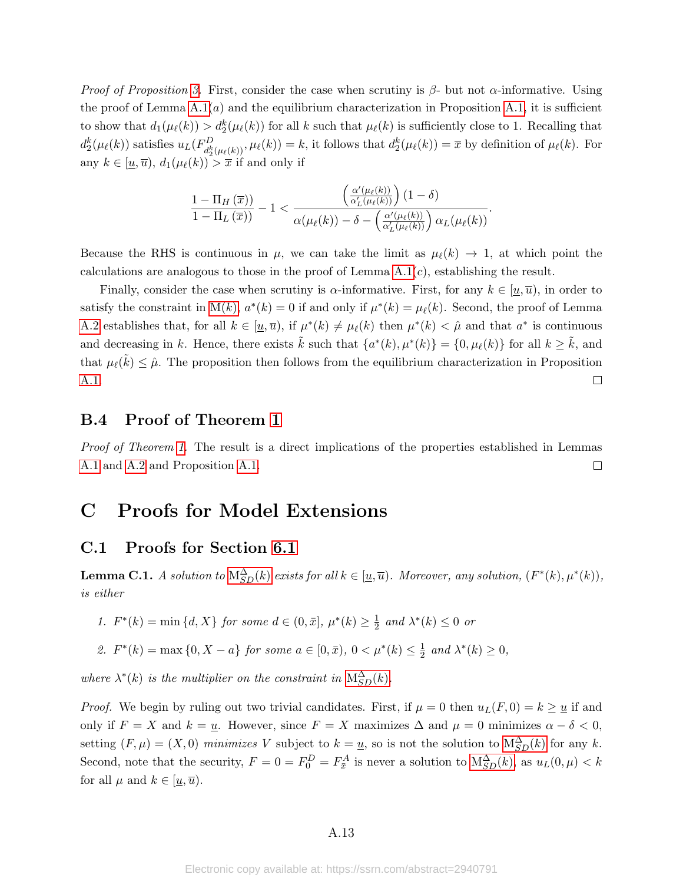*Proof of Proposition 3.* First, consider the case when scrutiny is $\beta$- but not $\alpha$-informative. Using the proof of Lemma A.1($a$) and the equilibrium characterization in Proposition A.1, it is sufficient to show that $d_1(\mu_\ell(k)) > d_2^k(\mu_\ell(k))$ for all $k$ such that $\mu_\ell(k)$ is sufficiently close to 1. Recalling that $d_2^k(\mu_\ell(k))$ satisfies $u_L(F^D_{d_2^k(\mu_\ell(k))}, \mu_\ell(k)) = k$, it follows that $d_2^k(\mu_\ell(k)) = \overline{x}$ by definition of $\mu_\ell(k)$. For any $k \in [\underline{u}, \overline{u})$, $d_1(\mu_\ell(k)) > \overline{x}$ if and only if

$$\frac{1 - \Pi_H(\overline{x}))}{1 - \Pi_L(\overline{x}))} - 1 < \frac{\left(\frac{\alpha'(\mu_\ell(k))}{\alpha'_L(\mu_\ell(k))}\right)(1-\delta)}{\alpha(\mu_\ell(k)) - \delta - \left(\frac{\alpha'(\mu_\ell(k))}{\alpha'_L(\mu_\ell(k))}\right)\alpha_L(\mu_\ell(k))}.$$

Because the RHS is continuous in $\mu$, we can take the limit as $\mu_\ell(k) \to 1$, at which point the calculations are analogous to those in the proof of Lemma A.1($c$), establishing the result.

Finally, consider the case when scrutiny is $\alpha$-informative. First, for any $k \in [\underline{u}, \overline{u})$, in order to satisfy the constraint in M($k$), $a^*(k) = 0$ if and only if $\mu^*(k) = \mu_\ell(k)$. Second, the proof of Lemma A.2 establishes that, for all $k \in [\underline{u}, \overline{u})$, if $\mu^*(k) \neq \mu_\ell(k)$ then $\mu^*(k) < \hat{\mu}$ and that $a^*$ is continuous and decreasing in $k$. Hence, there exists $\tilde{k}$ such that $\{a^*(k), \mu^*(k)\} = \{0, \mu_\ell(k)\}$ for all $k \geq \tilde{k}$, and that $\mu_\ell(\tilde{k}) \leq \hat{\mu}$. The proposition then follows from the equilibrium characterization in Proposition A.1. ◻

## B.4 Proof of Theorem 1

*Proof of Theorem 1.* The result is a direct implications of the properties established in Lemmas A.1 and A.2 and Proposition A.1. ◻

# C Proofs for Model Extensions

## C.1 Proofs for Section 6.1

**Lemma C.1.** *A solution to $\mathrm{M}^{\Delta}_{SD}(k)$ exists for all $k \in [\underline{u}, \overline{u})$. Moreover, any solution, $(F^*(k), \mu^*(k))$, is either*

1. *$F^*(k) = \min\{d, X\}$ for some $d \in (0, \bar{x}]$, $\mu^*(k) \geq \frac{1}{2}$ and $\lambda^*(k) \leq 0$ or*
2. *$F^*(k) = \max\{0, X - a\}$ for some $a \in [0, \bar{x})$, $0 < \mu^*(k) \leq \frac{1}{2}$ and $\lambda^*(k) \geq 0$,*

*where $\lambda^*(k)$ is the multiplier on the constraint in $\mathrm{M}^{\Delta}_{SD}(k)$.*

*Proof.* We begin by ruling out two trivial candidates. First, if $\mu = 0$ then $u_L(F, 0) = k \geq \underline{u}$ if and only if $F = X$ and $k = \underline{u}$. However, since $F = X$ maximizes $\Delta$ and $\mu = 0$ minimizes $\alpha - \delta < 0$, setting $(F, \mu) = (X, 0)$ *minimizes* $V$ subject to $k = \underline{u}$, so is not the solution to $\mathrm{M}^{\Delta}_{SD}(k)$ for any $k$. Second, note that the security, $F = 0 = F^D_0 = F^A_{\bar{x}}$ is never a solution to $\mathrm{M}^{\Delta}_{SD}(k)$, as $u_L(0, \mu) < k$ for all $\mu$ and $k \in [\underline{u}, \overline{u})$.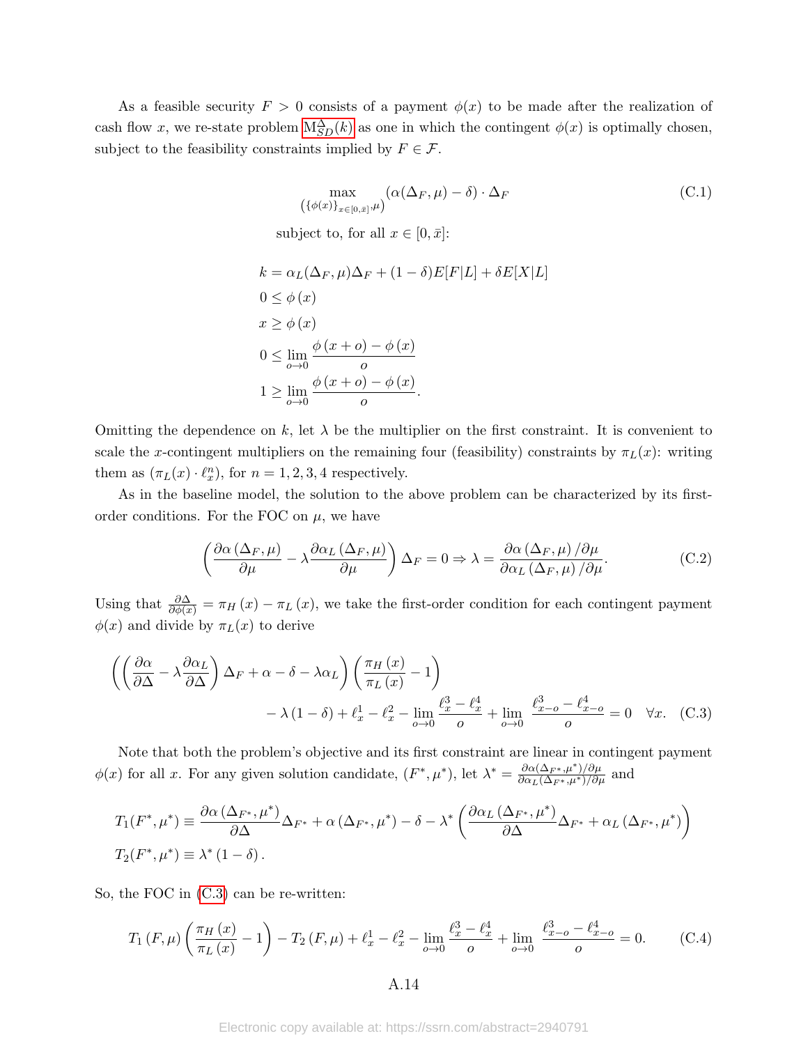As a feasible security $F > 0$ consists of a payment $\phi(x)$ to be made after the realization of cash flow $x$, we re-state problem $\mathrm{M}^{\Delta}_{SD}(k)$ as one in which the contingent $\phi(x)$ is optimally chosen, subject to the feasibility constraints implied by $F \in \mathcal{F}$.

$$\max_{\left(\{\phi(x)\}_{x\in[0,\bar{x}]},\mu\right)} (\alpha(\Delta_F,\mu) - \delta) \cdot \Delta_F \tag{C.1}$$

subject to, for all $x \in [0, \bar{x}]$:

$$\begin{aligned}
k &= \alpha_L(\Delta_F,\mu)\Delta_F + (1-\delta)E[F|L] + \delta E[X|L] \\
0 &\leq \phi(x) \\
x &\geq \phi(x) \\
0 &\leq \lim_{o\to 0} \frac{\phi(x+o) - \phi(x)}{o} \\
1 &\geq \lim_{o\to 0} \frac{\phi(x+o) - \phi(x)}{o}.
\end{aligned}$$

Omitting the dependence on $k$, let $\lambda$ be the multiplier on the first constraint. It is convenient to scale the $x$-contingent multipliers on the remaining four (feasibility) constraints by $\pi_L(x)$: writing them as $(\pi_L(x) \cdot \ell^n_x)$, for $n = 1, 2, 3, 4$ respectively.

As in the baseline model, the solution to the above problem can be characterized by its first-order conditions. For the FOC on $\mu$, we have

$$\left(\frac{\partial \alpha(\Delta_F,\mu)}{\partial \mu} - \lambda \frac{\partial \alpha_L(\Delta_F,\mu)}{\partial \mu}\right)\Delta_F = 0 \Rightarrow \lambda = \frac{\partial \alpha(\Delta_F,\mu)/\partial\mu}{\partial\alpha_L(\Delta_F,\mu)/\partial\mu}. \tag{C.2}$$

Using that $\frac{\partial \Delta}{\partial \phi(x)} = \pi_H(x) - \pi_L(x)$, we take the first-order condition for each contingent payment $\phi(x)$ and divide by $\pi_L(x)$ to derive

$$\left(\left(\frac{\partial \alpha}{\partial \Delta} - \lambda\frac{\partial \alpha_L}{\partial \Delta}\right)\Delta_F + \alpha - \delta - \lambda\alpha_L\right)\left(\frac{\pi_H(x)}{\pi_L(x)} - 1\right) \\
- \lambda(1-\delta) + \ell^1_x - \ell^2_x - \lim_{o\to 0}\frac{\ell^3_x - \ell^4_x}{o} + \lim_{o\to 0}\frac{\ell^3_{x-o} - \ell^4_{x-o}}{o} = 0 \quad \forall x. \tag{C.3}$$

Note that both the problem's objective and its first constraint are linear in contingent payment $\phi(x)$ for all $x$. For any given solution candidate, $(F^*, \mu^*)$, let $\lambda^* = \frac{\partial\alpha(\Delta_{F^*},\mu^*)/\partial\mu}{\partial\alpha_L(\Delta_{F^*},\mu^*)/\partial\mu}$ and

$$\begin{aligned}
T_1(F^*,\mu^*) &\equiv \frac{\partial \alpha(\Delta_{F^*},\mu^*)}{\partial \Delta}\Delta_{F^*} + \alpha(\Delta_{F^*},\mu^*) - \delta - \lambda^*\left(\frac{\partial\alpha_L(\Delta_{F^*},\mu^*)}{\partial\Delta}\Delta_{F^*} + \alpha_L(\Delta_{F^*},\mu^*)\right) \\
T_2(F^*,\mu^*) &\equiv \lambda^*(1-\delta).
\end{aligned}$$

So, the FOC in (C.3) can be re-written:

$$T_1(F,\mu)\left(\frac{\pi_H(x)}{\pi_L(x)} - 1\right) - T_2(F,\mu) + \ell^1_x - \ell^2_x - \lim_{o\to 0}\frac{\ell^3_x - \ell^4_x}{o} + \lim_{o\to 0}\frac{\ell^3_{x-o} - \ell^4_{x-o}}{o} = 0. \tag{C.4}$$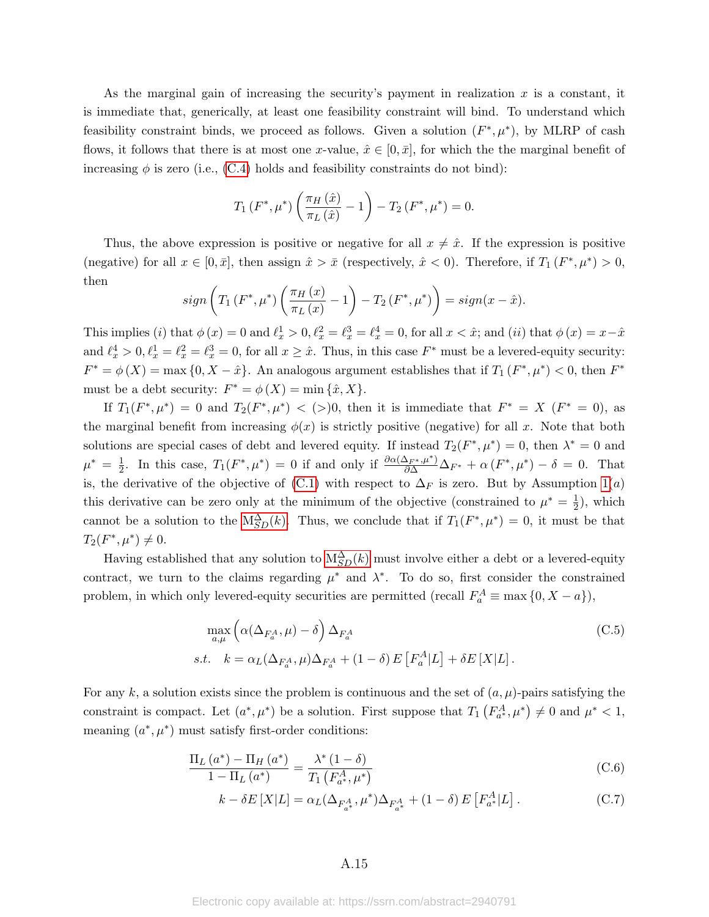As the marginal gain of increasing the security's payment in realization $x$ is a constant, it is immediate that, generically, at least one feasibility constraint will bind. To understand which feasibility constraint binds, we proceed as follows. Given a solution $(F^*, \mu^*)$, by MLRP of cash flows, it follows that there is at most one $x$-value, $\hat{x} \in [0, \bar{x}]$, for which the the marginal benefit of increasing $\phi$ is zero (i.e., (C.4) holds and feasibility constraints do not bind):

$$T_1(F^*, \mu^*) \left( \frac{\pi_H(\hat{x})}{\pi_L(\hat{x})} - 1 \right) - T_2(F^*, \mu^*) = 0.$$

Thus, the above expression is positive or negative for all $x \neq \hat{x}$. If the expression is positive (negative) for all $x \in [0, \bar{x}]$, then assign $\hat{x} > \bar{x}$ (respectively, $\hat{x} < 0$). Therefore, if $T_1(F^*, \mu^*) > 0$, then

$$sign\left( T_1(F^*, \mu^*) \left( \frac{\pi_H(x)}{\pi_L(x)} - 1 \right) - T_2(F^*, \mu^*) \right) = sign(x - \hat{x}).$$

This implies (*i*) that $\phi(x) = 0$ and $\ell_x^1 > 0, \ell_x^2 = \ell_x^3 = \ell_x^4 = 0$, for all $x < \hat{x}$; and (*ii*) that $\phi(x) = x - \hat{x}$ and $\ell_x^4 > 0, \ell_x^1 = \ell_x^2 = \ell_x^3 = 0$, for all $x \geq \hat{x}$. Thus, in this case $F^*$ must be a levered-equity security: $F^* = \phi(X) = \max\{0, X - \hat{x}\}$. An analogous argument establishes that if $T_1(F^*, \mu^*) < 0$, then $F^*$ must be a debt security: $F^* = \phi(X) = \min\{\hat{x}, X\}$.

If $T_1(F^*, \mu^*) = 0$ and $T_2(F^*, \mu^*) < (>) 0$, then it is immediate that $F^* = X$ $(F^* = 0)$, as the marginal benefit from increasing $\phi(x)$ is strictly positive (negative) for all $x$. Note that both solutions are special cases of debt and levered equity. If instead $T_2(F^*, \mu^*) = 0$, then $\lambda^* = 0$ and $\mu^* = \frac{1}{2}$. In this case, $T_1(F^*, \mu^*) = 0$ if and only if $\frac{\partial \alpha(\Delta_{F^*}, \mu^*)}{\partial \Delta} \Delta_{F^*} + \alpha(F^*, \mu^*) - \delta = 0$. That is, the derivative of the objective of (C.1) with respect to $\Delta_F$ is zero. But by Assumption 1(*a*) this derivative can be zero only at the minimum of the objective (constrained to $\mu^* = \frac{1}{2}$), which cannot be a solution to the $\mathrm{M}_{SD}^{\Delta}(k)$. Thus, we conclude that if $T_1(F^*, \mu^*) = 0$, it must be that $T_2(F^*, \mu^*) \neq 0$.

Having established that any solution to $\mathrm{M}_{SD}^{\Delta}(k)$ must involve either a debt or a levered-equity contract, we turn to the claims regarding $\mu^*$ and $\lambda^*$. To do so, first consider the constrained problem, in which only levered-equity securities are permitted (recall $F_a^A \equiv \max\{0, X - a\}$),

$$\begin{aligned}
&\max_{a,\mu} \left( \alpha(\Delta_{F_a^A}, \mu) - \delta \right) \Delta_{F_a^A} \\
&s.t. \quad k = \alpha_L(\Delta_{F_a^A}, \mu) \Delta_{F_a^A} + (1 - \delta) E\left[F_a^A | L\right] + \delta E[X|L].
\end{aligned} \tag{C.5}$$

For any $k$, a solution exists since the problem is continuous and the set of $(a, \mu)$-pairs satisfying the constraint is compact. Let $(a^*, \mu^*)$ be a solution. First suppose that $T_1(F_{a^*}^A, \mu^*) \neq 0$ and $\mu^* < 1$, meaning $(a^*, \mu^*)$ must satisfy first-order conditions:

$$\frac{\Pi_L(a^*) - \Pi_H(a^*)}{1 - \Pi_L(a^*)} = \frac{\lambda^* (1 - \delta)}{T_1(F_{a^*}^A, \mu^*)} \tag{C.6}$$

$$k - \delta E[X|L] = \alpha_L(\Delta_{F_{a^*}^A}, \mu^*) \Delta_{F_{a^*}^A} + (1 - \delta) E\left[F_{a^*}^A | L\right]. \tag{C.7}$$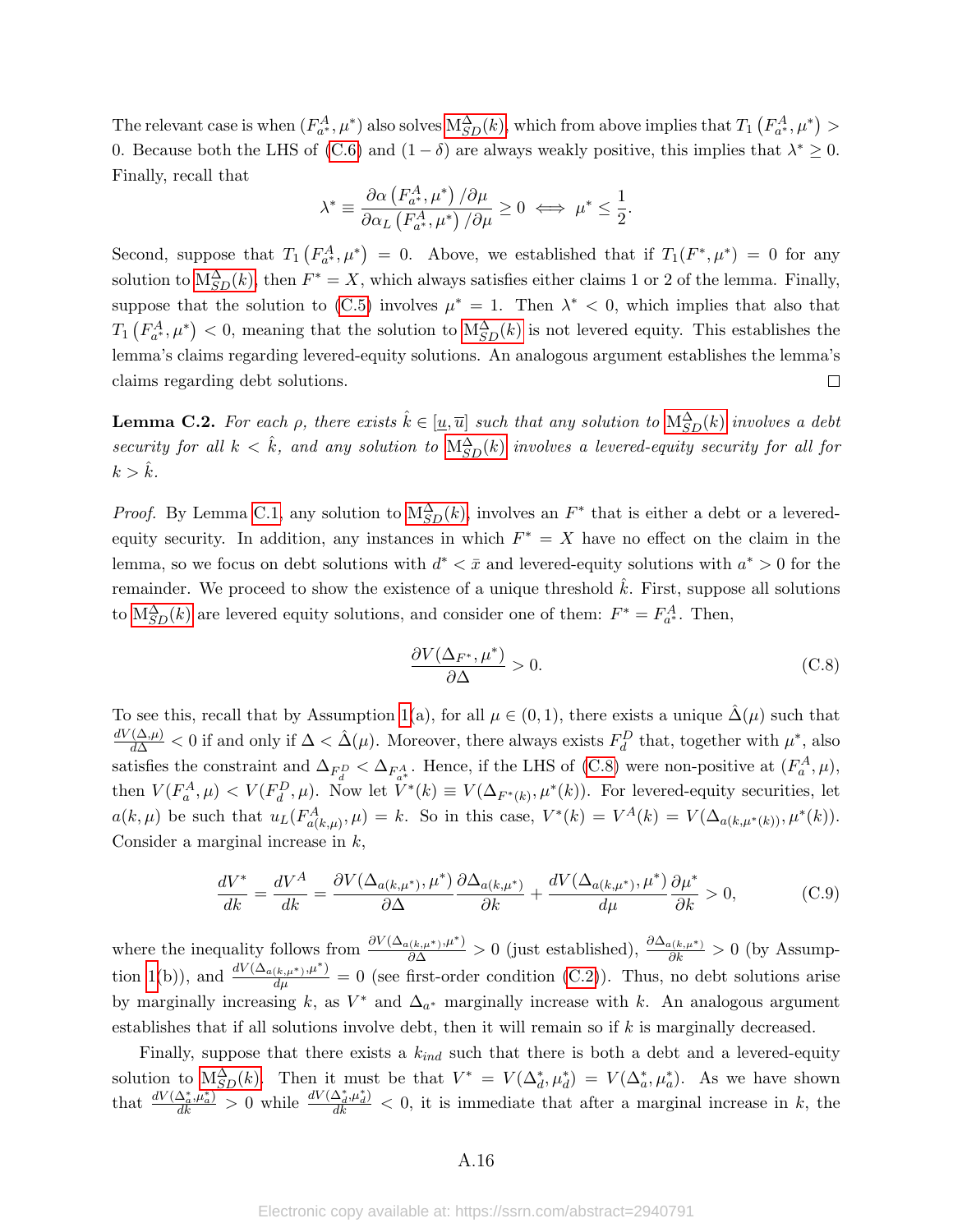The relevant case is when $\left(F^A_{a^*}, \mu^*\right)$ also solves $\mathrm{M}^{\Delta}_{SD}(k)$, which from above implies that $T_1\left(F^A_{a^*}, \mu^*\right) > 0$. Because both the LHS of (C.6) and $(1-\delta)$ are always weakly positive, this implies that $\lambda^* \geq 0$. Finally, recall that

$$\lambda^* \equiv \frac{\partial \alpha\left(F^A_{a^*}, \mu^*\right)/\partial \mu}{\partial \alpha_L\left(F^A_{a^*}, \mu^*\right)/\partial \mu} \geq 0 \iff \mu^* \leq \frac{1}{2}.$$

Second, suppose that $T_1\left(F^A_{a^*}, \mu^*\right) = 0$. Above, we established that if $T_1(F^*, \mu^*) = 0$ for any solution to $\mathrm{M}^{\Delta}_{SD}(k)$, then $F^* = X$, which always satisfies either claims 1 or 2 of the lemma. Finally, suppose that the solution to (C.5) involves $\mu^* = 1$. Then $\lambda^* < 0$, which implies that also that $T_1\left(F^A_{a^*}, \mu^*\right) < 0$, meaning that the solution to $\mathrm{M}^{\Delta}_{SD}(k)$ is not levered equity. This establishes the lemma's claims regarding levered-equity solutions. An analogous argument establishes the lemma's claims regarding debt solutions. □

**Lemma C.2.** *For each $\rho$, there exists $\hat{k} \in [\underline{u}, \overline{u}]$ such that any solution to $\mathrm{M}^{\Delta}_{SD}(k)$ involves a debt security for all $k < \hat{k}$, and any solution to $\mathrm{M}^{\Delta}_{SD}(k)$ involves a levered-equity security for all for $k > \hat{k}$.*

*Proof.* By Lemma C.1, any solution to $\mathrm{M}^{\Delta}_{SD}(k)$, involves an $F^*$ that is either a debt or a levered-equity security. In addition, any instances in which $F^* = X$ have no effect on the claim in the lemma, so we focus on debt solutions with $d^* < \bar{x}$ and levered-equity solutions with $a^* > 0$ for the remainder. We proceed to show the existence of a unique threshold $\hat{k}$. First, suppose all solutions to $\mathrm{M}^{\Delta}_{SD}(k)$ are levered equity solutions, and consider one of them: $F^* = F^A_{a^*}$. Then,

$$\frac{\partial V(\Delta_{F^*}, \mu^*)}{\partial \Delta} > 0. \tag{C.8}$$

To see this, recall that by Assumption 1(a), for all $\mu \in (0,1)$, there exists a unique $\hat{\Delta}(\mu)$ such that $\frac{dV(\Delta,\mu)}{d\Delta} < 0$ if and only if $\Delta < \hat{\Delta}(\mu)$. Moreover, there always exists $F^D_d$ that, together with $\mu^*$, also satisfies the constraint and $\Delta_{F^D_d} < \Delta_{F^A_{a^*}}$. Hence, if the LHS of (C.8) were non-positive at $(F^A_a, \mu)$, then $V(F^A_a, \mu) < V(F^D_d, \mu)$. Now let $V^*(k) \equiv V(\Delta_{F^*(k)}, \mu^*(k))$. For levered-equity securities, let $a(k, \mu)$ be such that $u_L(F^A_{a(k,\mu)}, \mu) = k$. So in this case, $V^*(k) = V^A(k) = V(\Delta_{a(k,\mu^*(k))}, \mu^*(k))$. Consider a marginal increase in $k$,

$$\frac{dV^*}{dk} = \frac{dV^A}{dk} = \frac{\partial V(\Delta_{a(k,\mu^*)}, \mu^*)}{\partial \Delta}\frac{\partial \Delta_{a(k,\mu^*)}}{\partial k} + \frac{dV(\Delta_{a(k,\mu^*)}, \mu^*)}{d\mu}\frac{\partial \mu^*}{\partial k} > 0, \tag{C.9}$$

where the inequality follows from $\frac{\partial V(\Delta_{a(k,\mu^*)},\mu^*)}{\partial \Delta} > 0$ (just established), $\frac{\partial \Delta_{a(k,\mu^*)}}{\partial k} > 0$ (by Assumption 1(b)), and $\frac{dV(\Delta_{a(k,\mu^*)},\mu^*)}{d\mu} = 0$ (see first-order condition (C.2)). Thus, no debt solutions arise by marginally increasing $k$, as $V^*$ and $\Delta_{a^*}$ marginally increase with $k$. An analogous argument establishes that if all solutions involve debt, then it will remain so if $k$ is marginally decreased.

Finally, suppose that there exists a $k_{ind}$ such that there is both a debt and a levered-equity solution to $\mathrm{M}^{\Delta}_{SD}(k)$. Then it must be that $V^* = V(\Delta^*_d, \mu^*_d) = V(\Delta^*_a, \mu^*_a)$. As we have shown that $\frac{dV(\Delta^*_a,\mu^*_a)}{dk} > 0$ while $\frac{dV(\Delta^*_d,\mu^*_d)}{dk} < 0$, it is immediate that after a marginal increase in $k$, the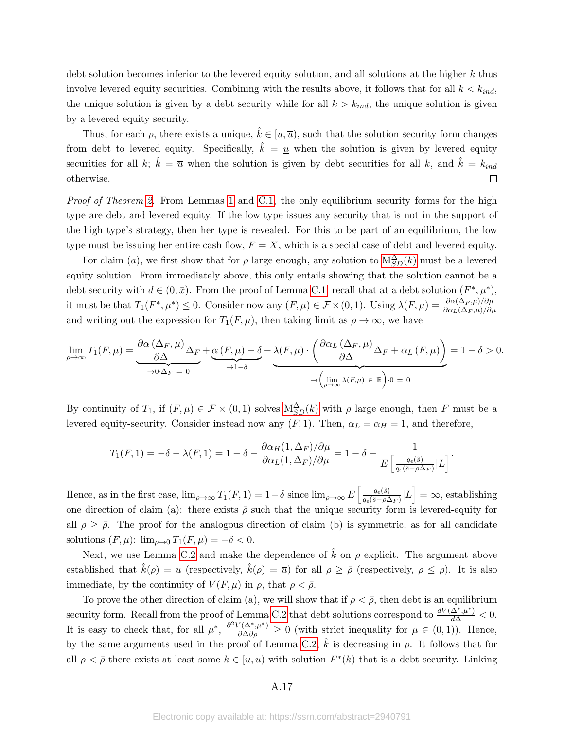debt solution becomes inferior to the levered equity solution, and all solutions at the higher $k$ thus involve levered equity securities. Combining with the results above, it follows that for all $k < k_{ind}$, the unique solution is given by a debt security while for all $k > k_{ind}$, the unique solution is given by a levered equity security.

Thus, for each $\rho$, there exists a unique, $\hat{k} \in [\underline{u}, \overline{u})$, such that the solution security form changes from debt to levered equity. Specifically, $\hat{k} = \underline{u}$ when the solution is given by levered equity securities for all $k$; $\hat{k} = \overline{u}$ when the solution is given by debt securities for all $k$, and $\hat{k} = k_{ind}$ otherwise. □

*Proof of Theorem 2.* From Lemmas 1 and C.1, the only equilibrium security forms for the high type are debt and levered equity. If the low type issues any security that is not in the support of the high type's strategy, then her type is revealed. For this to be part of an equilibrium, the low type must be issuing her entire cash flow, $F = X$, which is a special case of debt and levered equity.

For claim $(a)$, we first show that for $\rho$ large enough, any solution to $\mathrm{M}^{\Delta}_{SD}(k)$ must be a levered equity solution. From immediately above, this only entails showing that the solution cannot be a debt security with $d \in (0, \bar{x})$. From the proof of Lemma C.1, recall that at a debt solution $(F^*, \mu^*)$, it must be that $T_1(F^*, \mu^*) \leq 0$. Consider now any $(F, \mu) \in \mathcal{F} \times (0, 1)$. Using $\lambda(F, \mu) = \frac{\partial \alpha(\Delta_F, \mu)/\partial \mu}{\partial \alpha_L(\Delta_F, \mu)/\partial \mu}$ and writing out the expression for $T_1(F, \mu)$, then taking limit as $\rho \to \infty$, we have

$$\lim_{\rho \to \infty} T_1(F, \mu) = \underbrace{\frac{\partial \alpha\left(\Delta_F, \mu\right)}{\partial \Delta}}_{\to 0 \cdot \Delta_F \; = \; 0} \Delta_F + \underbrace{\alpha\left(F, \mu\right) - \delta}_{\to 1 - \delta} - \underbrace{\lambda(F, \mu) \cdot \left( \frac{\partial \alpha_L\left(\Delta_F, \mu\right)}{\partial \Delta} \Delta_F + \alpha_L\left(F, \mu\right) \right)}_{\to \left( \lim\limits_{\rho \to \infty} \lambda(F, \mu) \; \in \; \mathbb{R} \right) \cdot 0 \; = \; 0} = 1 - \delta > 0.$$

By continuity of $T_1$, if $(F, \mu) \in \mathcal{F} \times (0, 1)$ solves $\mathrm{M}^{\Delta}_{SD}(k)$ with $\rho$ large enough, then $F$ must be a levered equity-security. Consider instead now any $(F, 1)$. Then, $\alpha_L = \alpha_H = 1$, and therefore,

$$T_1(F, 1) = -\delta - \lambda(F, 1) = 1 - \delta - \frac{\partial \alpha_H(1, \Delta_F)/\partial \mu}{\partial \alpha_L(1, \Delta_F)/\partial \mu} = 1 - \delta - \frac{1}{E\left[\frac{q_\epsilon(\tilde{s})}{q_\epsilon(\tilde{s} - \rho \Delta_F)} | L\right]}.$$

Hence, as in the first case, $\lim_{\rho \to \infty} T_1(F, 1) = 1 - \delta$ since $\lim_{\rho \to \infty} E\left[\frac{q_\epsilon(\tilde{s})}{q_\epsilon(\tilde{s} - \rho \Delta_F)} | L\right] = \infty$, establishing one direction of claim (a): there exists $\bar{\rho}$ such that the unique security form is levered-equity for all $\rho \geq \bar{\rho}$. The proof for the analogous direction of claim (b) is symmetric, as for all candidate solutions $(F, \mu)$: $\lim_{\rho \to 0} T_1(F, \mu) = -\delta < 0$.

Next, we use Lemma C.2 and make the dependence of $\hat{k}$ on $\rho$ explicit. The argument above established that $\hat{k}(\rho) = \underline{u}$ (respectively, $\hat{k}(\rho) = \overline{u}$) for all $\rho \geq \bar{\rho}$ (respectively, $\rho \leq \underline{\rho}$). It is also immediate, by the continuity of $V(F, \mu)$ in $\rho$, that $\underline{\rho} < \bar{\rho}$.

To prove the other direction of claim (a), we will show that if $\rho < \bar{\rho}$, then debt is an equilibrium security form. Recall from the proof of Lemma C.2 that debt solutions correspond to $\frac{dV(\Delta^*, \mu^*)}{d\Delta} < 0$. It is easy to check that, for all $\mu^*$, $\frac{\partial^2 V(\Delta^*, \mu^*)}{\partial \Delta \partial \rho} \geq 0$ (with strict inequality for $\mu \in (0, 1)$). Hence, by the same arguments used in the proof of Lemma C.2, $\hat{k}$ is decreasing in $\rho$. It follows that for all $\rho < \bar{\rho}$ there exists at least some $k \in [\underline{u}, \overline{u})$ with solution $F^*(k)$ that is a debt security. Linking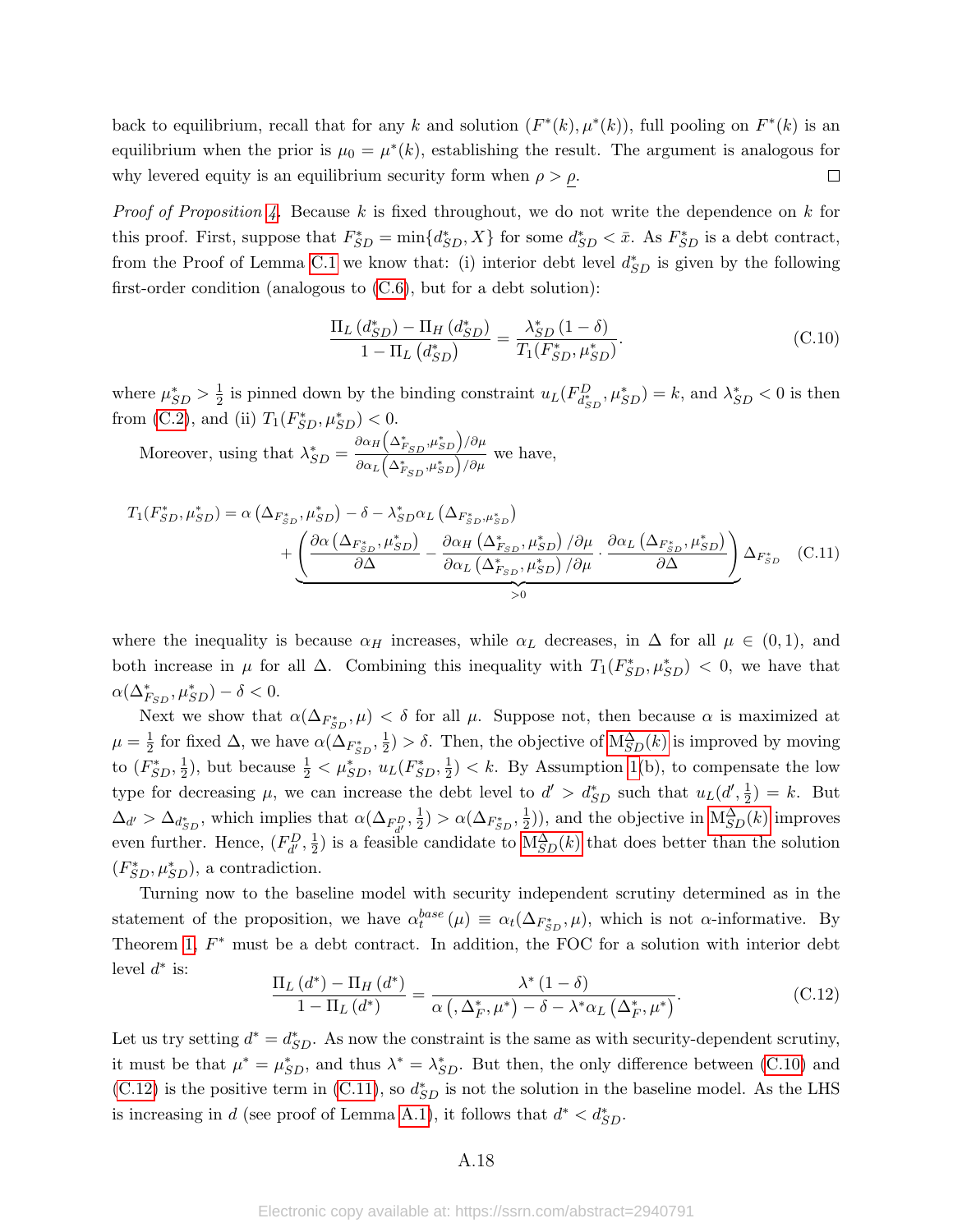back to equilibrium, recall that for any $k$ and solution $(F^*(k), \mu^*(k))$, full pooling on $F^*(k)$ is an equilibrium when the prior is $\mu_0 = \mu^*(k)$, establishing the result. The argument is analogous for why levered equity is an equilibrium security form when $\rho > \underline{\rho}$. □

*Proof of Proposition 4.* Because $k$ is fixed throughout, we do not write the dependence on $k$ for this proof. First, suppose that $F^*_{SD} = \min\{d^*_{SD}, X\}$ for some $d^*_{SD} < \bar{x}$. As $F^*_{SD}$ is a debt contract, from the Proof of Lemma C.1 we know that: (i) interior debt level $d^*_{SD}$ is given by the following first-order condition (analogous to (C.6), but for a debt solution):

$$\frac{\Pi_L\left(d^*_{SD}\right) - \Pi_H\left(d^*_{SD}\right)}{1 - \Pi_L\left(d^*_{SD}\right)} = \frac{\lambda^*_{SD}\left(1-\delta\right)}{T_1(F^*_{SD}, \mu^*_{SD})}. \tag{C.10}$$

where $\mu^*_{SD} > \frac{1}{2}$ is pinned down by the binding constraint $u_L(F^D_{d^*_{SD}}, \mu^*_{SD}) = k$, and $\lambda^*_{SD} < 0$ is then from (C.2), and (ii) $T_1(F^*_{SD}, \mu^*_{SD}) < 0$.

Moreover, using that $\lambda^*_{SD} = \frac{\partial \alpha_H\left(\Delta^*_{F_{SD}}, \mu^*_{SD}\right)/\partial \mu}{\partial \alpha_L\left(\Delta^*_{F_{SD}}, \mu^*_{SD}\right)/\partial \mu}$ we have,

$$T_1(F^*_{SD}, \mu^*_{SD}) = \alpha\left(\Delta_{F^*_{SD}}, \mu^*_{SD}\right) - \delta - \lambda^*_{SD}\alpha_L\left(\Delta_{F^*_{SD}, \mu^*_{SD}}\right) + \underbrace{\left(\frac{\partial \alpha\left(\Delta_{F^*_{SD}}, \mu^*_{SD}\right)}{\partial \Delta} - \frac{\partial \alpha_H\left(\Delta^*_{F_{SD}}, \mu^*_{SD}\right)/\partial \mu}{\partial \alpha_L\left(\Delta^*_{F_{SD}}, \mu^*_{SD}\right)/\partial \mu} \cdot \frac{\partial \alpha_L\left(\Delta_{F^*_{SD}}, \mu^*_{SD}\right)}{\partial \Delta}\right)}_{>0} \Delta_{F^*_{SD}} \tag{C.11}$$

where the inequality is because $\alpha_H$ increases, while $\alpha_L$ decreases, in $\Delta$ for all $\mu \in (0,1)$, and both increase in $\mu$ for all $\Delta$. Combining this inequality with $T_1(F^*_{SD}, \mu^*_{SD}) < 0$, we have that $\alpha(\Delta^*_{F_{SD}}, \mu^*_{SD}) - \delta < 0$.

Next we show that $\alpha(\Delta_{F^*_{SD}}, \mu) < \delta$ for all $\mu$. Suppose not, then because $\alpha$ is maximized at $\mu = \frac{1}{2}$ for fixed $\Delta$, we have $\alpha(\Delta_{F^*_{SD}}, \frac{1}{2}) > \delta$. Then, the objective of $\text{M}^{\Delta}_{SD}(k)$ is improved by moving to $(F^*_{SD}, \frac{1}{2})$, but because $\frac{1}{2} < \mu^*_{SD}$, $u_L(F^*_{SD}, \frac{1}{2}) < k$. By Assumption 1(b), to compensate the low type for decreasing $\mu$, we can increase the debt level to $d' > d^*_{SD}$ such that $u_L(d', \frac{1}{2}) = k$. But $\Delta_{d'} > \Delta_{d^*_{SD}}$, which implies that $\alpha(\Delta_{F^D_{d'}}, \frac{1}{2}) > \alpha(\Delta_{F^*_{SD}}, \frac{1}{2}))$, and the objective in $\text{M}^{\Delta}_{SD}(k)$ improves even further. Hence, $(F^D_{d'}, \frac{1}{2})$ is a feasible candidate to $\text{M}^{\Delta}_{SD}(k)$ that does better than the solution $(F^*_{SD}, \mu^*_{SD})$, a contradiction.

Turning now to the baseline model with security independent scrutiny determined as in the statement of the proposition, we have $\alpha^{base}_t(\mu) \equiv \alpha_t(\Delta_{F^*_{SD}}, \mu)$, which is not $\alpha$-informative. By Theorem 1, $F^*$ must be a debt contract. In addition, the FOC for a solution with interior debt level $d^*$ is:

$$\frac{\Pi_L\left(d^*\right) - \Pi_H\left(d^*\right)}{1 - \Pi_L\left(d^*\right)} = \frac{\lambda^*\left(1-\delta\right)}{\alpha\left(, \Delta^*_{F}, \mu^*\right) - \delta - \lambda^*\alpha_L\left(\Delta^*_{F}, \mu^*\right)}. \tag{C.12}$$

Let us try setting $d^* = d^*_{SD}$. As now the constraint is the same as with security-dependent scrutiny, it must be that $\mu^* = \mu^*_{SD}$, and thus $\lambda^* = \lambda^*_{SD}$. But then, the only difference between (C.10) and (C.12) is the positive term in (C.11), so $d^*_{SD}$ is not the solution in the baseline model. As the LHS is increasing in $d$ (see proof of Lemma A.1), it follows that $d^* < d^*_{SD}$.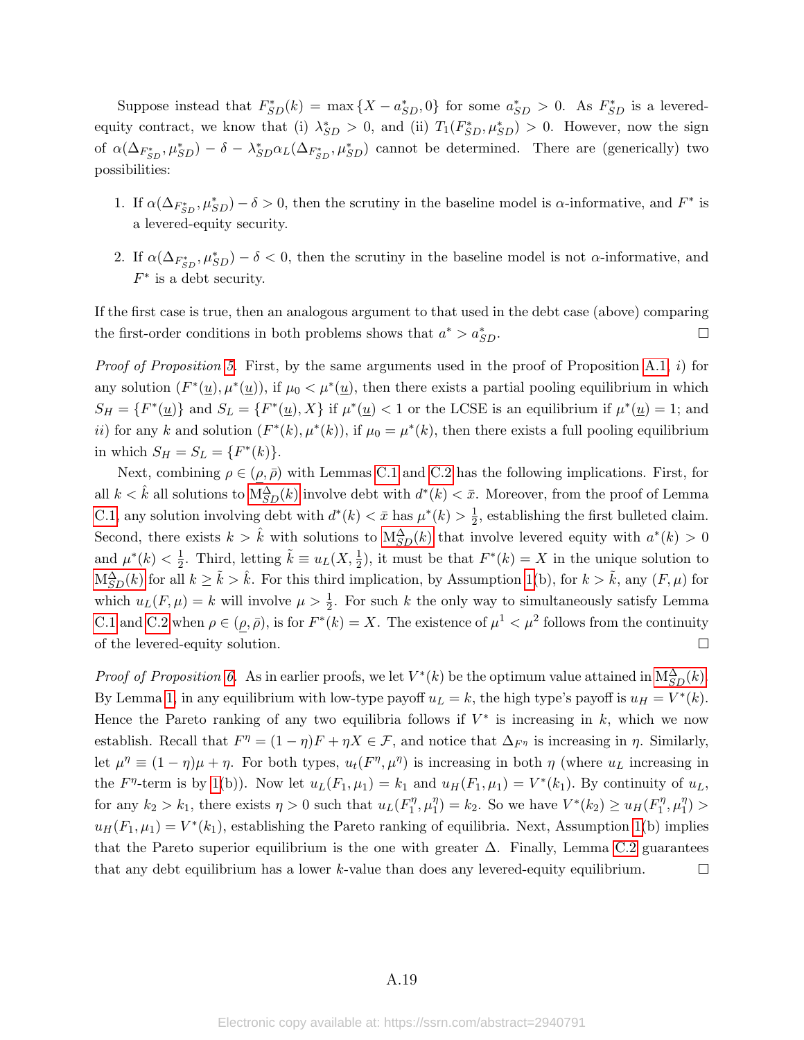Suppose instead that $F^*_{SD}(k) = \max\{X - a^*_{SD}, 0\}$ for some $a^*_{SD} > 0$. As $F^*_{SD}$ is a levered-equity contract, we know that (i) $\lambda^*_{SD} > 0$, and (ii) $T_1(F^*_{SD}, \mu^*_{SD}) > 0$. However, now the sign of $\alpha(\Delta_{F^*_{SD}}, \mu^*_{SD}) - \delta - \lambda^*_{SD}\alpha_L(\Delta_{F^*_{SD}}, \mu^*_{SD})$ cannot be determined. There are (generically) two possibilities:

1. If $\alpha(\Delta_{F^*_{SD}}, \mu^*_{SD}) - \delta > 0$, then the scrutiny in the baseline model is $\alpha$-informative, and $F^*$ is a levered-equity security.
2. If $\alpha(\Delta_{F^*_{SD}}, \mu^*_{SD}) - \delta < 0$, then the scrutiny in the baseline model is not $\alpha$-informative, and $F^*$ is a debt security.

If the first case is true, then an analogous argument to that used in the debt case (above) comparing the first-order conditions in both problems shows that $a^* > a^*_{SD}$. □

*Proof of Proposition 5.* First, by the same arguments used in the proof of Proposition A.1, *i)* for any solution $(F^*(\underline{u}), \mu^*(\underline{u}))$, if $\mu_0 < \mu^*(\underline{u})$, then there exists a partial pooling equilibrium in which $S_H = \{F^*(\underline{u})\}$ and $S_L = \{F^*(\underline{u}), X\}$ if $\mu^*(\underline{u}) < 1$ or the LCSE is an equilibrium if $\mu^*(\underline{u}) = 1$; and *ii)* for any $k$ and solution $(F^*(k), \mu^*(k))$, if $\mu_0 = \mu^*(k)$, then there exists a full pooling equilibrium in which $S_H = S_L = \{F^*(k)\}$.

Next, combining $\rho \in (\underline{\rho}, \bar{\rho})$ with Lemmas C.1 and C.2 has the following implications. First, for all $k < \hat{k}$ all solutions to $\mathrm{M}^{\Delta}_{SD}(k)$ involve debt with $d^*(k) < \bar{x}$. Moreover, from the proof of Lemma C.1, any solution involving debt with $d^*(k) < \bar{x}$ has $\mu^*(k) > \frac{1}{2}$, establishing the first bulleted claim. Second, there exists $k > \hat{k}$ with solutions to $\mathrm{M}^{\Delta}_{SD}(k)$ that involve levered equity with $a^*(k) > 0$ and $\mu^*(k) < \frac{1}{2}$. Third, letting $\tilde{k} \equiv u_L(X, \frac{1}{2})$, it must be that $F^*(k) = X$ in the unique solution to $\mathrm{M}^{\Delta}_{SD}(k)$ for all $k \geq \tilde{k} > \hat{k}$. For this third implication, by Assumption 1(b), for $k > \tilde{k}$, any $(F, \mu)$ for which $u_L(F, \mu) = k$ will involve $\mu > \frac{1}{2}$. For such $k$ the only way to simultaneously satisfy Lemma C.1 and C.2 when $\rho \in (\underline{\rho}, \bar{\rho})$, is for $F^*(k) = X$. The existence of $\mu^1 < \mu^2$ follows from the continuity of the levered-equity solution. □

*Proof of Proposition 6.* As in earlier proofs, we let $V^*(k)$ be the optimum value attained in $\mathrm{M}^{\Delta}_{SD}(k)$. By Lemma 1, in any equilibrium with low-type payoff $u_L = k$, the high type's payoff is $u_H = V^*(k)$. Hence the Pareto ranking of any two equilibria follows if $V^*$ is increasing in $k$, which we now establish. Recall that $F^\eta = (1-\eta)F + \eta X \in \mathcal{F}$, and notice that $\Delta_{F^\eta}$ is increasing in $\eta$. Similarly, let $\mu^\eta \equiv (1-\eta)\mu + \eta$. For both types, $u_t(F^\eta, \mu^\eta)$ is increasing in both $\eta$ (where $u_L$ increasing in the $F^\eta$-term is by 1(b)). Now let $u_L(F_1, \mu_1) = k_1$ and $u_H(F_1, \mu_1) = V^*(k_1)$. By continuity of $u_L$, for any $k_2 > k_1$, there exists $\eta > 0$ such that $u_L(F_1^\eta, \mu_1^\eta) = k_2$. So we have $V^*(k_2) \geq u_H(F_1^\eta, \mu_1^\eta) > u_H(F_1, \mu_1) = V^*(k_1)$, establishing the Pareto ranking of equilibria. Next, Assumption 1(b) implies that the Pareto superior equilibrium is the one with greater $\Delta$. Finally, Lemma C.2 guarantees that any debt equilibrium has a lower $k$-value than does any levered-equity equilibrium. □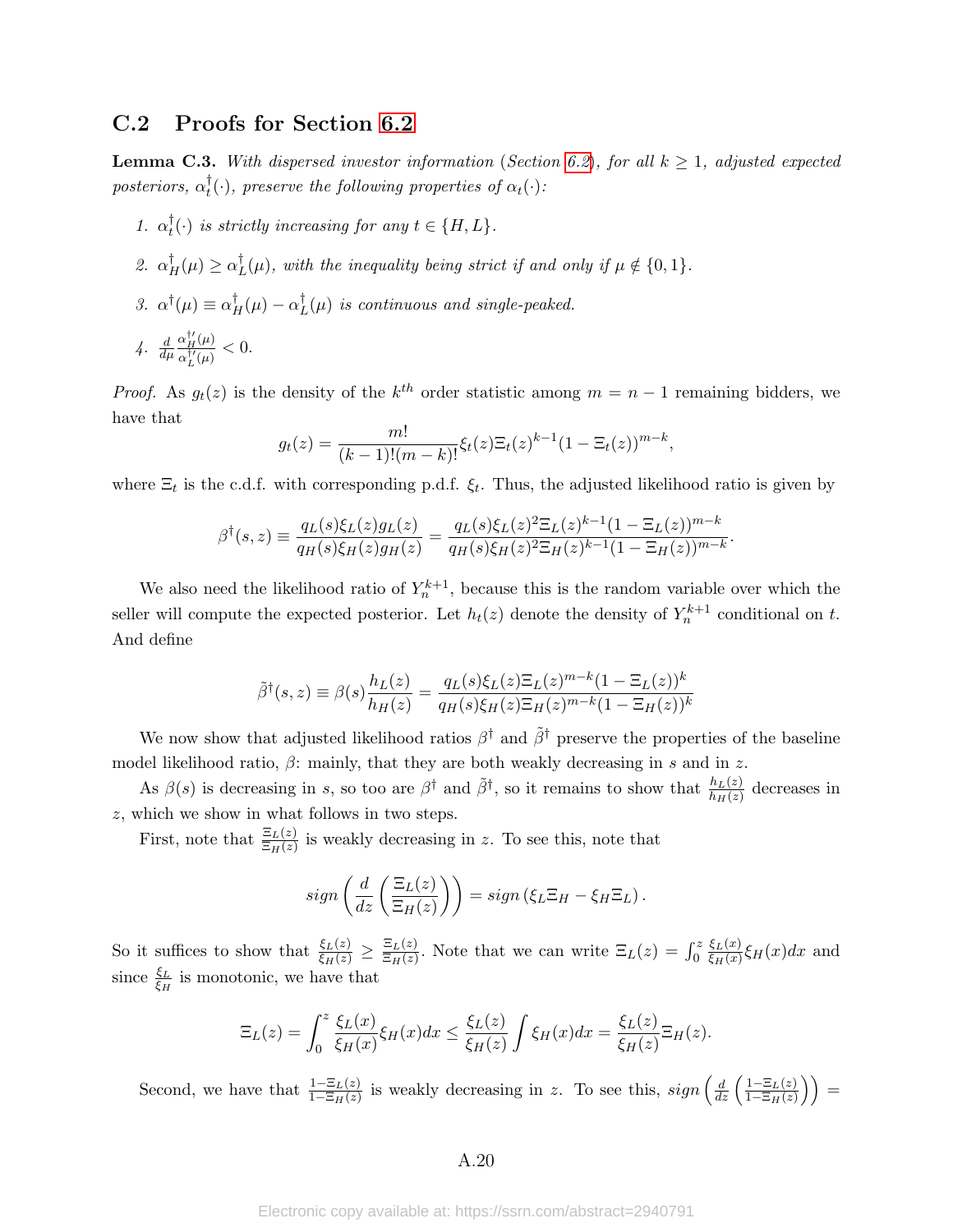## C.2 Proofs for Section 6.2

**Lemma C.3.** *With dispersed investor information (Section 6.2), for all $k \geq 1$, adjusted expected posteriors, $\alpha_t^\dagger(\cdot)$, preserve the following properties of $\alpha_t(\cdot)$:*

1. *$\alpha_t^\dagger(\cdot)$ is strictly increasing for any $t \in \{H, L\}$.*
2. *$\alpha_H^\dagger(\mu) \geq \alpha_L^\dagger(\mu)$, with the inequality being strict if and only if $\mu \notin \{0, 1\}$.*
3. *$\alpha^\dagger(\mu) \equiv \alpha_H^\dagger(\mu) - \alpha_L^\dagger(\mu)$ is continuous and single-peaked.*
4. *$\frac{d}{d\mu} \frac{\alpha_H^{\dagger\prime}(\mu)}{\alpha_L^{\dagger\prime}(\mu)} < 0$.*

*Proof.* As $g_t(z)$ is the density of the $k^{th}$ order statistic among $m = n - 1$ remaining bidders, we have that

$$g_t(z) = \frac{m!}{(k-1)!(m-k)!} \xi_t(z) \Xi_t(z)^{k-1} (1 - \Xi_t(z))^{m-k},$$

where $\Xi_t$ is the c.d.f. with corresponding p.d.f. $\xi_t$. Thus, the adjusted likelihood ratio is given by

$$\beta^\dagger(s, z) \equiv \frac{q_L(s)\xi_L(z)g_L(z)}{q_H(s)\xi_H(z)g_H(z)} = \frac{q_L(s)\xi_L(z)^2 \Xi_L(z)^{k-1}(1 - \Xi_L(z))^{m-k}}{q_H(s)\xi_H(z)^2 \Xi_H(z)^{k-1}(1 - \Xi_H(z))^{m-k}}.$$

We also need the likelihood ratio of $Y_n^{k+1}$, because this is the random variable over which the seller will compute the expected posterior. Let $h_t(z)$ denote the density of $Y_n^{k+1}$ conditional on $t$. And define

$$\tilde{\beta}^\dagger(s, z) \equiv \beta(s) \frac{h_L(z)}{h_H(z)} = \frac{q_L(s)\xi_L(z)\Xi_L(z)^{m-k}(1 - \Xi_L(z))^k}{q_H(s)\xi_H(z)\Xi_H(z)^{m-k}(1 - \Xi_H(z))^k}$$

We now show that adjusted likelihood ratios $\beta^\dagger$ and $\tilde{\beta}^\dagger$ preserve the properties of the baseline model likelihood ratio, $\beta$: mainly, that they are both weakly decreasing in $s$ and in $z$.

As $\beta(s)$ is decreasing in $s$, so too are $\beta^\dagger$ and $\tilde{\beta}^\dagger$, so it remains to show that $\frac{h_L(z)}{h_H(z)}$ decreases in $z$, which we show in what follows in two steps.

First, note that $\frac{\Xi_L(z)}{\Xi_H(z)}$ is weakly decreasing in $z$. To see this, note that

$$sign\left(\frac{d}{dz}\left(\frac{\Xi_L(z)}{\Xi_H(z)}\right)\right) = sign\left(\xi_L \Xi_H - \xi_H \Xi_L\right).$$

So it suffices to show that $\frac{\xi_L(z)}{\xi_H(z)} \geq \frac{\Xi_L(z)}{\Xi_H(z)}$. Note that we can write $\Xi_L(z) = \int_0^z \frac{\xi_L(x)}{\xi_H(x)} \xi_H(x) dx$ and since $\frac{\xi_L}{\xi_H}$ is monotonic, we have that

$$\Xi_L(z) = \int_0^z \frac{\xi_L(x)}{\xi_H(x)} \xi_H(x) dx \leq \frac{\xi_L(z)}{\xi_H(z)} \int \xi_H(x) dx = \frac{\xi_L(z)}{\xi_H(z)} \Xi_H(z).$$

Second, we have that $\frac{1 - \Xi_L(z)}{1 - \Xi_H(z)}$ is weakly decreasing in $z$. To see this, $sign\left(\frac{d}{dz}\left(\frac{1 - \Xi_L(z)}{1 - \Xi_H(z)}\right)\right) =$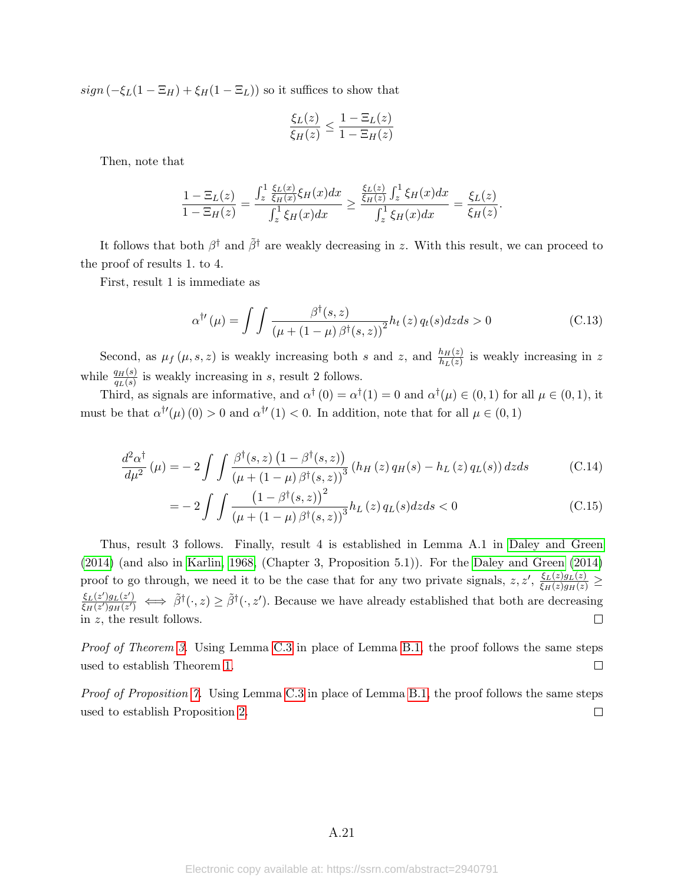$sign\left(-\xi_L(1-\Xi_H)+\xi_H(1-\Xi_L)\right)$ so it suffices to show that

$$\frac{\xi_L(z)}{\xi_H(z)} \leq \frac{1-\Xi_L(z)}{1-\Xi_H(z)}$$

Then, note that

$$\frac{1-\Xi_L(z)}{1-\Xi_H(z)} = \frac{\int_z^1 \frac{\xi_L(x)}{\xi_H(x)}\xi_H(x)dx}{\int_z^1 \xi_H(x)dx} \geq \frac{\frac{\xi_L(z)}{\xi_H(z)}\int_z^1 \xi_H(x)dx}{\int_z^1 \xi_H(x)dx} = \frac{\xi_L(z)}{\xi_H(z)}.$$

It follows that both $\beta^\dagger$ and $\tilde{\beta}^\dagger$ are weakly decreasing in $z$. With this result, we can proceed to the proof of results 1. to 4.

First, result 1 is immediate as

$$\alpha^{\dagger\prime}(\mu) = \int\int \frac{\beta^\dagger(s,z)}{\left(\mu+(1-\mu)\beta^\dagger(s,z)\right)^2} h_t(z)\, q_t(s) dz ds > 0 \tag{C.13}$$

Second, as $\mu_f(\mu,s,z)$ is weakly increasing both $s$ and $z$, and $\frac{h_H(z)}{h_L(z)}$ is weakly increasing in $z$ while $\frac{q_H(s)}{q_L(s)}$ is weakly increasing in $s$, result 2 follows.

Third, as signals are informative, and $\alpha^\dagger(0) = \alpha^\dagger(1) = 0$ and $\alpha^\dagger(\mu) \in (0,1)$ for all $\mu \in (0,1)$, it must be that $\alpha^{\dagger\prime}(\mu)(0) > 0$ and $\alpha^{\dagger\prime}(1) < 0$. In addition, note that for all $\mu \in (0,1)$

$$\frac{d^2\alpha^\dagger}{d\mu^2}(\mu) = -2\int\int \frac{\beta^\dagger(s,z)\left(1-\beta^\dagger(s,z)\right)}{\left(\mu+(1-\mu)\beta^\dagger(s,z)\right)^3}\left(h_H(z)\, q_H(s) - h_L(z)\, q_L(s)\right) dz ds \tag{C.14}$$

$$= -2\int\int \frac{\left(1-\beta^\dagger(s,z)\right)^2}{\left(\mu+(1-\mu)\beta^\dagger(s,z)\right)^3} h_L(z)\, q_L(s) dz ds < 0 \tag{C.15}$$

Thus, result 3 follows. Finally, result 4 is established in Lemma A.1 in Daley and Green (2014) (and also in Karlin, 1968, (Chapter 3, Proposition 5.1)). For the Daley and Green (2014) proof to go through, we need it to be the case that for any two private signals, $z, z'$, $\frac{\xi_L(z)g_L(z)}{\xi_H(z)g_H(z)} \geq \frac{\xi_L(z')g_L(z')}{\xi_H(z')g_H(z')} \iff \tilde{\beta}^\dagger(\cdot, z) \geq \tilde{\beta}^\dagger(\cdot, z')$. Because we have already established that both are decreasing in $z$, the result follows. □

*Proof of Theorem 3.* Using Lemma C.3 in place of Lemma B.1, the proof follows the same steps used to establish Theorem 1. □

*Proof of Proposition 7.* Using Lemma C.3 in place of Lemma B.1, the proof follows the same steps used to establish Proposition 2. □